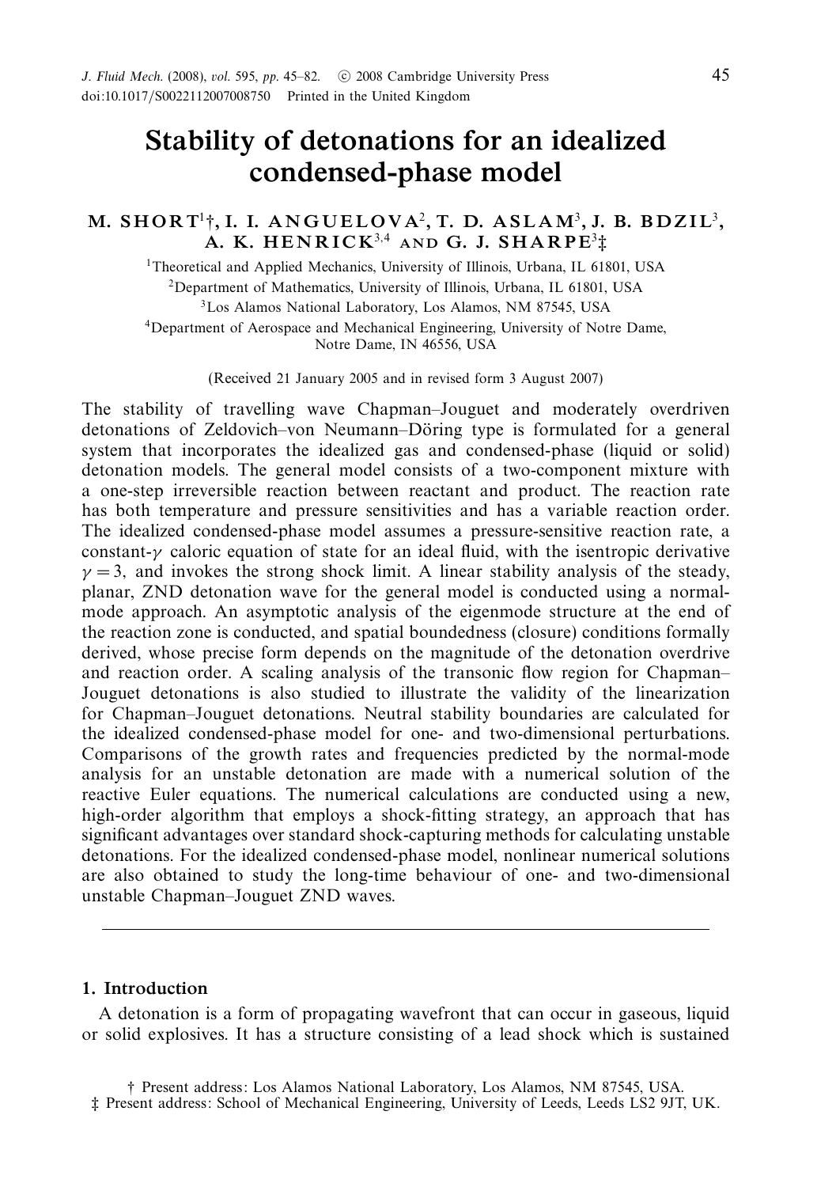# Stability of detonations for an idealized condensed-phase model

**M. SHORT[1]†, I. I. ANGUELOVA[2], T. D. ASLAM[3], J. B. BDZIL[3], A. K. HENRICK[3,4] AND G. J. SHARPE[3]‡**

[1]Theoretical and Applied Mechanics, University of Illinois, Urbana, IL 61801, USA

[2]Department of Mathematics, University of Illinois, Urbana, IL 61801, USA

[3]Los Alamos National Laboratory, Los Alamos, NM 87545, USA

[4]Department of Aerospace and Mechanical Engineering, University of Notre Dame, Notre Dame, IN 46556, USA

(Received 21 January 2005 and in revised form 3 August 2007)

The stability of travelling wave Chapman–Jouguet and moderately overdriven detonations of Zeldovich–von Neumann–Döring type is formulated for a general system that incorporates the idealized gas and condensed-phase (liquid or solid) detonation models. The general model consists of a two-component mixture with a one-step irreversible reaction between reactant and product. The reaction rate has both temperature and pressure sensitivities and has a variable reaction order. The idealized condensed-phase model assumes a pressure-sensitive reaction rate, a constant-$\gamma$ caloric equation of state for an ideal fluid, with the isentropic derivative $\gamma = 3$, and invokes the strong shock limit. A linear stability analysis of the steady, planar, ZND detonation wave for the general model is conducted using a normal-mode approach. An asymptotic analysis of the eigenmode structure at the end of the reaction zone is conducted, and spatial boundedness (closure) conditions formally derived, whose precise form depends on the magnitude of the detonation overdrive and reaction order. A scaling analysis of the transonic flow region for Chapman–Jouguet detonations is also studied to illustrate the validity of the linearization for Chapman–Jouguet detonations. Neutral stability boundaries are calculated for the idealized condensed-phase model for one- and two-dimensional perturbations. Comparisons of the growth rates and frequencies predicted by the normal-mode analysis for an unstable detonation are made with a numerical solution of the reactive Euler equations. The numerical calculations are conducted using a new, high-order algorithm that employs a shock-fitting strategy, an approach that has significant advantages over standard shock-capturing methods for calculating unstable detonations. For the idealized condensed-phase model, nonlinear numerical solutions are also obtained to study the long-time behaviour of one- and two-dimensional unstable Chapman–Jouguet ZND waves.

## 1. Introduction

A detonation is a form of propagating wavefront that can occur in gaseous, liquid or solid explosives. It has a structure consisting of a lead shock which is sustained

† Present address: Los Alamos National Laboratory, Los Alamos, NM 87545, USA.

‡ Present address: School of Mechanical Engineering, University of Leeds, Leeds LS2 9JT, UK.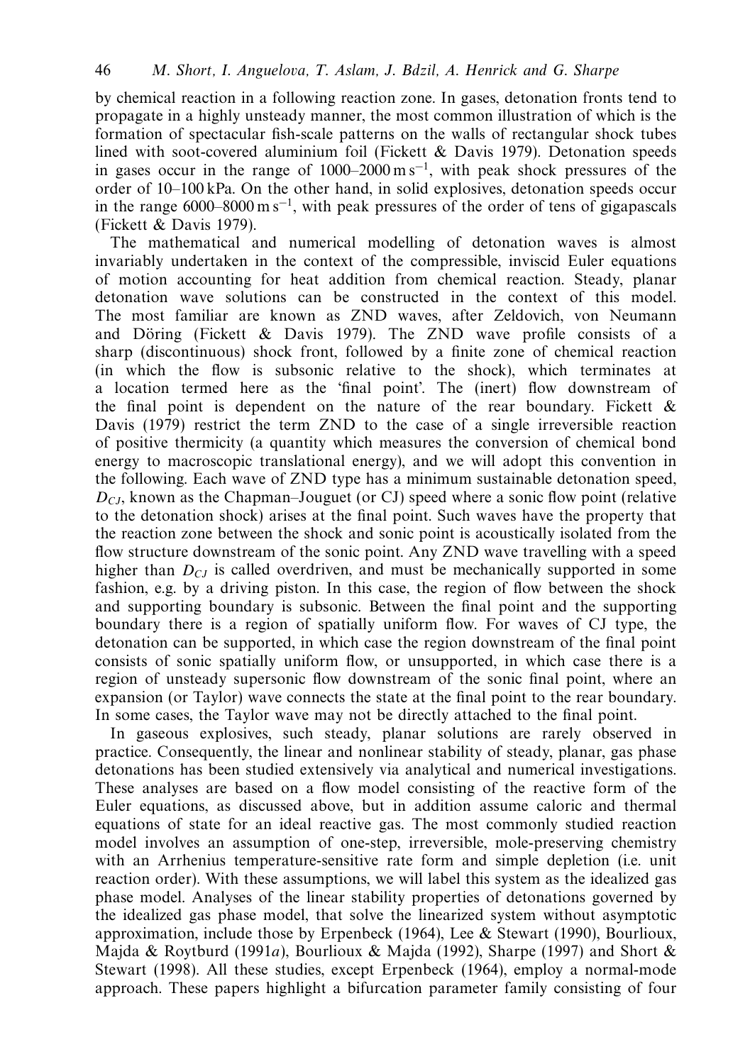by chemical reaction in a following reaction zone. In gases, detonation fronts tend to propagate in a highly unsteady manner, the most common illustration of which is the formation of spectacular fish-scale patterns on the walls of rectangular shock tubes lined with soot-covered aluminium foil (Fickett & Davis 1979). Detonation speeds in gases occur in the range of 1000–2000 m s$^{-1}$, with peak shock pressures of the order of 10–100 kPa. On the other hand, in solid explosives, detonation speeds occur in the range 6000–8000 m s$^{-1}$, with peak pressures of the order of tens of gigapascals (Fickett & Davis 1979).

The mathematical and numerical modelling of detonation waves is almost invariably undertaken in the context of the compressible, inviscid Euler equations of motion accounting for heat addition from chemical reaction. Steady, planar detonation wave solutions can be constructed in the context of this model. The most familiar are known as ZND waves, after Zeldovich, von Neumann and Döring (Fickett & Davis 1979). The ZND wave profile consists of a sharp (discontinuous) shock front, followed by a finite zone of chemical reaction (in which the flow is subsonic relative to the shock), which terminates at a location termed here as the 'final point'. The (inert) flow downstream of the final point is dependent on the nature of the rear boundary. Fickett & Davis (1979) restrict the term ZND to the case of a single irreversible reaction of positive thermicity (a quantity which measures the conversion of chemical bond energy to macroscopic translational energy), and we will adopt this convention in the following. Each wave of ZND type has a minimum sustainable detonation speed, $D_{CJ}$, known as the Chapman–Jouguet (or CJ) speed where a sonic flow point (relative to the detonation shock) arises at the final point. Such waves have the property that the reaction zone between the shock and sonic point is acoustically isolated from the flow structure downstream of the sonic point. Any ZND wave travelling with a speed higher than $D_{CJ}$ is called overdriven, and must be mechanically supported in some fashion, e.g. by a driving piston. In this case, the region of flow between the shock and supporting boundary is subsonic. Between the final point and the supporting boundary there is a region of spatially uniform flow. For waves of CJ type, the detonation can be supported, in which case the region downstream of the final point consists of sonic spatially uniform flow, or unsupported, in which case there is a region of unsteady supersonic flow downstream of the sonic final point, where an expansion (or Taylor) wave connects the state at the final point to the rear boundary. In some cases, the Taylor wave may not be directly attached to the final point.

In gaseous explosives, such steady, planar solutions are rarely observed in practice. Consequently, the linear and nonlinear stability of steady, planar, gas phase detonations has been studied extensively via analytical and numerical investigations. These analyses are based on a flow model consisting of the reactive form of the Euler equations, as discussed above, but in addition assume caloric and thermal equations of state for an ideal reactive gas. The most commonly studied reaction model involves an assumption of one-step, irreversible, mole-preserving chemistry with an Arrhenius temperature-sensitive rate form and simple depletion (i.e. unit reaction order). With these assumptions, we will label this system as the idealized gas phase model. Analyses of the linear stability properties of detonations governed by the idealized gas phase model, that solve the linearized system without asymptotic approximation, include those by Erpenbeck (1964), Lee & Stewart (1990), Bourlioux, Majda & Roytburd (1991*a*), Bourlioux & Majda (1992), Sharpe (1997) and Short & Stewart (1998). All these studies, except Erpenbeck (1964), employ a normal-mode approach. These papers highlight a bifurcation parameter family consisting of four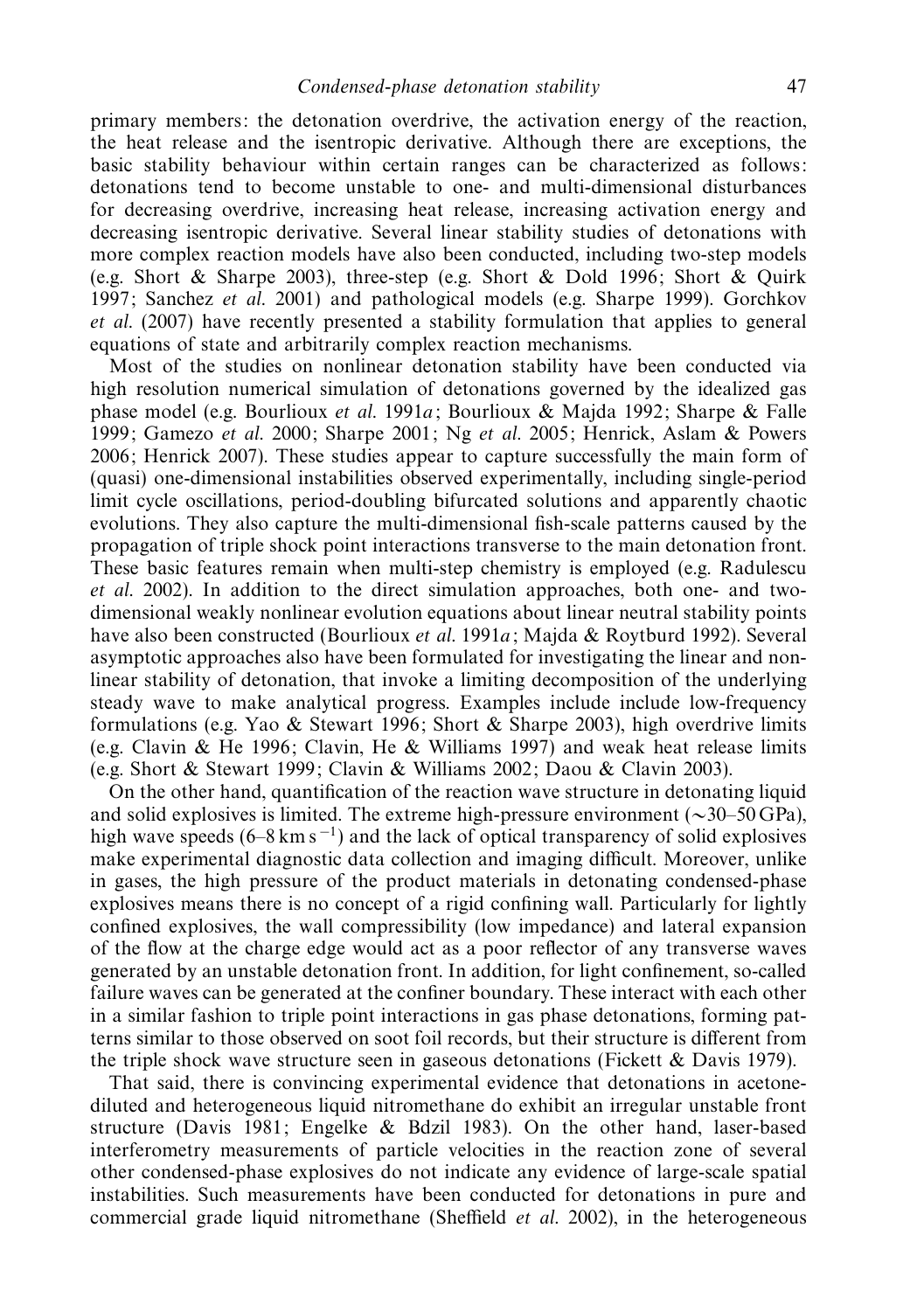primary members: the detonation overdrive, the activation energy of the reaction, the heat release and the isentropic derivative. Although there are exceptions, the basic stability behaviour within certain ranges can be characterized as follows: detonations tend to become unstable to one- and multi-dimensional disturbances for decreasing overdrive, increasing heat release, increasing activation energy and decreasing isentropic derivative. Several linear stability studies of detonations with more complex reaction models have also been conducted, including two-step models (e.g. Short & Sharpe 2003), three-step (e.g. Short & Dold 1996; Short & Quirk 1997; Sanchez *et al.* 2001) and pathological models (e.g. Sharpe 1999). Gorchkov *et al.* (2007) have recently presented a stability formulation that applies to general equations of state and arbitrarily complex reaction mechanisms.

Most of the studies on nonlinear detonation stability have been conducted via high resolution numerical simulation of detonations governed by the idealized gas phase model (e.g. Bourlioux *et al.* 1991*a*; Bourlioux & Majda 1992; Sharpe & Falle 1999; Gamezo *et al.* 2000; Sharpe 2001; Ng *et al.* 2005; Henrick, Aslam & Powers 2006; Henrick 2007). These studies appear to capture successfully the main form of (quasi) one-dimensional instabilities observed experimentally, including single-period limit cycle oscillations, period-doubling bifurcated solutions and apparently chaotic evolutions. They also capture the multi-dimensional fish-scale patterns caused by the propagation of triple shock point interactions transverse to the main detonation front. These basic features remain when multi-step chemistry is employed (e.g. Radulescu *et al.* 2002). In addition to the direct simulation approaches, both one- and two-dimensional weakly nonlinear evolution equations about linear neutral stability points have also been constructed (Bourlioux *et al.* 1991*a*; Majda & Roytburd 1992). Several asymptotic approaches also have been formulated for investigating the linear and nonlinear stability of detonation, that invoke a limiting decomposition of the underlying steady wave to make analytical progress. Examples include include low-frequency formulations (e.g. Yao & Stewart 1996; Short & Sharpe 2003), high overdrive limits (e.g. Clavin & He 1996; Clavin, He & Williams 1997) and weak heat release limits (e.g. Short & Stewart 1999; Clavin & Williams 2002; Daou & Clavin 2003).

On the other hand, quantification of the reaction wave structure in detonating liquid and solid explosives is limited. The extreme high-pressure environment ($\sim$30–50 GPa), high wave speeds (6–8 km s$^{-1}$) and the lack of optical transparency of solid explosives make experimental diagnostic data collection and imaging difficult. Moreover, unlike in gases, the high pressure of the product materials in detonating condensed-phase explosives means there is no concept of a rigid confining wall. Particularly for lightly confined explosives, the wall compressibility (low impedance) and lateral expansion of the flow at the charge edge would act as a poor reflector of any transverse waves generated by an unstable detonation front. In addition, for light confinement, so-called failure waves can be generated at the confiner boundary. These interact with each other in a similar fashion to triple point interactions in gas phase detonations, forming patterns similar to those observed on soot foil records, but their structure is different from the triple shock wave structure seen in gaseous detonations (Fickett & Davis 1979).

That said, there is convincing experimental evidence that detonations in acetone-diluted and heterogeneous liquid nitromethane do exhibit an irregular unstable front structure (Davis 1981; Engelke & Bdzil 1983). On the other hand, laser-based interferometry measurements of particle velocities in the reaction zone of several other condensed-phase explosives do not indicate any evidence of large-scale spatial instabilities. Such measurements have been conducted for detonations in pure and commercial grade liquid nitromethane (Sheffield *et al.* 2002), in the heterogeneous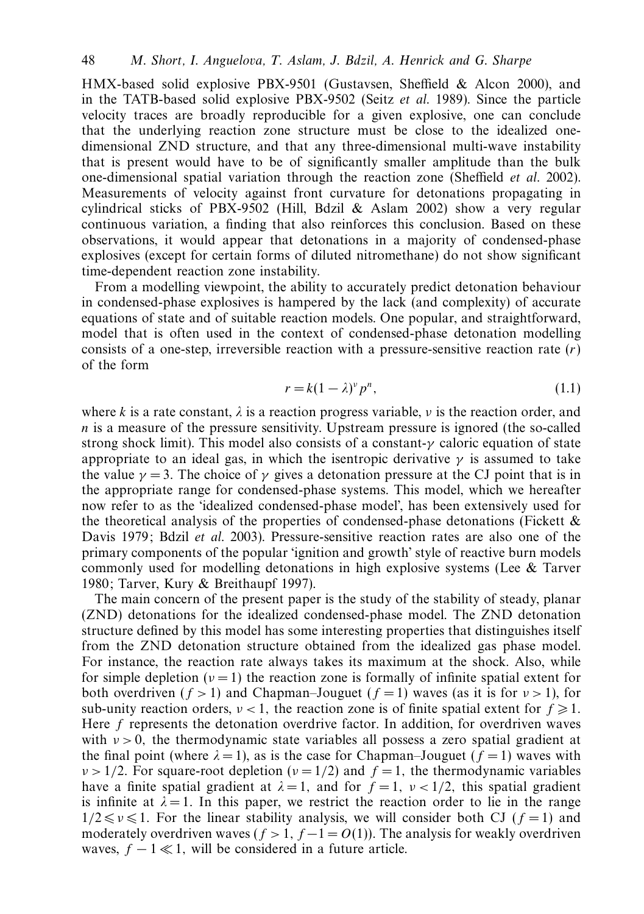HMX-based solid explosive PBX-9501 (Gustavsen, Sheffield & Alcon 2000), and in the TATB-based solid explosive PBX-9502 (Seitz *et al.* 1989). Since the particle velocity traces are broadly reproducible for a given explosive, one can conclude that the underlying reaction zone structure must be close to the idealized one-dimensional ZND structure, and that any three-dimensional multi-wave instability that is present would have to be of significantly smaller amplitude than the bulk one-dimensional spatial variation through the reaction zone (Sheffield *et al.* 2002). Measurements of velocity against front curvature for detonations propagating in cylindrical sticks of PBX-9502 (Hill, Bdzil & Aslam 2002) show a very regular continuous variation, a finding that also reinforces this conclusion. Based on these observations, it would appear that detonations in a majority of condensed-phase explosives (except for certain forms of diluted nitromethane) do not show significant time-dependent reaction zone instability.

From a modelling viewpoint, the ability to accurately predict detonation behaviour in condensed-phase explosives is hampered by the lack (and complexity) of accurate equations of state and of suitable reaction models. One popular, and straightforward, model that is often used in the context of condensed-phase detonation modelling consists of a one-step, irreversible reaction with a pressure-sensitive reaction rate ($r$) of the form

$$r = k(1-\lambda)^{\nu} p^{n}, \tag{1.1}$$

where $k$ is a rate constant, $\lambda$ is a reaction progress variable, $\nu$ is the reaction order, and $n$ is a measure of the pressure sensitivity. Upstream pressure is ignored (the so-called strong shock limit). This model also consists of a constant-$\gamma$ caloric equation of state appropriate to an ideal gas, in which the isentropic derivative $\gamma$ is assumed to take the value $\gamma = 3$. The choice of $\gamma$ gives a detonation pressure at the CJ point that is in the appropriate range for condensed-phase systems. This model, which we hereafter now refer to as the 'idealized condensed-phase model', has been extensively used for the theoretical analysis of the properties of condensed-phase detonations (Fickett & Davis 1979; Bdzil *et al.* 2003). Pressure-sensitive reaction rates are also one of the primary components of the popular 'ignition and growth' style of reactive burn models commonly used for modelling detonations in high explosive systems (Lee & Tarver 1980; Tarver, Kury & Breithaupf 1997).

The main concern of the present paper is the study of the stability of steady, planar (ZND) detonations for the idealized condensed-phase model. The ZND detonation structure defined by this model has some interesting properties that distinguishes itself from the ZND detonation structure obtained from the idealized gas phase model. For instance, the reaction rate always takes its maximum at the shock. Also, while for simple depletion ($\nu = 1$) the reaction zone is formally of infinite spatial extent for both overdriven ($f > 1$) and Chapman–Jouguet ($f = 1$) waves (as it is for $\nu > 1$), for sub-unity reaction orders, $\nu < 1$, the reaction zone is of finite spatial extent for $f \geqslant 1$. Here $f$ represents the detonation overdrive factor. In addition, for overdriven waves with $\nu > 0$, the thermodynamic state variables all possess a zero spatial gradient at the final point (where $\lambda = 1$), as is the case for Chapman–Jouguet ($f = 1$) waves with $\nu > 1/2$. For square-root depletion ($\nu = 1/2$) and $f = 1$, the thermodynamic variables have a finite spatial gradient at $\lambda = 1$, and for $f = 1$, $\nu < 1/2$, this spatial gradient is infinite at $\lambda = 1$. In this paper, we restrict the reaction order to lie in the range $1/2 \leqslant \nu \leqslant 1$. For the linear stability analysis, we will consider both CJ ($f = 1$) and moderately overdriven waves ($f > 1$, $f - 1 = O(1)$). The analysis for weakly overdriven waves, $f - 1 \ll 1$, will be considered in a future article.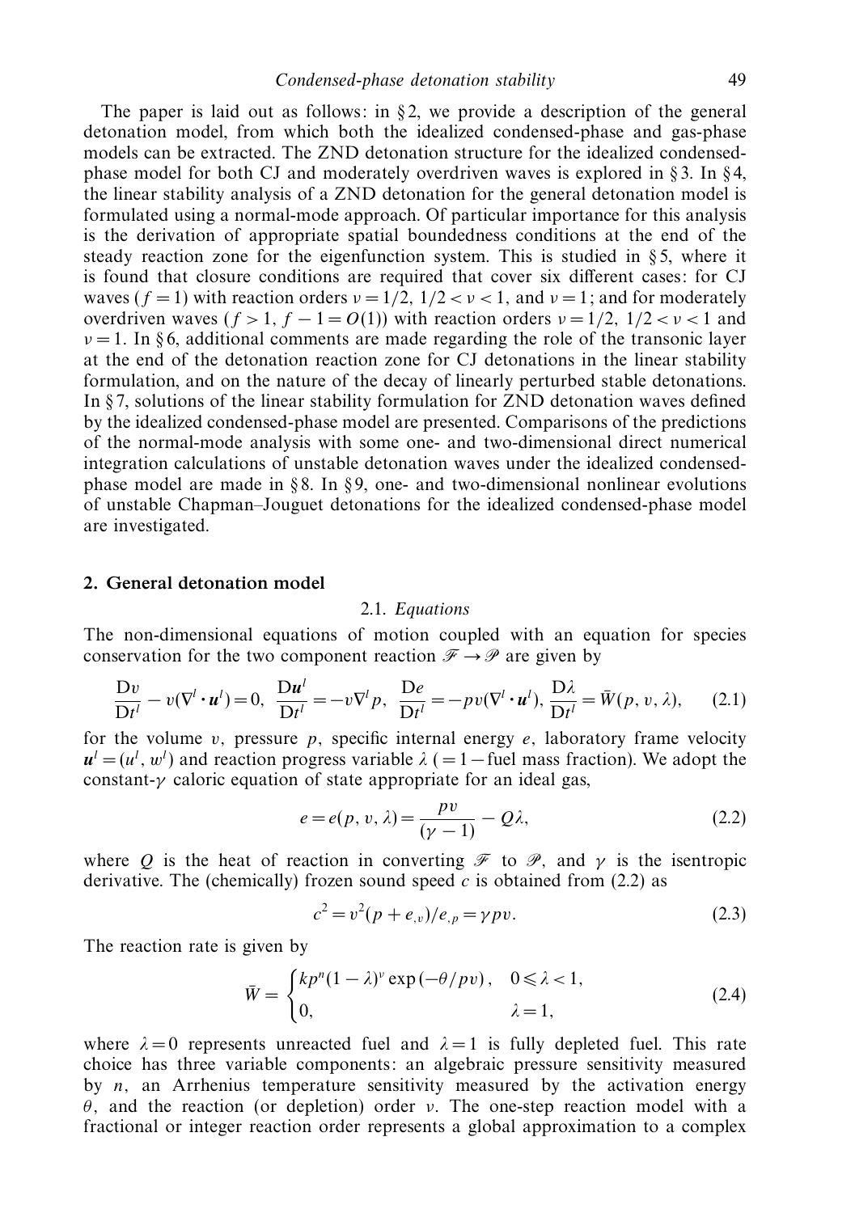The paper is laid out as follows: in §2, we provide a description of the general detonation model, from which both the idealized condensed-phase and gas-phase models can be extracted. The ZND detonation structure for the idealized condensed-phase model for both CJ and moderately overdriven waves is explored in §3. In §4, the linear stability analysis of a ZND detonation for the general detonation model is formulated using a normal-mode approach. Of particular importance for this analysis is the derivation of appropriate spatial boundedness conditions at the end of the steady reaction zone for the eigenfunction system. This is studied in §5, where it is found that closure conditions are required that cover six different cases: for CJ waves ($f = 1$) with reaction orders $\nu = 1/2$, $1/2 < \nu < 1$, and $\nu = 1$; and for moderately overdriven waves ($f > 1$, $f - 1 = O(1)$) with reaction orders $\nu = 1/2$, $1/2 < \nu < 1$ and $\nu = 1$. In §6, additional comments are made regarding the role of the transonic layer at the end of the detonation reaction zone for CJ detonations in the linear stability formulation, and on the nature of the decay of linearly perturbed stable detonations. In §7, solutions of the linear stability formulation for ZND detonation waves defined by the idealized condensed-phase model are presented. Comparisons of the predictions of the normal-mode analysis with some one- and two-dimensional direct numerical integration calculations of unstable detonation waves under the idealized condensed-phase model are made in §8. In §9, one- and two-dimensional nonlinear evolutions of unstable Chapman–Jouguet detonations for the idealized condensed-phase model are investigated.

## 2. General detonation model

### 2.1. *Equations*

The non-dimensional equations of motion coupled with an equation for species conservation for the two component reaction $\mathscr{F} \rightarrow \mathscr{P}$ are given by

$$\frac{\mathrm{D}v}{\mathrm{D}t^l} - v(\nabla^l \cdot \boldsymbol{u}^l) = 0, \ \ \frac{\mathrm{D}\boldsymbol{u}^l}{\mathrm{D}t^l} = -v\nabla^l p, \ \ \frac{\mathrm{D}e}{\mathrm{D}t^l} = -pv(\nabla^l \cdot \boldsymbol{u}^l), \ \frac{\mathrm{D}\lambda}{\mathrm{D}t^l} = \bar{W}(p, v, \lambda), \qquad (2.1)$$

for the volume $v$, pressure $p$, specific internal energy $e$, laboratory frame velocity $\boldsymbol{u}^l = (u^l, w^l)$ and reaction progress variable $\lambda$ ($= 1 -$ fuel mass fraction). We adopt the constant-$\gamma$ caloric equation of state appropriate for an ideal gas,

$$e = e(p, v, \lambda) = \frac{pv}{(\gamma - 1)} - Q\lambda, \qquad (2.2)$$

where $Q$ is the heat of reaction in converting $\mathscr{F}$ to $\mathscr{P}$, and $\gamma$ is the isentropic derivative. The (chemically) frozen sound speed $c$ is obtained from (2.2) as

$$c^2 = v^2(p + e_{,v})/e_{,p} = \gamma pv. \qquad (2.3)$$

The reaction rate is given by

$$\bar{W} = \begin{cases} kp^n(1-\lambda)^\nu \exp(-\theta/pv), & 0 \leqslant \lambda < 1, \\ 0, & \lambda = 1, \end{cases} \qquad (2.4)$$

where $\lambda = 0$ represents unreacted fuel and $\lambda = 1$ is fully depleted fuel. This rate choice has three variable components: an algebraic pressure sensitivity measured by $n$, an Arrhenius temperature sensitivity measured by the activation energy $\theta$, and the reaction (or depletion) order $\nu$. The one-step reaction model with a fractional or integer reaction order represents a global approximation to a complex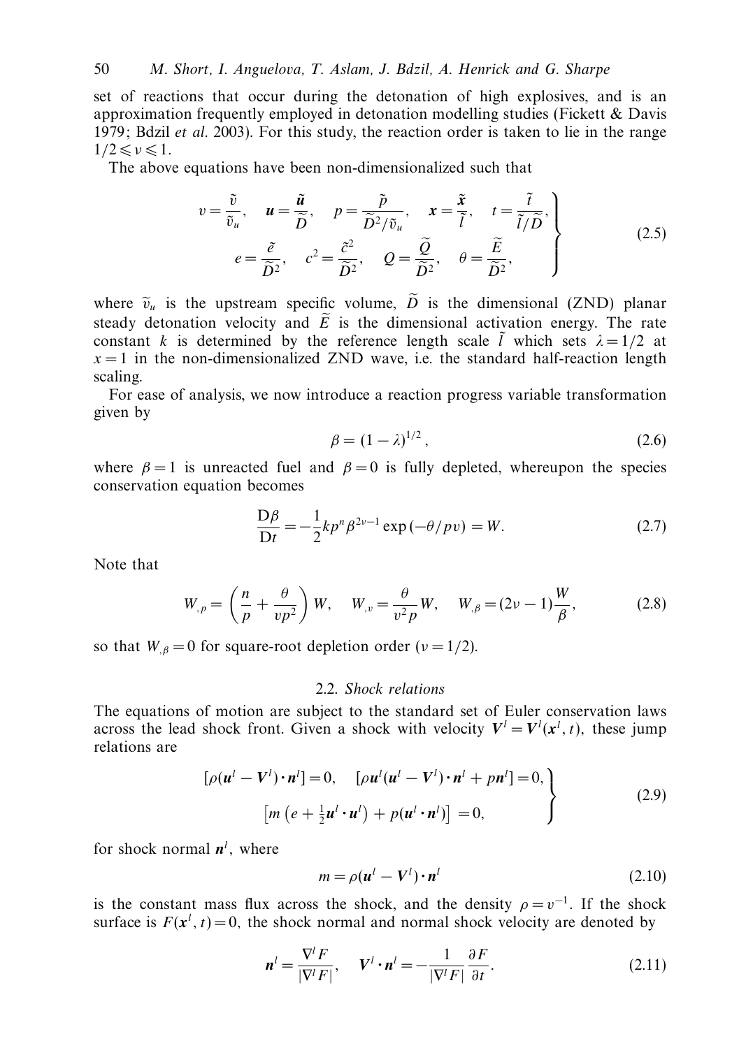set of reactions that occur during the detonation of high explosives, and is an approximation frequently employed in detonation modelling studies (Fickett & Davis 1979; Bdzil *et al.* 2003). For this study, the reaction order is taken to lie in the range $1/2 \leqslant \nu \leqslant 1$.

The above equations have been non-dimensionalized such that

$$
\left.
\begin{aligned}
v = \frac{\tilde{v}}{\tilde{v}_u}, \quad \boldsymbol{u} = \frac{\tilde{\boldsymbol{u}}}{\widetilde{D}}, \quad p = \frac{\tilde{p}}{\widetilde{D}^2/\tilde{v}_u}, \quad \boldsymbol{x} = \frac{\tilde{\boldsymbol{x}}}{\tilde{l}}, \quad t = \frac{\tilde{t}}{\tilde{l}/\widetilde{D}}, \\
e = \frac{\tilde{e}}{\widetilde{D}^2}, \quad c^2 = \frac{\tilde{c}^2}{\widetilde{D}^2}, \quad Q = \frac{\widetilde{Q}}{\widetilde{D}^2}, \quad \theta = \frac{\widetilde{E}}{\widetilde{D}^2},
\end{aligned}
\right\}
\tag{2.5}
$$

where $\tilde{v}_u$ is the upstream specific volume, $\widetilde{D}$ is the dimensional (ZND) planar steady detonation velocity and $\widetilde{E}$ is the dimensional activation energy. The rate constant $k$ is determined by the reference length scale $\tilde{l}$ which sets $\lambda = 1/2$ at $x = 1$ in the non-dimensionalized ZND wave, i.e. the standard half-reaction length scaling.

For ease of analysis, we now introduce a reaction progress variable transformation given by

$$
\beta = (1 - \lambda)^{1/2}, \tag{2.6}
$$

where $\beta = 1$ is unreacted fuel and $\beta = 0$ is fully depleted, whereupon the species conservation equation becomes

$$
\frac{\mathrm{D}\beta}{\mathrm{D}t} = -\frac{1}{2} k p^n \beta^{2\nu - 1} \exp(-\theta/pv) = W. \tag{2.7}
$$

Note that

$$
W_{,p} = \left(\frac{n}{p} + \frac{\theta}{vp^2}\right) W, \quad W_{,v} = \frac{\theta}{v^2 p} W, \quad W_{,\beta} = (2\nu - 1)\frac{W}{\beta}, \tag{2.8}
$$

so that $W_{,\beta} = 0$ for square-root depletion order ($\nu = 1/2$).

### 2.2. *Shock relations*

The equations of motion are subject to the standard set of Euler conservation laws across the lead shock front. Given a shock with velocity $\boldsymbol{V}^l = \boldsymbol{V}^l(\boldsymbol{x}^l, t)$, these jump relations are

$$
\left.
\begin{aligned}
[\rho(\boldsymbol{u}^l - \boldsymbol{V}^l)\cdot\boldsymbol{n}^l] = 0, \quad [\rho \boldsymbol{u}^l(\boldsymbol{u}^l - \boldsymbol{V}^l)\cdot\boldsymbol{n}^l + p\boldsymbol{n}^l] = 0, \\
\left[m\left(e + \tfrac{1}{2}\boldsymbol{u}^l\cdot\boldsymbol{u}^l\right) + p(\boldsymbol{u}^l\cdot\boldsymbol{n}^l)\right] = 0,
\end{aligned}
\right\}
\tag{2.9}
$$

for shock normal $\boldsymbol{n}^l$, where

$$
m = \rho(\boldsymbol{u}^l - \boldsymbol{V}^l)\cdot\boldsymbol{n}^l \tag{2.10}
$$

is the constant mass flux across the shock, and the density $\rho = v^{-1}$. If the shock surface is $F(\boldsymbol{x}^l, t) = 0$, the shock normal and normal shock velocity are denoted by

$$
\boldsymbol{n}^l = \frac{\nabla^l F}{|\nabla^l F|}, \quad \boldsymbol{V}^l\cdot\boldsymbol{n}^l = -\frac{1}{|\nabla^l F|}\frac{\partial F}{\partial t}. \tag{2.11}
$$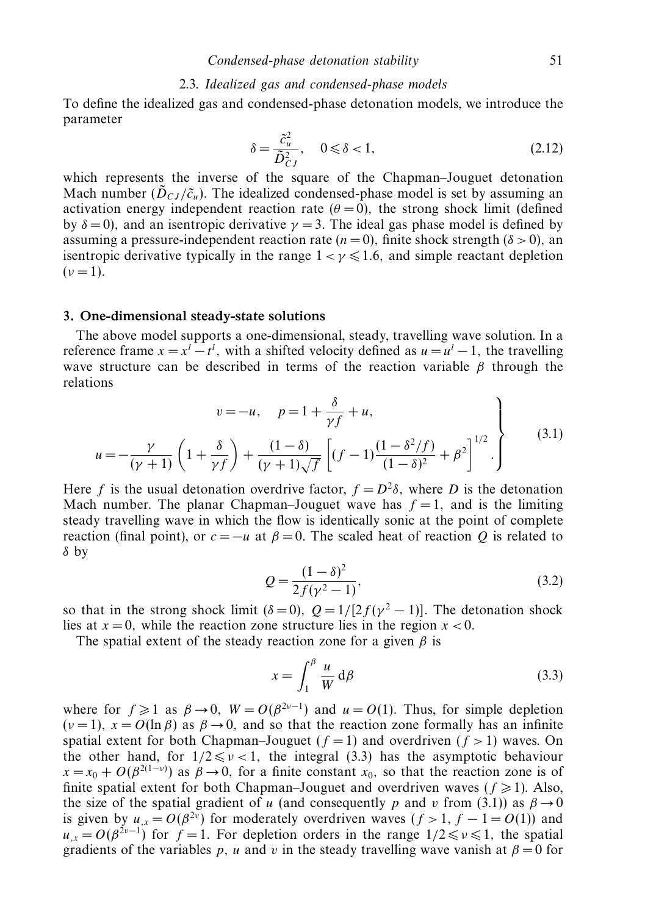### 2.3. *Idealized gas and condensed-phase models*

To define the idealized gas and condensed-phase detonation models, we introduce the parameter

$$\delta = \frac{\tilde{c}_u^2}{\tilde{D}_{CJ}^2}, \quad 0 \leqslant \delta < 1, \tag{2.12}$$

which represents the inverse of the square of the Chapman–Jouguet detonation Mach number ($\tilde{D}_{CJ}/\tilde{c}_u$). The idealized condensed-phase model is set by assuming an activation energy independent reaction rate ($\theta = 0$), the strong shock limit (defined by $\delta = 0$), and an isentropic derivative $\gamma = 3$. The ideal gas phase model is defined by assuming a pressure-independent reaction rate ($n = 0$), finite shock strength ($\delta > 0$), an isentropic derivative typically in the range $1 < \gamma \leqslant 1.6$, and simple reactant depletion ($\nu = 1$).

## 3. One-dimensional steady-state solutions

The above model supports a one-dimensional, steady, travelling wave solution. In a reference frame $x = x^l - t^l$, with a shifted velocity defined as $u = u^l - 1$, the travelling wave structure can be described in terms of the reaction variable $\beta$ through the relations

$$\left.\begin{aligned} v &= -u, \quad p = 1 + \frac{\delta}{\gamma f} + u, \\ u &= -\frac{\gamma}{(\gamma+1)}\left(1 + \frac{\delta}{\gamma f}\right) + \frac{(1-\delta)}{(\gamma+1)\sqrt{f}}\left[(f-1)\frac{(1-\delta^2/f)}{(1-\delta)^2} + \beta^2\right]^{1/2}. \end{aligned}\right\} \tag{3.1}$$

Here $f$ is the usual detonation overdrive factor, $f = D^2\delta$, where $D$ is the detonation Mach number. The planar Chapman–Jouguet wave has $f = 1$, and is the limiting steady travelling wave in which the flow is identically sonic at the point of complete reaction (final point), or $c = -u$ at $\beta = 0$. The scaled heat of reaction $Q$ is related to $\delta$ by

$$Q = \frac{(1-\delta)^2}{2f(\gamma^2 - 1)}, \tag{3.2}$$

so that in the strong shock limit ($\delta = 0$), $Q = 1/[2f(\gamma^2 - 1)]$. The detonation shock lies at $x = 0$, while the reaction zone structure lies in the region $x < 0$.

The spatial extent of the steady reaction zone for a given $\beta$ is

$$x = \int_1^\beta \frac{u}{W}\,\mathrm{d}\beta \tag{3.3}$$

where for $f \geqslant 1$ as $\beta \to 0$, $W = O(\beta^{2\nu-1})$ and $u = O(1)$. Thus, for simple depletion ($\nu = 1$), $x = O(\ln\beta)$ as $\beta \to 0$, and so that the reaction zone formally has an infinite spatial extent for both Chapman–Jouguet ($f = 1$) and overdriven ($f > 1$) waves. On the other hand, for $1/2 \leqslant \nu < 1$, the integral (3.3) has the asymptotic behaviour $x = x_0 + O(\beta^{2(1-\nu)})$ as $\beta \to 0$, for a finite constant $x_0$, so that the reaction zone is of finite spatial extent for both Chapman–Jouguet and overdriven waves ($f \geqslant 1$). Also, the size of the spatial gradient of $u$ (and consequently $p$ and $v$ from (3.1)) as $\beta \to 0$ is given by $u_{,x} = O(\beta^{2\nu})$ for moderately overdriven waves ($f > 1$, $f - 1 = O(1)$) and $u_{,x} = O(\beta^{2\nu-1})$ for $f = 1$. For depletion orders in the range $1/2 \leqslant \nu \leqslant 1$, the spatial gradients of the variables $p$, $u$ and $v$ in the steady travelling wave vanish at $\beta = 0$ for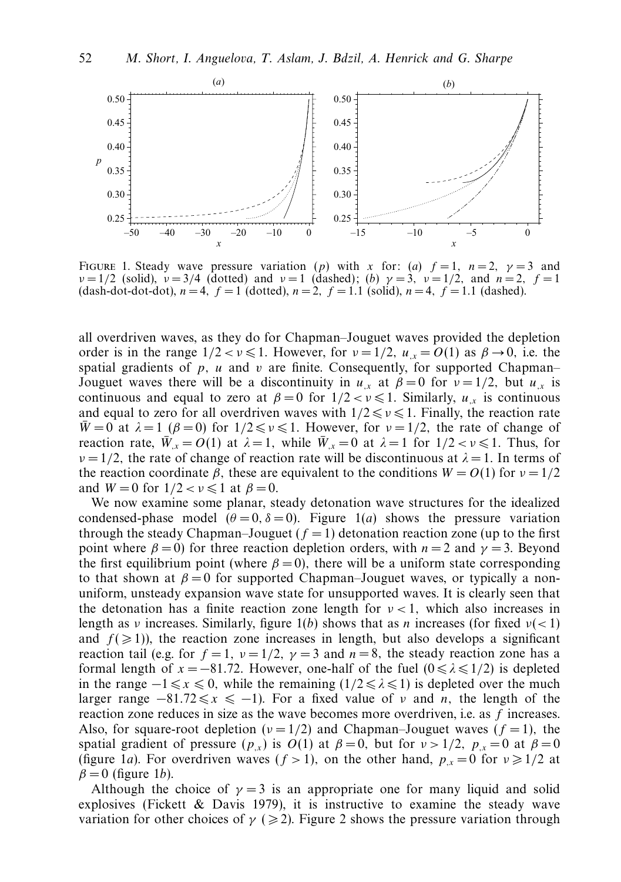(a)

0.50
0.45
0.40
$p$ 0.35
0.30
0.25

−50 −40 −30 −20 −10 0

$x$

(b)

0.50
0.45
0.40
0.35
0.30
0.25

−15 −10 −5 0

$x$

FIGURE 1. Steady wave pressure variation ($p$) with $x$ for: ($a$) $f=1$, $n=2$, $\gamma=3$ and $\nu=1/2$ (solid), $\nu=3/4$ (dotted) and $\nu=1$ (dashed); ($b$) $\gamma=3$, $\nu=1/2$, and $n=2$, $f=1$ (dash-dot-dot-dot), $n=4$, $f=1$ (dotted), $n=2$, $f=1.1$ (solid), $n=4$, $f=1.1$ (dashed).

all overdriven waves, as they do for Chapman–Jouguet waves provided the depletion order is in the range $1/2<\nu\leqslant 1$. However, for $\nu=1/2$, $u_{,x}=O(1)$ as $\beta\to 0$, i.e. the spatial gradients of $p$, $u$ and $v$ are finite. Consequently, for supported Chapman–Jouguet waves there will be a discontinuity in $u_{,x}$ at $\beta=0$ for $\nu=1/2$, but $u_{,x}$ is continuous and equal to zero at $\beta=0$ for $1/2<\nu\leqslant 1$. Similarly, $u_{,x}$ is continuous and equal to zero for all overdriven waves with $1/2\leqslant\nu\leqslant 1$. Finally, the reaction rate $\bar{W}=0$ at $\lambda=1$ ($\beta=0$) for $1/2\leqslant\nu\leqslant 1$. However, for $\nu=1/2$, the rate of change of reaction rate, $\bar{W}_{,x}=O(1)$ at $\lambda=1$, while $\bar{W}_{,x}=0$ at $\lambda=1$ for $1/2<\nu\leqslant 1$. Thus, for $\nu=1/2$, the rate of change of reaction rate will be discontinuous at $\lambda=1$. In terms of the reaction coordinate $\beta$, these are equivalent to the conditions $W=O(1)$ for $\nu=1/2$ and $W=0$ for $1/2<\nu\leqslant 1$ at $\beta=0$.

We now examine some planar, steady detonation wave structures for the idealized condensed-phase model ($\theta=0,\delta=0$). Figure 1($a$) shows the pressure variation through the steady Chapman–Jouguet ($f=1$) detonation reaction zone (up to the first point where $\beta=0$) for three reaction depletion orders, with $n=2$ and $\gamma=3$. Beyond the first equilibrium point (where $\beta=0$), there will be a uniform state corresponding to that shown at $\beta=0$ for supported Chapman–Jouguet waves, or typically a non-uniform, unsteady expansion wave state for unsupported waves. It is clearly seen that the detonation has a finite reaction zone length for $\nu<1$, which also increases in length as $\nu$ increases. Similarly, figure 1($b$) shows that as $n$ increases (for fixed $\nu(<1)$ and $f(\geqslant 1)$), the reaction zone increases in length, but also develops a significant reaction tail (e.g. for $f=1$, $\nu=1/2$, $\gamma=3$ and $n=8$, the steady reaction zone has a formal length of $x=-81.72$. However, one-half of the fuel ($0\leqslant\lambda\leqslant 1/2$) is depleted in the range $-1\leqslant x\leqslant 0$, while the remaining ($1/2\leqslant\lambda\leqslant 1$) is depleted over the much larger range $-81.72\leqslant x\leqslant -1$). For a fixed value of $\nu$ and $n$, the length of the reaction zone reduces in size as the wave becomes more overdriven, i.e. as $f$ increases. Also, for square-root depletion ($\nu=1/2$) and Chapman–Jouguet waves ($f=1$), the spatial gradient of pressure ($p_{,x}$) is $O(1)$ at $\beta=0$, but for $\nu>1/2$, $p_{,x}=0$ at $\beta=0$ (figure 1$a$). For overdriven waves ($f>1$), on the other hand, $p_{,x}=0$ for $\nu\geqslant 1/2$ at $\beta=0$ (figure 1$b$).

Although the choice of $\gamma=3$ is an appropriate one for many liquid and solid explosives (Fickett & Davis 1979), it is instructive to examine the steady wave variation for other choices of $\gamma$ ($\geqslant 2$). Figure 2 shows the pressure variation through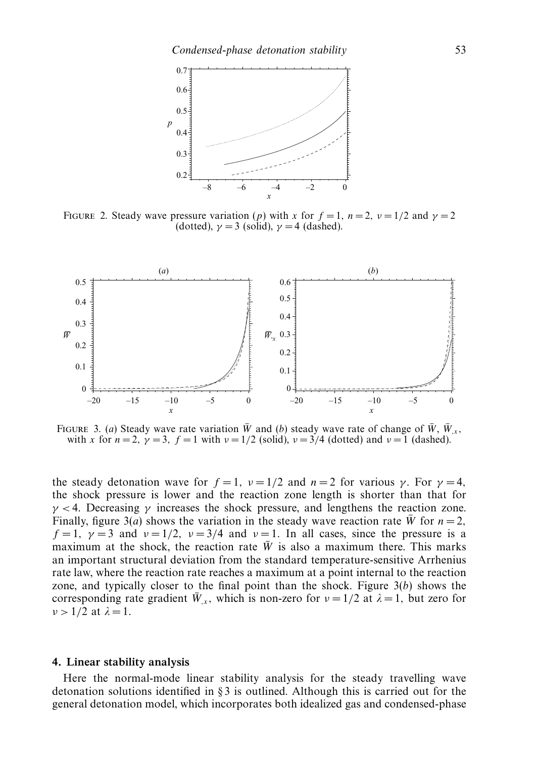0.7
0.6
0.5
$p$
0.4
0.3
0.2
−8 −6 −4 −2 0
$x$

FIGURE 2. Steady wave pressure variation ($p$) with $x$ for $f=1$, $n=2$, $\nu=1/2$ and $\gamma=2$ (dotted), $\gamma=3$ (solid), $\gamma=4$ (dashed).

(a)
0.5
0.4
0.3
$\bar{W}$
0.2
0.1
0
−20 −15 −10 −5 0
$x$

(b)
0.6
0.5
0.4
$\bar{W}_{,x}$ 0.3
0.2
0.1
0
−20 −15 −10 −5 0
$x$

FIGURE 3. (a) Steady wave rate variation $\bar{W}$ and (b) steady wave rate of change of $\bar{W}$, $\bar{W}_{,x}$, with $x$ for $n=2$, $\gamma=3$, $f=1$ with $\nu=1/2$ (solid), $\nu=3/4$ (dotted) and $\nu=1$ (dashed).

the steady detonation wave for $f=1$, $\nu=1/2$ and $n=2$ for various $\gamma$. For $\gamma=4$, the shock pressure is lower and the reaction zone length is shorter than that for $\gamma<4$. Decreasing $\gamma$ increases the shock pressure, and lengthens the reaction zone. Finally, figure 3(*a*) shows the variation in the steady wave reaction rate $\bar{W}$ for $n=2$, $f=1$, $\gamma=3$ and $\nu=1/2$, $\nu=3/4$ and $\nu=1$. In all cases, since the pressure is a maximum at the shock, the reaction rate $\bar{W}$ is also a maximum there. This marks an important structural deviation from the standard temperature-sensitive Arrhenius rate law, where the reaction rate reaches a maximum at a point internal to the reaction zone, and typically closer to the final point than the shock. Figure 3(*b*) shows the corresponding rate gradient $\bar{W}_{,x}$, which is non-zero for $\nu=1/2$ at $\lambda=1$, but zero for $\nu>1/2$ at $\lambda=1$.

## 4. Linear stability analysis

Here the normal-mode linear stability analysis for the steady travelling wave detonation solutions identified in § 3 is outlined. Although this is carried out for the general detonation model, which incorporates both idealized gas and condensed-phase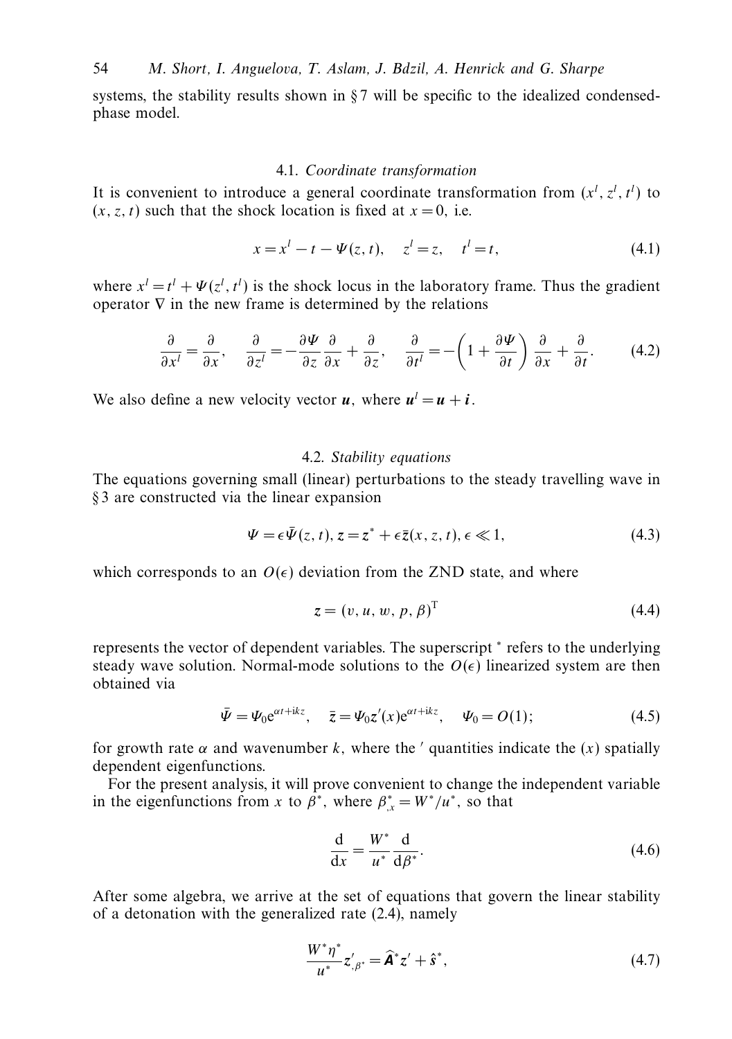systems, the stability results shown in § 7 will be specific to the idealized condensed-phase model.

### 4.1. *Coordinate transformation*

It is convenient to introduce a general coordinate transformation from $(x^l, z^l, t^l)$ to $(x, z, t)$ such that the shock location is fixed at $x = 0$, i.e.

$$x = x^l - t - \Psi(z, t), \quad z^l = z, \quad t^l = t, \tag{4.1}$$

where $x^l = t^l + \Psi(z^l, t^l)$ is the shock locus in the laboratory frame. Thus the gradient operator $\nabla$ in the new frame is determined by the relations

$$\frac{\partial}{\partial x^l} = \frac{\partial}{\partial x}, \quad \frac{\partial}{\partial z^l} = -\frac{\partial \Psi}{\partial z}\frac{\partial}{\partial x} + \frac{\partial}{\partial z}, \quad \frac{\partial}{\partial t^l} = -\left(1 + \frac{\partial \Psi}{\partial t}\right)\frac{\partial}{\partial x} + \frac{\partial}{\partial t}. \tag{4.2}$$

We also define a new velocity vector $\boldsymbol{u}$, where $\boldsymbol{u}^l = \boldsymbol{u} + \boldsymbol{i}$.

### 4.2. *Stability equations*

The equations governing small (linear) perturbations to the steady travelling wave in § 3 are constructed via the linear expansion

$$\Psi = \epsilon \bar{\Psi}(z, t), \boldsymbol{z} = \boldsymbol{z}^* + \epsilon \bar{\boldsymbol{z}}(x, z, t), \epsilon \ll 1, \tag{4.3}$$

which corresponds to an $O(\epsilon)$ deviation from the ZND state, and where

$$\boldsymbol{z} = (v, u, w, p, \beta)^{\mathrm{T}} \tag{4.4}$$

represents the vector of dependent variables. The superscript $^*$ refers to the underlying steady wave solution. Normal-mode solutions to the $O(\epsilon)$ linearized system are then obtained via

$$\bar{\Psi} = \Psi_0 \mathrm{e}^{\alpha t + \mathrm{i}kz}, \quad \bar{\boldsymbol{z}} = \Psi_0 \boldsymbol{z}'(x) \mathrm{e}^{\alpha t + \mathrm{i}kz}, \quad \Psi_0 = O(1); \tag{4.5}$$

for growth rate $\alpha$ and wavenumber $k$, where the $'$ quantities indicate the $(x)$ spatially dependent eigenfunctions.

For the present analysis, it will prove convenient to change the independent variable in the eigenfunctions from $x$ to $\beta^*$, where $\beta^*_{,x} = W^*/u^*$, so that

$$\frac{\mathrm{d}}{\mathrm{d}x} = \frac{W^*}{u^*}\frac{\mathrm{d}}{\mathrm{d}\beta^*}. \tag{4.6}$$

After some algebra, we arrive at the set of equations that govern the linear stability of a detonation with the generalized rate (2.4), namely

$$\frac{W^* \eta^*}{u^*} \boldsymbol{z}'_{,\beta^*} = \widehat{\boldsymbol{A}}^* \boldsymbol{z}' + \hat{\boldsymbol{s}}^*, \tag{4.7}$$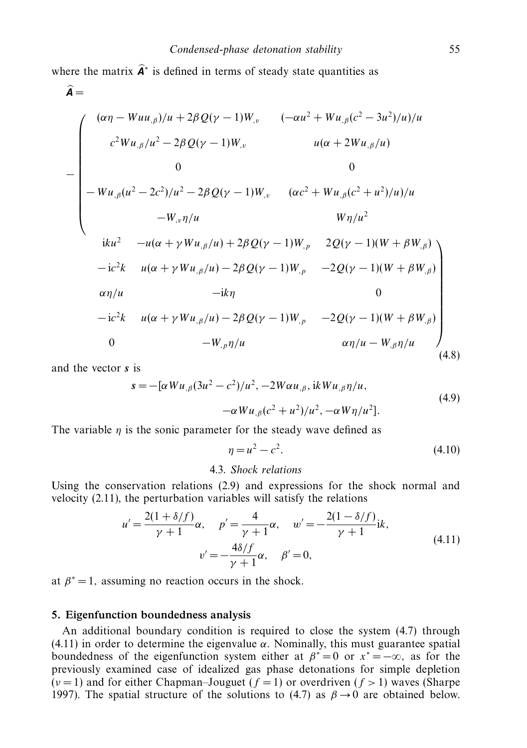where the matrix $\widehat{\boldsymbol{A}}^*$ is defined in terms of steady state quantities as

$$
\widehat{\boldsymbol{A}} = - \begin{pmatrix}
(\alpha\eta - Wuu_{,\beta})/u + 2\beta Q(\gamma-1)W_{,v} & (-\alpha u^2 + Wu_{,\beta}(c^2-3u^2)/u)/u & \mathrm{i}ku^2 & -u(\alpha+\gamma Wu_{,\beta}/u) + 2\beta Q(\gamma-1)W_{,p} & 2Q(\gamma-1)(W+\beta W_{,\beta}) \\
c^2 Wu_{,\beta}/u^2 - 2\beta Q(\gamma-1)W_{,v} & u(\alpha + 2Wu_{,\beta}/u) & -\mathrm{i}c^2 k & u(\alpha+\gamma Wu_{,\beta}/u) - 2\beta Q(\gamma-1)W_{,p} & -2Q(\gamma-1)(W+\beta W_{,\beta}) \\
0 & 0 & \alpha\eta/u & -\mathrm{i}k\eta & 0 \\
-Wu_{,\beta}(u^2-2c^2)/u^2 - 2\beta Q(\gamma-1)W_{,v} & (\alpha c^2 + Wu_{,\beta}(c^2+u^2)/u)/u & -\mathrm{i}c^2 k & u(\alpha+\gamma Wu_{,\beta}/u) - 2\beta Q(\gamma-1)W_{,p} & -2Q(\gamma-1)(W+\beta W_{,\beta}) \\
-W_{,v}\eta/u & W\eta/u^2 & 0 & -W_{,p}\eta/u & \alpha\eta/u - W_{,\beta}\eta/u
\end{pmatrix} \tag{4.8}
$$

and the vector $\boldsymbol{s}$ is

$$
\begin{aligned}
\boldsymbol{s} = -[\alpha Wu_{,\beta}(3u^2-c^2)/u^2, -2W\alpha u_{,\beta}, \mathrm{i}kWu_{,\beta}\eta/u, \\
-\alpha Wu_{,\beta}(c^2+u^2)/u^2, -\alpha W\eta/u^2].
\end{aligned} \tag{4.9}
$$

The variable $\eta$ is the sonic parameter for the steady wave defined as

$$
\eta = u^2 - c^2. \tag{4.10}
$$

### 4.3. *Shock relations*

Using the conservation relations (2.9) and expressions for the shock normal and velocity (2.11), the perturbation variables will satisfy the relations

$$
\begin{aligned}
u' = \frac{2(1+\delta/f)}{\gamma+1}\alpha, \quad p' = \frac{4}{\gamma+1}\alpha, \quad w' = -\frac{2(1-\delta/f)}{\gamma+1}\mathrm{i}k, \\
v' = -\frac{4\delta/f}{\gamma+1}\alpha, \quad \beta' = 0,
\end{aligned} \tag{4.11}
$$

at $\beta^* = 1$, assuming no reaction occurs in the shock.

## 5. Eigenfunction boundedness analysis

An additional boundary condition is required to close the system (4.7) through (4.11) in order to determine the eigenvalue $\alpha$. Nominally, this must guarantee spatial boundedness of the eigenfunction system either at $\beta^* = 0$ or $x^* = -\infty$, as for the previously examined case of idealized gas phase detonations for simple depletion ($\nu = 1$) and for either Chapman–Jouguet ($f = 1$) or overdriven ($f > 1$) waves (Sharpe 1997). The spatial structure of the solutions to (4.7) as $\beta \to 0$ are obtained below.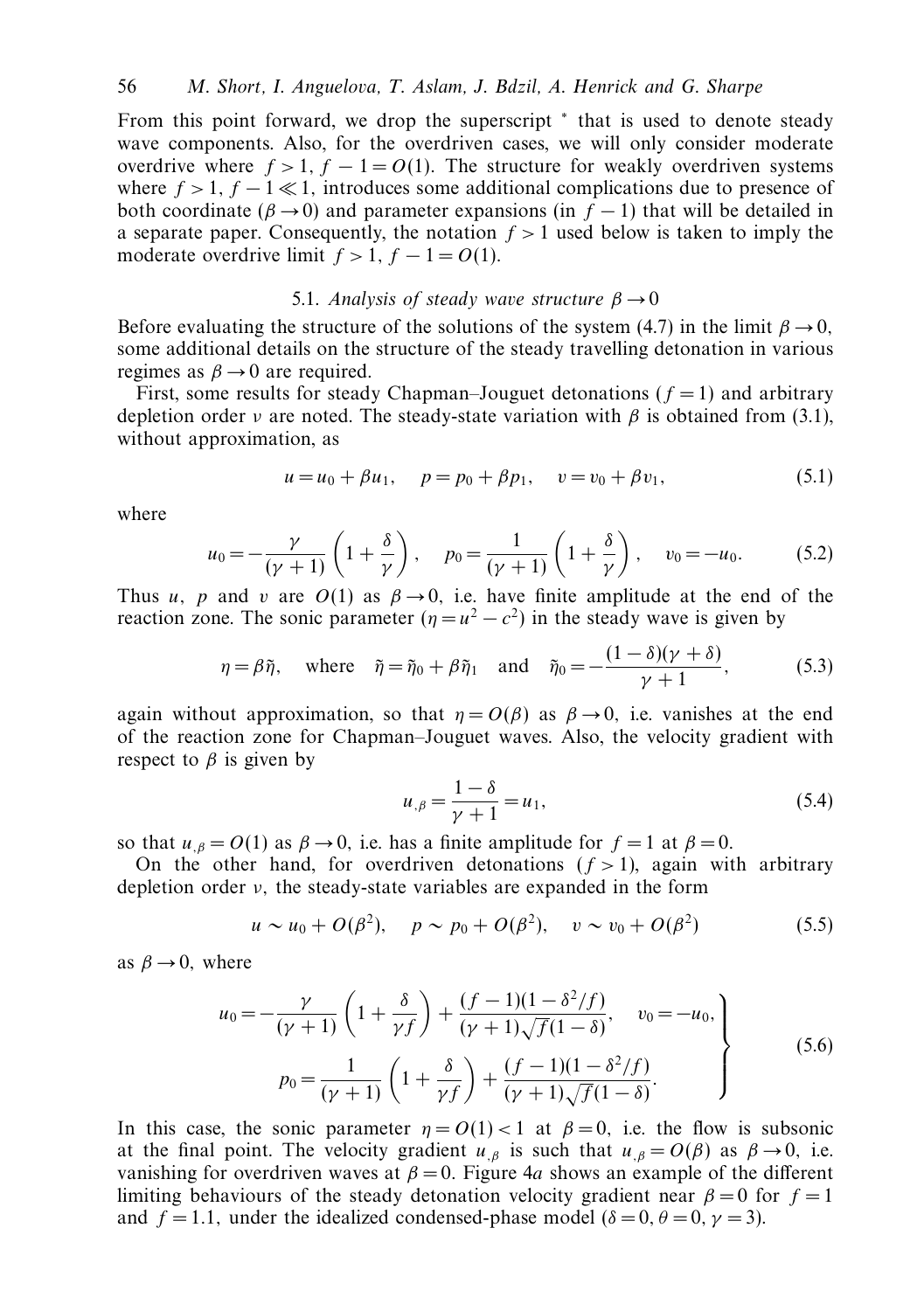From this point forward, we drop the superscript $^*$ that is used to denote steady wave components. Also, for the overdriven cases, we will only consider moderate overdrive where $f > 1$, $f - 1 = O(1)$. The structure for weakly overdriven systems where $f > 1$, $f - 1 \ll 1$, introduces some additional complications due to presence of both coordinate ($\beta \to 0$) and parameter expansions (in $f - 1$) that will be detailed in a separate paper. Consequently, the notation $f > 1$ used below is taken to imply the moderate overdrive limit $f > 1$, $f - 1 = O(1)$.

### 5.1. *Analysis of steady wave structure* $\beta \to 0$

Before evaluating the structure of the solutions of the system (4.7) in the limit $\beta \to 0$, some additional details on the structure of the steady travelling detonation in various regimes as $\beta \to 0$ are required.

First, some results for steady Chapman–Jouguet detonations ($f = 1$) and arbitrary depletion order $\nu$ are noted. The steady-state variation with $\beta$ is obtained from (3.1), without approximation, as

$$u = u_0 + \beta u_1, \quad p = p_0 + \beta p_1, \quad v = v_0 + \beta v_1, \tag{5.1}$$

where

$$u_0 = -\frac{\gamma}{(\gamma+1)}\left(1 + \frac{\delta}{\gamma}\right), \quad p_0 = \frac{1}{(\gamma+1)}\left(1 + \frac{\delta}{\gamma}\right), \quad v_0 = -u_0. \tag{5.2}$$

Thus $u$, $p$ and $v$ are $O(1)$ as $\beta \to 0$, i.e. have finite amplitude at the end of the reaction zone. The sonic parameter ($\eta = u^2 - c^2$) in the steady wave is given by

$$\eta = \beta \tilde{\eta}, \quad \text{where} \quad \tilde{\eta} = \tilde{\eta}_0 + \beta \tilde{\eta}_1 \quad \text{and} \quad \tilde{\eta}_0 = -\frac{(1-\delta)(\gamma+\delta)}{\gamma+1}, \tag{5.3}$$

again without approximation, so that $\eta = O(\beta)$ as $\beta \to 0$, i.e. vanishes at the end of the reaction zone for Chapman–Jouguet waves. Also, the velocity gradient with respect to $\beta$ is given by

$$u_{,\beta} = \frac{1-\delta}{\gamma+1} = u_1, \tag{5.4}$$

so that $u_{,\beta} = O(1)$ as $\beta \to 0$, i.e. has a finite amplitude for $f = 1$ at $\beta = 0$.

On the other hand, for overdriven detonations ($f > 1$), again with arbitrary depletion order $\nu$, the steady-state variables are expanded in the form

$$u \sim u_0 + O(\beta^2), \quad p \sim p_0 + O(\beta^2), \quad v \sim v_0 + O(\beta^2) \tag{5.5}$$

as $\beta \to 0$, where

$$\left.\begin{aligned} u_0 &= -\frac{\gamma}{(\gamma+1)}\left(1 + \frac{\delta}{\gamma f}\right) + \frac{(f-1)(1-\delta^2/f)}{(\gamma+1)\sqrt{f}(1-\delta)}, \quad v_0 = -u_0, \\ p_0 &= \frac{1}{(\gamma+1)}\left(1 + \frac{\delta}{\gamma f}\right) + \frac{(f-1)(1-\delta^2/f)}{(\gamma+1)\sqrt{f}(1-\delta)}. \end{aligned}\right\} \tag{5.6}$$

In this case, the sonic parameter $\eta = O(1) < 1$ at $\beta = 0$, i.e. the flow is subsonic at the final point. The velocity gradient $u_{,\beta}$ is such that $u_{,\beta} = O(\beta)$ as $\beta \to 0$, i.e. vanishing for overdriven waves at $\beta = 0$. Figure 4*a* shows an example of the different limiting behaviours of the steady detonation velocity gradient near $\beta = 0$ for $f = 1$ and $f = 1.1$, under the idealized condensed-phase model ($\delta = 0$, $\theta = 0$, $\gamma = 3$).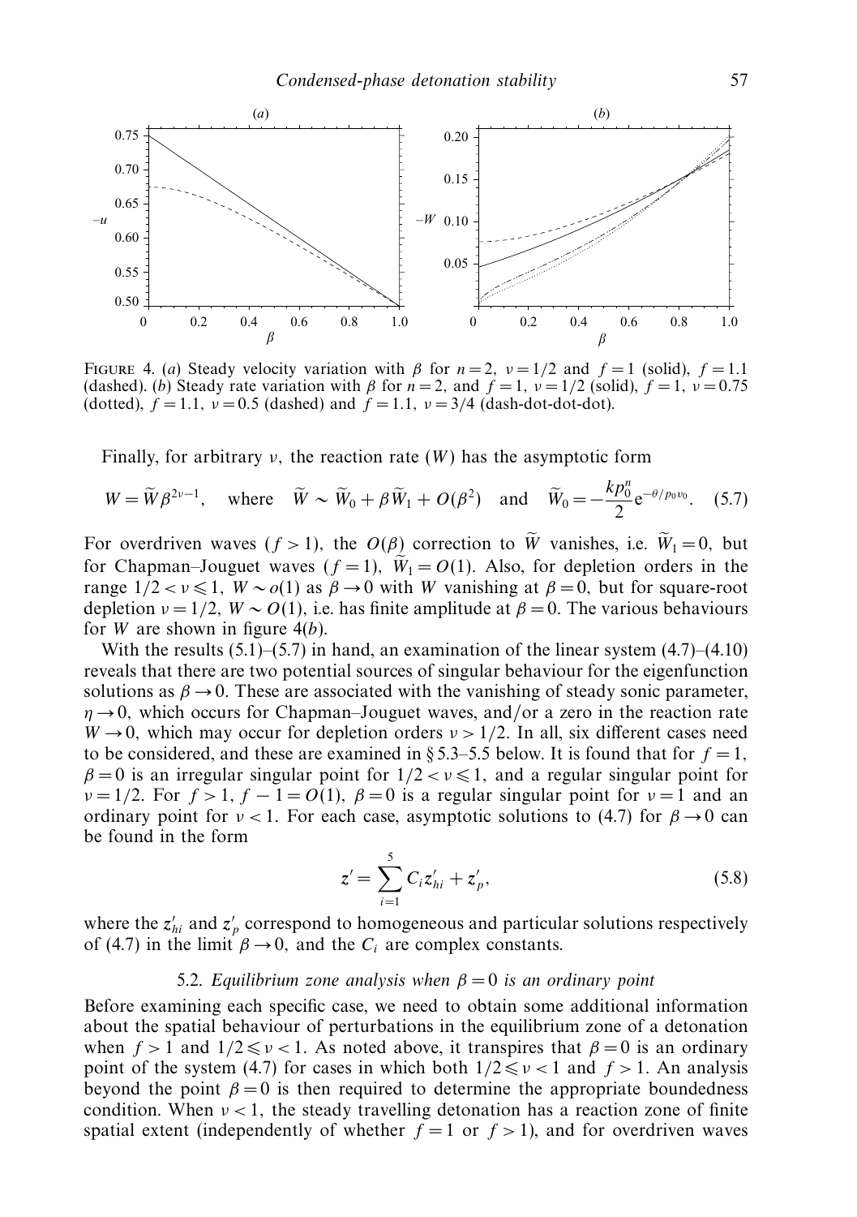(a)

0.75
0.70
0.65
$-u$
0.60
0.55
0.50
0 0.2 0.4 0.6 0.8 1.0
$\beta$

(b)

0.20
0.15
$-W$ 0.10
0.05
0 0.2 0.4 0.6 0.8 1.0
$\beta$

FIGURE 4. (a) Steady velocity variation with $\beta$ for $n=2$, $\nu=1/2$ and $f=1$ (solid), $f=1.1$ (dashed). (b) Steady rate variation with $\beta$ for $n=2$, and $f=1$, $\nu=1/2$ (solid), $f=1$, $\nu=0.75$ (dotted), $f=1.1$, $\nu=0.5$ (dashed) and $f=1.1$, $\nu=3/4$ (dash-dot-dot-dot).

Finally, for arbitrary $\nu$, the reaction rate ($W$) has the asymptotic form

$$W=\widetilde{W}\beta^{2\nu-1}, \quad \text{where} \quad \widetilde{W}\sim\widetilde{W}_0+\beta\widetilde{W}_1+O(\beta^2) \quad \text{and} \quad \widetilde{W}_0=-\frac{kp_0^n}{2}\mathrm{e}^{-\theta/p_0v_0}. \quad (5.7)$$

For overdriven waves ($f>1$), the $O(\beta)$ correction to $\widetilde{W}$ vanishes, i.e. $\widetilde{W}_1=0$, but for Chapman–Jouguet waves ($f=1$), $\widetilde{W}_1=O(1)$. Also, for depletion orders in the range $1/2<\nu\leqslant 1$, $W\sim o(1)$ as $\beta\to 0$ with $W$ vanishing at $\beta=0$, but for square-root depletion $\nu=1/2$, $W\sim O(1)$, i.e. has finite amplitude at $\beta=0$. The various behaviours for $W$ are shown in figure 4(b).

With the results (5.1)–(5.7) in hand, an examination of the linear system (4.7)–(4.10) reveals that there are two potential sources of singular behaviour for the eigenfunction solutions as $\beta\to 0$. These are associated with the vanishing of steady sonic parameter, $\eta\to 0$, which occurs for Chapman–Jouguet waves, and/or a zero in the reaction rate $W\to 0$, which may occur for depletion orders $\nu>1/2$. In all, six different cases need to be considered, and these are examined in § 5.3–5.5 below. It is found that for $f=1$, $\beta=0$ is an irregular singular point for $1/2<\nu\leqslant 1$, and a regular singular point for $\nu=1/2$. For $f>1$, $f-1=O(1)$, $\beta=0$ is a regular singular point for $\nu=1$ and an ordinary point for $\nu<1$. For each case, asymptotic solutions to (4.7) for $\beta\to 0$ can be found in the form

$$z'=\sum_{i=1}^{5}C_i z'_{hi}+z'_p, \quad (5.8)$$

where the $z'_{hi}$ and $z'_p$ correspond to homogeneous and particular solutions respectively of (4.7) in the limit $\beta\to 0$, and the $C_i$ are complex constants.

### 5.2. *Equilibrium zone analysis when $\beta=0$ is an ordinary point*

Before examining each specific case, we need to obtain some additional information about the spatial behaviour of perturbations in the equilibrium zone of a detonation when $f>1$ and $1/2\leqslant\nu<1$. As noted above, it transpires that $\beta=0$ is an ordinary point of the system (4.7) for cases in which both $1/2\leqslant\nu<1$ and $f>1$. An analysis beyond the point $\beta=0$ is then required to determine the appropriate boundedness condition. When $\nu<1$, the steady travelling detonation has a reaction zone of finite spatial extent (independently of whether $f=1$ or $f>1$), and for overdriven waves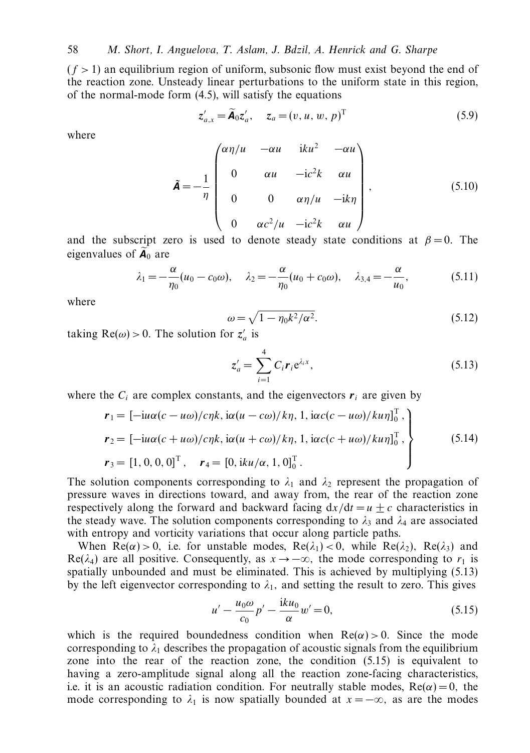($f > 1$) an equilibrium region of uniform, subsonic flow must exist beyond the end of the reaction zone. Unsteady linear perturbations to the uniform state in this region, of the normal-mode form (4.5), will satisfy the equations

$$z'_{a,x} = \widetilde{\boldsymbol{A}}_0 z'_a, \quad z_a = (v, u, w, p)^{\mathrm{T}} \tag{5.9}$$

where

$$\widetilde{\boldsymbol{A}} = -\frac{1}{\eta} \begin{pmatrix} \alpha\eta/u & -\alpha u & \mathrm{i}ku^2 & -\alpha u \\ 0 & \alpha u & -\mathrm{i}c^2 k & \alpha u \\ 0 & 0 & \alpha\eta/u & -\mathrm{i}k\eta \\ 0 & \alpha c^2/u & -\mathrm{i}c^2 k & \alpha u \end{pmatrix}, \tag{5.10}$$

and the subscript zero is used to denote steady state conditions at $\beta = 0$. The eigenvalues of $\widetilde{\boldsymbol{A}}_0$ are

$$\lambda_1 = -\frac{\alpha}{\eta_0}(u_0 - c_0\omega), \quad \lambda_2 = -\frac{\alpha}{\eta_0}(u_0 + c_0\omega), \quad \lambda_{3,4} = -\frac{\alpha}{u_0}, \tag{5.11}$$

where

$$\omega = \sqrt{1 - \eta_0 k^2/\alpha^2}. \tag{5.12}$$

taking $\mathrm{Re}(\omega) > 0$. The solution for $z'_a$ is

$$z'_a = \sum_{i=1}^{4} C_i \boldsymbol{r}_i \mathrm{e}^{\lambda_i x}, \tag{5.13}$$

where the $C_i$ are complex constants, and the eigenvectors $\boldsymbol{r}_i$ are given by

$$\left.\begin{aligned} \boldsymbol{r}_1 &= [-\mathrm{i}u\alpha(c - u\omega)/c\eta k, \mathrm{i}\alpha(u - c\omega)/k\eta, 1, \mathrm{i}\alpha c(c - u\omega)/ku\eta]_0^{\mathrm{T}}, \\ \boldsymbol{r}_2 &= [-\mathrm{i}u\alpha(c + u\omega)/c\eta k, \mathrm{i}\alpha(u + c\omega)/k\eta, 1, \mathrm{i}\alpha c(c + u\omega)/ku\eta]_0^{\mathrm{T}}, \\ \boldsymbol{r}_3 &= [1, 0, 0, 0]^{\mathrm{T}}, \quad \boldsymbol{r}_4 = [0, \mathrm{i}ku/\alpha, 1, 0]_0^{\mathrm{T}}. \end{aligned}\right\} \tag{5.14}$$

The solution components corresponding to $\lambda_1$ and $\lambda_2$ represent the propagation of pressure waves in directions toward, and away from, the rear of the reaction zone respectively along the forward and backward facing $\mathrm{d}x/\mathrm{d}t = u \pm c$ characteristics in the steady wave. The solution components corresponding to $\lambda_3$ and $\lambda_4$ are associated with entropy and vorticity variations that occur along particle paths.

When $\mathrm{Re}(\alpha) > 0$, i.e. for unstable modes, $\mathrm{Re}(\lambda_1) < 0$, while $\mathrm{Re}(\lambda_2)$, $\mathrm{Re}(\lambda_3)$ and $\mathrm{Re}(\lambda_4)$ are all positive. Consequently, as $x \to -\infty$, the mode corresponding to $r_1$ is spatially unbounded and must be eliminated. This is achieved by multiplying (5.13) by the left eigenvector corresponding to $\lambda_1$, and setting the result to zero. This gives

$$u' - \frac{u_0\omega}{c_0} p' - \frac{\mathrm{i}ku_0}{\alpha} w' = 0, \tag{5.15}$$

which is the required boundedness condition when $\mathrm{Re}(\alpha) > 0$. Since the mode corresponding to $\lambda_1$ describes the propagation of acoustic signals from the equilibrium zone into the rear of the reaction zone, the condition (5.15) is equivalent to having a zero-amplitude signal along all the reaction zone-facing characteristics, i.e. it is an acoustic radiation condition. For neutrally stable modes, $\mathrm{Re}(\alpha) = 0$, the mode corresponding to $\lambda_1$ is now spatially bounded at $x = -\infty$, as are the modes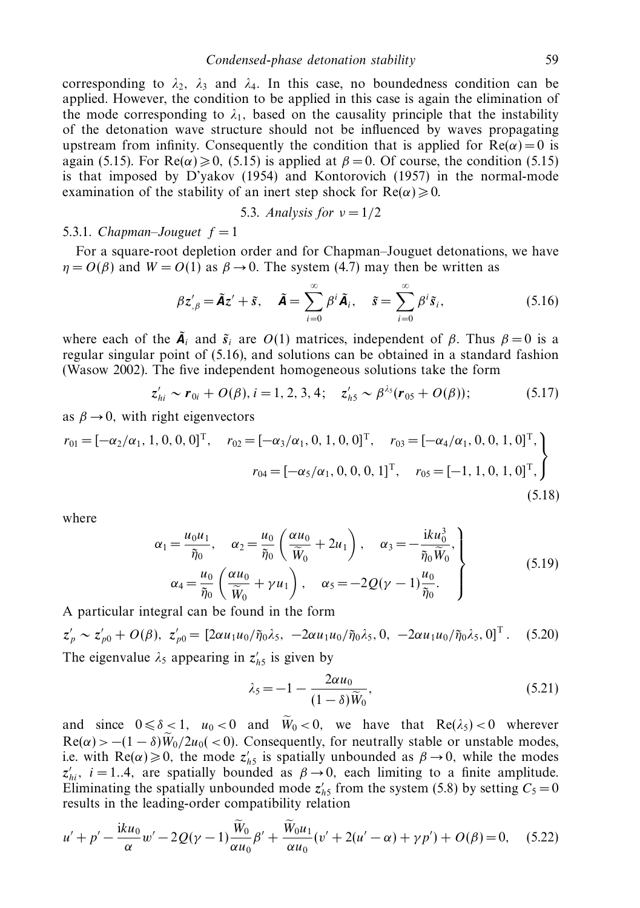corresponding to $\lambda_2$, $\lambda_3$ and $\lambda_4$. In this case, no boundedness condition can be applied. However, the condition to be applied in this case is again the elimination of the mode corresponding to $\lambda_1$, based on the causality principle that the instability of the detonation wave structure should not be influenced by waves propagating upstream from infinity. Consequently the condition that is applied for $\mathrm{Re}(\alpha)=0$ is again (5.15). For $\mathrm{Re}(\alpha)\geqslant 0$, (5.15) is applied at $\beta=0$. Of course, the condition (5.15) is that imposed by D'yakov (1954) and Kontorovich (1957) in the normal-mode examination of the stability of an inert step shock for $\mathrm{Re}(\alpha)\geqslant 0$.

### 5.3. *Analysis for $\nu = 1/2$*

#### 5.3.1. *Chapman–Jouguet $f=1$*

For a square-root depletion order and for Chapman–Jouguet detonations, we have $\eta = O(\beta)$ and $W=O(1)$ as $\beta\to 0$. The system (4.7) may then be written as

$$\beta z'_{,\beta} = \tilde{\boldsymbol{A}} z' + \tilde{\boldsymbol{s}}, \quad \tilde{\boldsymbol{A}} = \sum_{i=0}^{\infty} \beta^i \tilde{\boldsymbol{A}}_i, \quad \tilde{\boldsymbol{s}} = \sum_{i=0}^{\infty} \beta^i \tilde{\boldsymbol{s}}_i, \tag{5.16}$$

where each of the $\tilde{\boldsymbol{A}}_i$ and $\tilde{\boldsymbol{s}}_i$ are $O(1)$ matrices, independent of $\beta$. Thus $\beta = 0$ is a regular singular point of (5.16), and solutions can be obtained in a standard fashion (Wasow 2002). The five independent homogeneous solutions take the form

$$z'_{hi} \sim \boldsymbol{r}_{0i} + O(\beta),\ i=1,2,3,4; \quad z'_{h5} \sim \beta^{\lambda_5}(\boldsymbol{r}_{05} + O(\beta)); \tag{5.17}$$

as $\beta \to 0$, with right eigenvectors

$$\left.\begin{aligned} r_{01} = [-\alpha_2/\alpha_1, 1, 0, 0, 0]^{\mathrm{T}}, \quad r_{02} = [-\alpha_3/\alpha_1, 0, 1, 0, 0]^{\mathrm{T}}, \quad r_{03} = [-\alpha_4/\alpha_1, 0, 0, 1, 0]^{\mathrm{T}}, \\ r_{04} = [-\alpha_5/\alpha_1, 0, 0, 0, 1]^{\mathrm{T}}, \quad r_{05} = [-1, 1, 0, 1, 0]^{\mathrm{T}}, \end{aligned}\right\} \tag{5.18}$$

where

$$\left.\begin{aligned} \alpha_1 = \frac{u_0 u_1}{\tilde{\eta}_0}, \quad \alpha_2 = \frac{u_0}{\tilde{\eta}_0}\left(\frac{\alpha u_0}{\widetilde{W}_0} + 2u_1\right), \quad \alpha_3 = -\frac{\mathrm{i}k u_0^3}{\tilde{\eta}_0 \widetilde{W}_0}, \\ \alpha_4 = \frac{u_0}{\tilde{\eta}_0}\left(\frac{\alpha u_0}{\widetilde{W}_0} + \gamma u_1\right), \quad \alpha_5 = -2Q(\gamma-1)\frac{u_0}{\tilde{\eta}_0}. \end{aligned}\right\} \tag{5.19}$$

A particular integral can be found in the form

$$z'_p \sim z'_{p0} + O(\beta),\ z'_{p0} = [2\alpha u_1 u_0/\tilde{\eta}_0 \lambda_5,\ -2\alpha u_1 u_0/\tilde{\eta}_0 \lambda_5,\ 0,\ -2\alpha u_1 u_0/\tilde{\eta}_0 \lambda_5,\ 0]^{\mathrm{T}}. \tag{5.20}$$

The eigenvalue $\lambda_5$ appearing in $z'_{h5}$ is given by

$$\lambda_5 = -1 - \frac{2\alpha u_0}{(1-\delta)\widetilde{W}_0}, \tag{5.21}$$

and since $0 \leqslant \delta < 1$, $u_0 < 0$ and $\widetilde{W}_0 < 0$, we have that $\mathrm{Re}(\lambda_5) < 0$ wherever $\mathrm{Re}(\alpha) > -(1-\delta)\widetilde{W}_0/2u_0 (<0)$. Consequently, for neutrally stable or unstable modes, i.e. with $\mathrm{Re}(\alpha) \geqslant 0$, the mode $z'_{h5}$ is spatially unbounded as $\beta \to 0$, while the modes $z'_{hi}$, $i=1..4$, are spatially bounded as $\beta \to 0$, each limiting to a finite amplitude. Eliminating the spatially unbounded mode $z'_{h5}$ from the system (5.8) by setting $C_5 = 0$ results in the leading-order compatibility relation

$$u' + p' - \frac{\mathrm{i}k u_0}{\alpha} w' - 2Q(\gamma-1)\frac{\widetilde{W}_0}{\alpha u_0}\beta' + \frac{\widetilde{W}_0 u_1}{\alpha u_0}(v' + 2(u'-\alpha) + \gamma p') + O(\beta) = 0, \tag{5.22}$$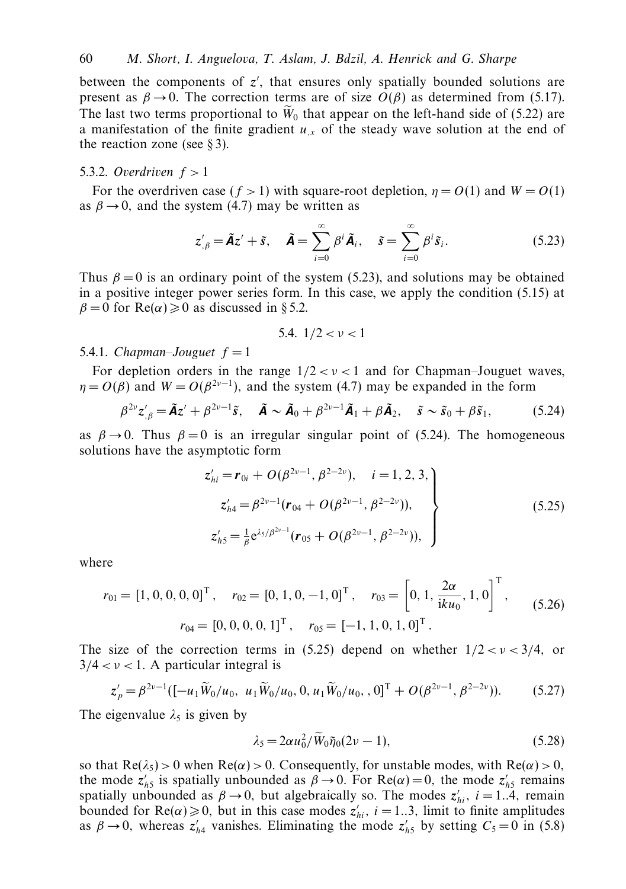between the components of $z'$, that ensures only spatially bounded solutions are present as $\beta \to 0$. The correction terms are of size $O(\beta)$ as determined from (5.17). The last two terms proportional to $\widetilde{W}_0$ that appear on the left-hand side of (5.22) are a manifestation of the finite gradient $u_{,x}$ of the steady wave solution at the end of the reaction zone (see § 3).

#### 5.3.2. *Overdriven* $f > 1$

For the overdriven case ($f > 1$) with square-root depletion, $\eta = O(1)$ and $W = O(1)$ as $\beta \to 0$, and the system (4.7) may be written as

$$
z'_{,\beta} = \tilde{\boldsymbol{A}} z' + \tilde{\boldsymbol{s}}, \quad \tilde{\boldsymbol{A}} = \sum_{i=0}^{\infty} \beta^i \tilde{\boldsymbol{A}}_i, \quad \tilde{\boldsymbol{s}} = \sum_{i=0}^{\infty} \beta^i \tilde{\boldsymbol{s}}_i. \tag{5.23}
$$

Thus $\beta = 0$ is an ordinary point of the system (5.23), and solutions may be obtained in a positive integer power series form. In this case, we apply the condition (5.15) at $\beta = 0$ for $\mathrm{Re}(\alpha) \geqslant 0$ as discussed in § 5.2.

### 5.4. $1/2 < \nu < 1$

#### 5.4.1. *Chapman–Jouguet* $f = 1$

For depletion orders in the range $1/2 < \nu < 1$ and for Chapman–Jouguet waves, $\eta = O(\beta)$ and $W = O(\beta^{2\nu-1})$, and the system (4.7) may be expanded in the form

$$
\beta^{2\nu} z'_{,\beta} = \tilde{\boldsymbol{A}} z' + \beta^{2\nu-1} \tilde{\boldsymbol{s}}, \quad \tilde{\boldsymbol{A}} \sim \tilde{\boldsymbol{A}}_0 + \beta^{2\nu-1} \tilde{\boldsymbol{A}}_1 + \beta \tilde{\boldsymbol{A}}_2, \quad \tilde{\boldsymbol{s}} \sim \tilde{\boldsymbol{s}}_0 + \beta \tilde{\boldsymbol{s}}_1, \tag{5.24}
$$

as $\beta \to 0$. Thus $\beta = 0$ is an irregular singular point of (5.24). The homogeneous solutions have the asymptotic form

$$
\left.
\begin{aligned}
z'_{hi} &= \boldsymbol{r}_{0i} + O(\beta^{2\nu-1}, \beta^{2-2\nu}), \quad i = 1, 2, 3, \\
z'_{h4} &= \beta^{2\nu-1}(\boldsymbol{r}_{04} + O(\beta^{2\nu-1}, \beta^{2-2\nu})), \\
z'_{h5} &= \tfrac{1}{\beta} \mathrm{e}^{\lambda_5/\beta^{2\nu-1}}(\boldsymbol{r}_{05} + O(\beta^{2\nu-1}, \beta^{2-2\nu})),
\end{aligned}
\right\} \tag{5.25}
$$

where

$$
\begin{gathered}
r_{01} = [1, 0, 0, 0, 0]^{\mathrm{T}}, \quad r_{02} = [0, 1, 0, -1, 0]^{\mathrm{T}}, \quad r_{03} = \left[0, 1, \frac{2\alpha}{\mathrm{i}ku_0}, 1, 0\right]^{\mathrm{T}}, \\
r_{04} = [0, 0, 0, 0, 1]^{\mathrm{T}}, \quad r_{05} = [-1, 1, 0, 1, 0]^{\mathrm{T}}.
\end{gathered} \tag{5.26}
$$

The size of the correction terms in (5.25) depend on whether $1/2 < \nu < 3/4$, or $3/4 < \nu < 1$. A particular integral is

$$
z'_p = \beta^{2\nu-1}([-u_1 \widetilde{W}_0/u_0, \; u_1 \widetilde{W}_0/u_0, 0, u_1 \widetilde{W}_0/u_0, , 0]^{\mathrm{T}} + O(\beta^{2\nu-1}, \beta^{2-2\nu})). \tag{5.27}
$$

The eigenvalue $\lambda_5$ is given by

$$
\lambda_5 = 2\alpha u_0^2 / \widetilde{W}_0 \tilde{\eta}_0 (2\nu - 1), \tag{5.28}
$$

so that $\mathrm{Re}(\lambda_5) > 0$ when $\mathrm{Re}(\alpha) > 0$. Consequently, for unstable modes, with $\mathrm{Re}(\alpha) > 0$, the mode $z'_{h5}$ is spatially unbounded as $\beta \to 0$. For $\mathrm{Re}(\alpha) = 0$, the mode $z'_{h5}$ remains spatially unbounded as $\beta \to 0$, but algebraically so. The modes $z'_{hi}$, $i = 1..4$, remain bounded for $\mathrm{Re}(\alpha) \geqslant 0$, but in this case modes $z'_{hi}$, $i = 1..3$, limit to finite amplitudes as $\beta \to 0$, whereas $z'_{h4}$ vanishes. Eliminating the mode $z'_{h5}$ by setting $C_5 = 0$ in (5.8)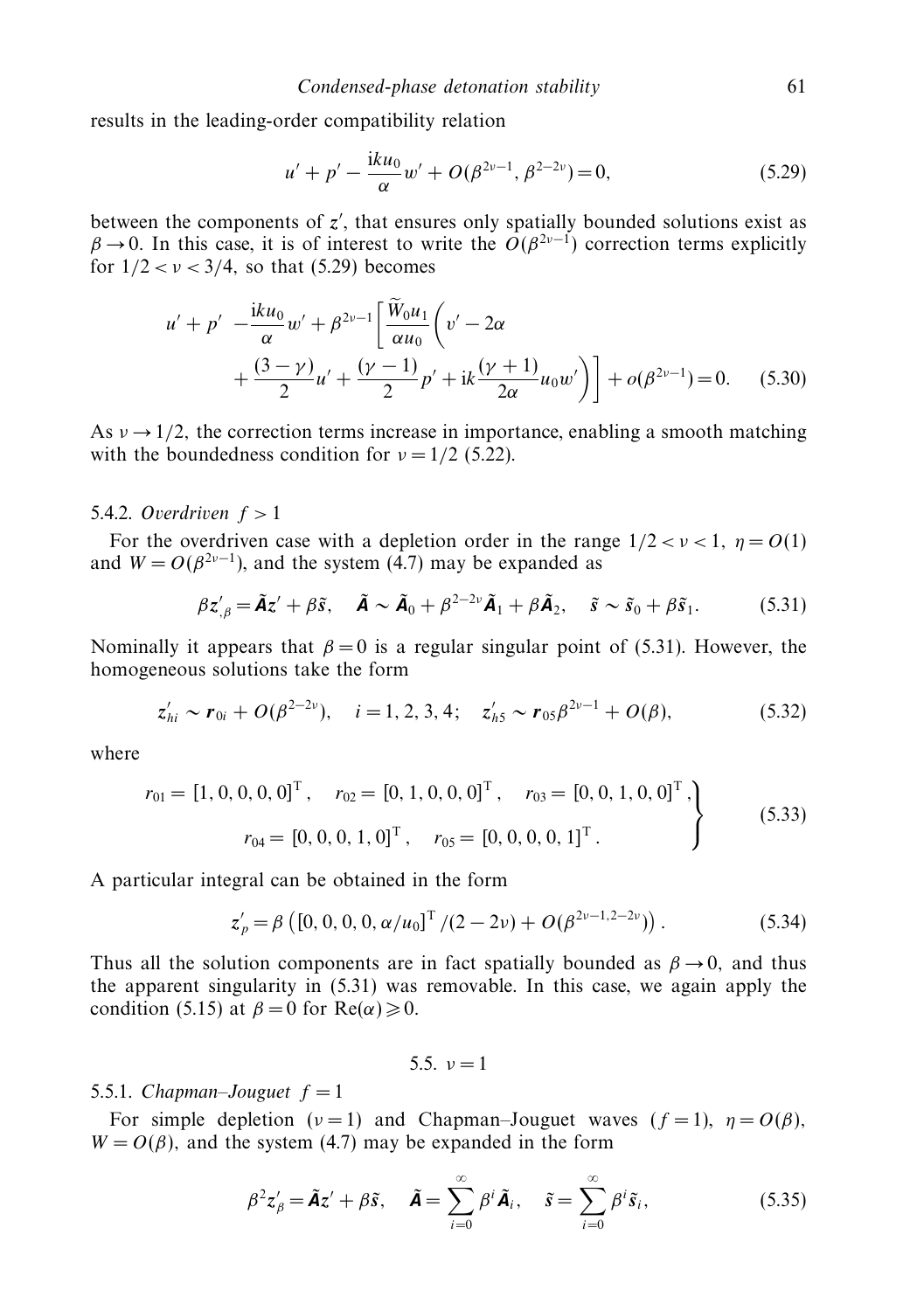results in the leading-order compatibility relation

$$u' + p' - \frac{\mathrm{i}ku_0}{\alpha} w' + O(\beta^{2\nu-1}, \beta^{2-2\nu}) = 0, \tag{5.29}$$

between the components of $z'$, that ensures only spatially bounded solutions exist as $\beta \to 0$. In this case, it is of interest to write the $O(\beta^{2\nu-1})$ correction terms explicitly for $1/2 < \nu < 3/4$, so that (5.29) becomes

$$\begin{aligned} u' + p' \; - \frac{\mathrm{i}ku_0}{\alpha} w' + \beta^{2\nu-1} \bigg[ \frac{\widetilde{W}_0 u_1}{\alpha u_0} \bigg( v' - 2\alpha \\ + \frac{(3-\gamma)}{2} u' + \frac{(\gamma-1)}{2} p' + \mathrm{i}k \frac{(\gamma+1)}{2\alpha} u_0 w' \bigg) \bigg] + o(\beta^{2\nu-1}) = 0. \end{aligned} \tag{5.30}$$

As $\nu \to 1/2$, the correction terms increase in importance, enabling a smooth matching with the boundedness condition for $\nu = 1/2$ (5.22).

### 5.4.2. *Overdriven $f > 1$*

For the overdriven case with a depletion order in the range $1/2 < \nu < 1$, $\eta = O(1)$ and $W = O(\beta^{2\nu-1})$, and the system (4.7) may be expanded as

$$\beta z'_{,\beta} = \tilde{\boldsymbol{A}} z' + \beta \tilde{\boldsymbol{s}}, \quad \tilde{\boldsymbol{A}} \sim \tilde{\boldsymbol{A}}_0 + \beta^{2-2\nu} \tilde{\boldsymbol{A}}_1 + \beta \tilde{\boldsymbol{A}}_2, \quad \tilde{\boldsymbol{s}} \sim \tilde{\boldsymbol{s}}_0 + \beta \tilde{\boldsymbol{s}}_1. \tag{5.31}$$

Nominally it appears that $\beta = 0$ is a regular singular point of (5.31). However, the homogeneous solutions take the form

$$z'_{hi} \sim \boldsymbol{r}_{0i} + O(\beta^{2-2\nu}), \quad i = 1, 2, 3, 4; \quad z'_{h5} \sim \boldsymbol{r}_{05} \beta^{2\nu-1} + O(\beta), \tag{5.32}$$

where

$$\left. \begin{aligned} r_{01} = [1,0,0,0,0]^{\mathrm{T}}, \quad r_{02} = [0,1,0,0,0]^{\mathrm{T}}, \quad r_{03} = [0,0,1,0,0]^{\mathrm{T}}, \\ r_{04} = [0,0,0,1,0]^{\mathrm{T}}, \quad r_{05} = [0,0,0,0,1]^{\mathrm{T}}. \end{aligned} \right\} \tag{5.33}$$

A particular integral can be obtained in the form

$$z'_p = \beta \left( [0,0,0,0,\alpha/u_0]^{\mathrm{T}} / (2-2\nu) + O(\beta^{2\nu-1, 2-2\nu}) \right). \tag{5.34}$$

Thus all the solution components are in fact spatially bounded as $\beta \to 0$, and thus the apparent singularity in (5.31) was removable. In this case, we again apply the condition (5.15) at $\beta = 0$ for $\mathrm{Re}(\alpha) \geqslant 0$.

## 5.5. $\nu = 1$

### 5.5.1. *Chapman–Jouguet $f = 1$*

For simple depletion ($\nu = 1$) and Chapman–Jouguet waves ($f = 1$), $\eta = O(\beta)$, $W = O(\beta)$, and the system (4.7) may be expanded in the form

$$\beta^2 z'_{\beta} = \tilde{\boldsymbol{A}} z' + \beta \tilde{\boldsymbol{s}}, \quad \tilde{\boldsymbol{A}} = \sum_{i=0}^{\infty} \beta^i \tilde{\boldsymbol{A}}_i, \quad \tilde{\boldsymbol{s}} = \sum_{i=0}^{\infty} \beta^i \tilde{\boldsymbol{s}}_i, \tag{5.35}$$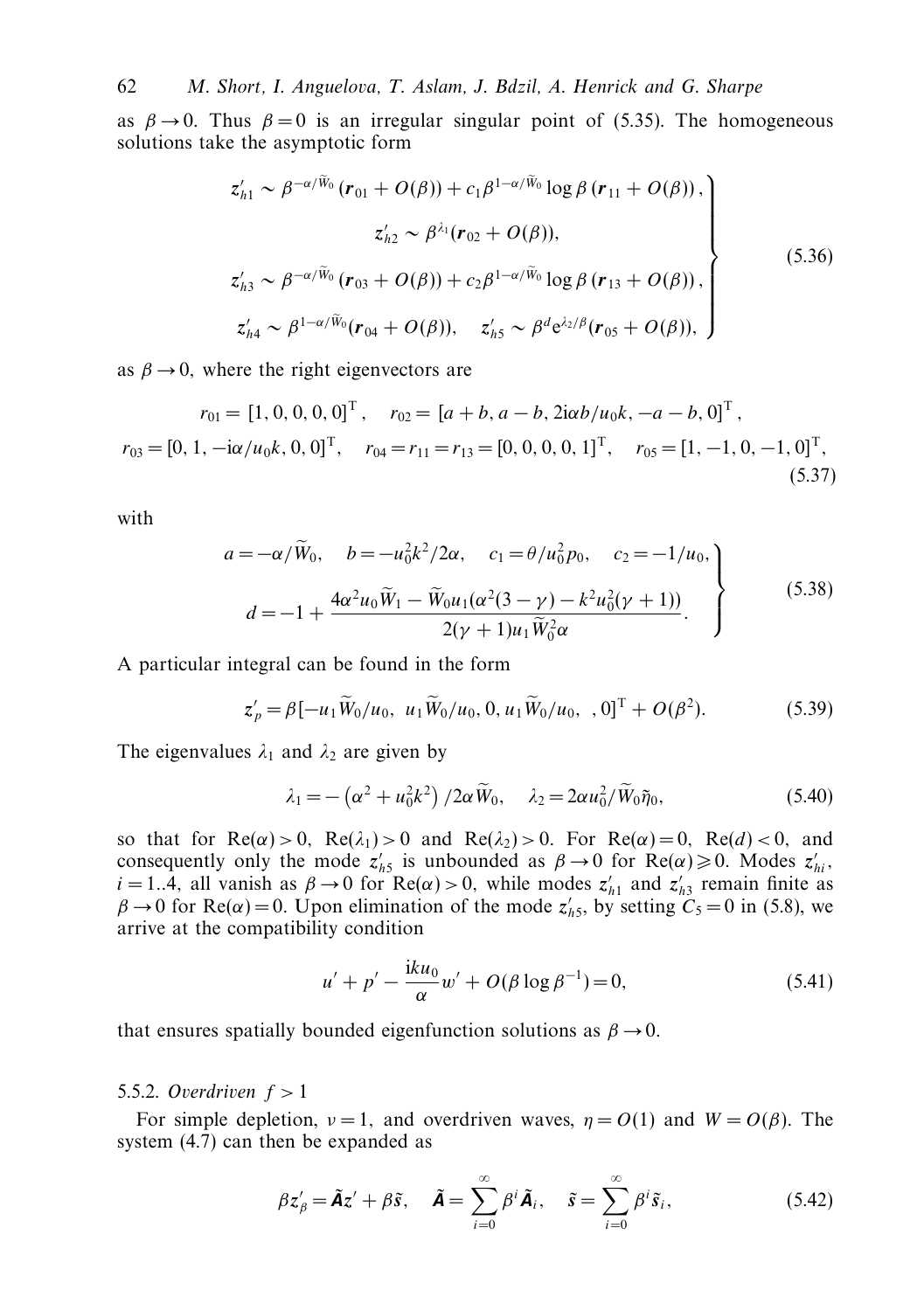as $\beta \to 0$. Thus $\beta = 0$ is an irregular singular point of (5.35). The homogeneous solutions take the asymptotic form

$$
\left.
\begin{aligned}
z'_{h1} &\sim \beta^{-\alpha/\widetilde{W}_0}\left(\boldsymbol{r}_{01} + O(\beta)\right) + c_1 \beta^{1-\alpha/\widetilde{W}_0} \log\beta \left(\boldsymbol{r}_{11} + O(\beta)\right), \\
z'_{h2} &\sim \beta^{\lambda_1}(\boldsymbol{r}_{02} + O(\beta)), \\
z'_{h3} &\sim \beta^{-\alpha/\widetilde{W}_0}\left(\boldsymbol{r}_{03} + O(\beta)\right) + c_2 \beta^{1-\alpha/\widetilde{W}_0} \log\beta \left(\boldsymbol{r}_{13} + O(\beta)\right), \\
z'_{h4} &\sim \beta^{1-\alpha/\widetilde{W}_0}(\boldsymbol{r}_{04} + O(\beta)), \quad z'_{h5} \sim \beta^{d} \mathrm{e}^{\lambda_2/\beta}(\boldsymbol{r}_{05} + O(\beta)),
\end{aligned}
\right\} \tag{5.36}
$$

as $\beta \to 0$, where the right eigenvectors are

$$
\begin{gathered}
r_{01} = [1, 0, 0, 0, 0]^{\mathrm{T}}, \quad r_{02} = [a+b,\, a-b,\, 2\mathrm{i}\alpha b/u_0 k,\, -a-b,\, 0]^{\mathrm{T}}, \\
r_{03} = [0, 1, -\mathrm{i}\alpha/u_0 k, 0, 0]^{\mathrm{T}}, \quad r_{04} = r_{11} = r_{13} = [0, 0, 0, 0, 1]^{\mathrm{T}}, \quad r_{05} = [1, -1, 0, -1, 0]^{\mathrm{T}},
\end{gathered} \tag{5.37}
$$

with

$$
\left.
\begin{aligned}
a = -\alpha/\widetilde{W}_0, \quad b = -u_0^2 k^2/2\alpha, \quad c_1 = \theta/u_0^2 p_0, \quad c_2 = -1/u_0, \\
d = -1 + \frac{4\alpha^2 u_0 \widetilde{W}_1 - \widetilde{W}_0 u_1(\alpha^2(3-\gamma) - k^2 u_0^2(\gamma+1))}{2(\gamma+1) u_1 \widetilde{W}_0^2 \alpha}.
\end{aligned}
\right\} \tag{5.38}
$$

A particular integral can be found in the form

$$
z'_p = \beta[-u_1\widetilde{W}_0/u_0,\; u_1\widetilde{W}_0/u_0,\; 0,\; u_1\widetilde{W}_0/u_0,\; ,\, 0]^{\mathrm{T}} + O(\beta^2). \tag{5.39}
$$

The eigenvalues $\lambda_1$ and $\lambda_2$ are given by

$$
\lambda_1 = -\left(\alpha^2 + u_0^2 k^2\right)/2\alpha \widetilde{W}_0, \quad \lambda_2 = 2\alpha u_0^2/\widetilde{W}_0 \tilde{\eta}_0, \tag{5.40}
$$

so that for $\mathrm{Re}(\alpha) > 0$, $\mathrm{Re}(\lambda_1) > 0$ and $\mathrm{Re}(\lambda_2) > 0$. For $\mathrm{Re}(\alpha) = 0$, $\mathrm{Re}(d) < 0$, and consequently only the mode $z'_{h5}$ is unbounded as $\beta \to 0$ for $\mathrm{Re}(\alpha) \geqslant 0$. Modes $z'_{hi}$, $i = 1..4$, all vanish as $\beta \to 0$ for $\mathrm{Re}(\alpha) > 0$, while modes $z'_{h1}$ and $z'_{h3}$ remain finite as $\beta \to 0$ for $\mathrm{Re}(\alpha) = 0$. Upon elimination of the mode $z'_{h5}$, by setting $C_5 = 0$ in (5.8), we arrive at the compatibility condition

$$
u' + p' - \frac{\mathrm{i}k u_0}{\alpha} w' + O(\beta \log \beta^{-1}) = 0, \tag{5.41}
$$

that ensures spatially bounded eigenfunction solutions as $\beta \to 0$.

#### 5.5.2. *Overdriven $f > 1$*

For simple depletion, $\nu = 1$, and overdriven waves, $\eta = O(1)$ and $W = O(\beta)$. The system (4.7) can then be expanded as

$$
\beta z'_\beta = \tilde{\boldsymbol{A}} z' + \beta \tilde{\boldsymbol{s}}, \quad \tilde{\boldsymbol{A}} = \sum_{i=0}^{\infty} \beta^i \tilde{\boldsymbol{A}}_i, \quad \tilde{\boldsymbol{s}} = \sum_{i=0}^{\infty} \beta^i \tilde{\boldsymbol{s}}_i, \tag{5.42}
$$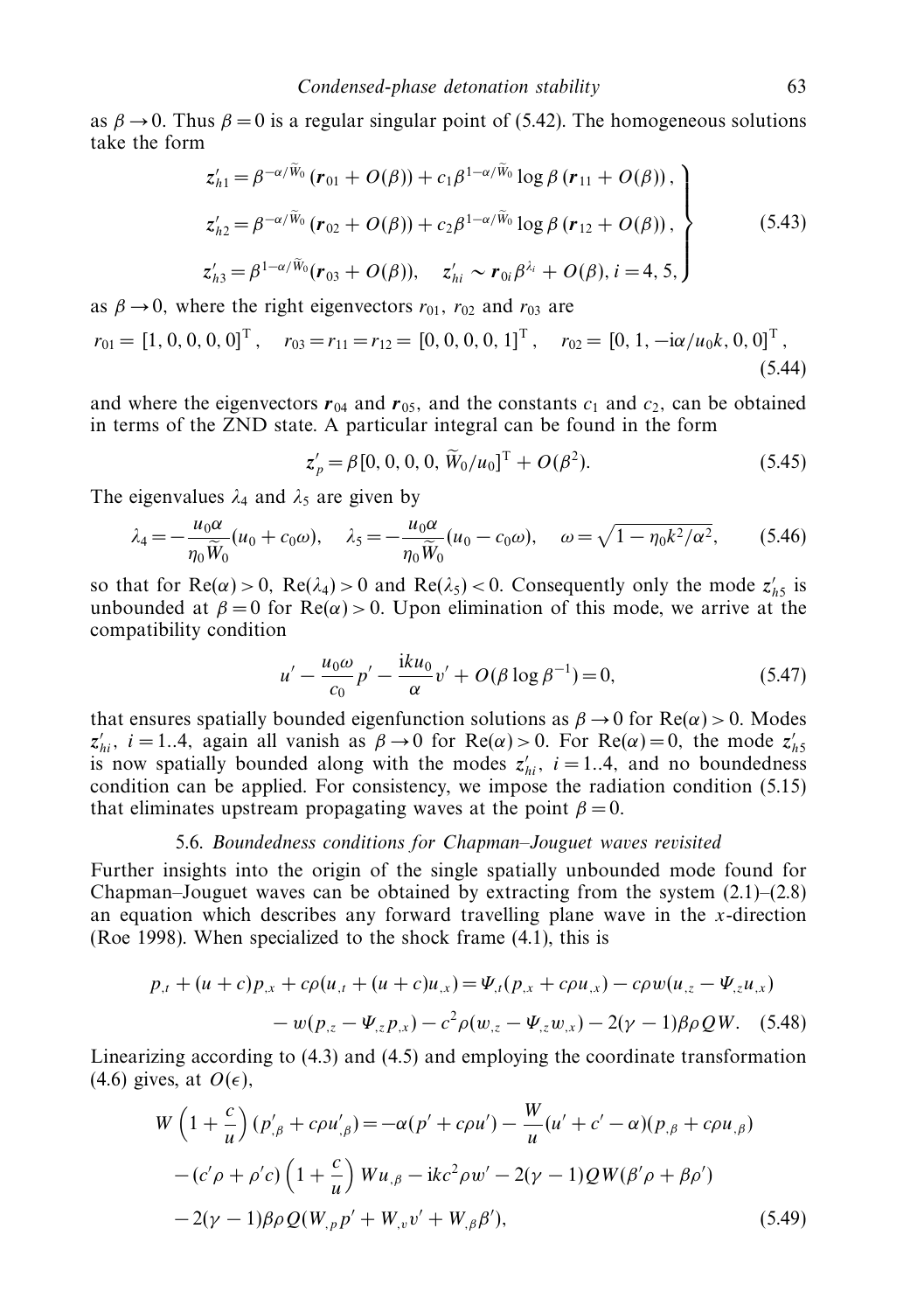as $\beta \to 0$. Thus $\beta = 0$ is a regular singular point of (5.42). The homogeneous solutions take the form

$$
\left.
\begin{aligned}
z'_{h1} &= \beta^{-\alpha/\widetilde{W}_0}\left(\boldsymbol{r}_{01} + O(\beta)\right) + c_1 \beta^{1-\alpha/\widetilde{W}_0} \log \beta \left(\boldsymbol{r}_{11} + O(\beta)\right), \\
z'_{h2} &= \beta^{-\alpha/\widetilde{W}_0}\left(\boldsymbol{r}_{02} + O(\beta)\right) + c_2 \beta^{1-\alpha/\widetilde{W}_0} \log \beta \left(\boldsymbol{r}_{12} + O(\beta)\right), \\
z'_{h3} &= \beta^{1-\alpha/\widetilde{W}_0}(\boldsymbol{r}_{03} + O(\beta)), \quad z'_{hi} \sim \boldsymbol{r}_{0i}\beta^{\lambda_i} + O(\beta), \, i = 4, 5,
\end{aligned}
\right\} \tag{5.43}
$$

as $\beta \to 0$, where the right eigenvectors $r_{01}$, $r_{02}$ and $r_{03}$ are

$$
r_{01} = [1, 0, 0, 0, 0]^{\mathrm{T}}, \quad r_{03} = r_{11} = r_{12} = [0, 0, 0, 0, 1]^{\mathrm{T}}, \quad r_{02} = [0, 1, -\mathrm{i}\alpha/u_0 k, 0, 0]^{\mathrm{T}}, \tag{5.44}
$$

and where the eigenvectors $\boldsymbol{r}_{04}$ and $\boldsymbol{r}_{05}$, and the constants $c_1$ and $c_2$, can be obtained in terms of the ZND state. A particular integral can be found in the form

$$
z'_p = \beta[0, 0, 0, 0, \widetilde{W}_0/u_0]^{\mathrm{T}} + O(\beta^2). \tag{5.45}
$$

The eigenvalues $\lambda_4$ and $\lambda_5$ are given by

$$
\lambda_4 = -\frac{u_0\alpha}{\eta_0 \widetilde{W}_0}(u_0 + c_0\omega), \quad \lambda_5 = -\frac{u_0\alpha}{\eta_0 \widetilde{W}_0}(u_0 - c_0\omega), \quad \omega = \sqrt{1 - \eta_0 k^2/\alpha^2}, \tag{5.46}
$$

so that for $\mathrm{Re}(\alpha) > 0$, $\mathrm{Re}(\lambda_4) > 0$ and $\mathrm{Re}(\lambda_5) < 0$. Consequently only the mode $z'_{h5}$ is unbounded at $\beta = 0$ for $\mathrm{Re}(\alpha) > 0$. Upon elimination of this mode, we arrive at the compatibility condition

$$
u' - \frac{u_0\omega}{c_0}p' - \frac{\mathrm{i}ku_0}{\alpha}v' + O(\beta \log \beta^{-1}) = 0, \tag{5.47}
$$

that ensures spatially bounded eigenfunction solutions as $\beta \to 0$ for $\mathrm{Re}(\alpha) > 0$. Modes $z'_{hi}$, $i = 1..4$, again all vanish as $\beta \to 0$ for $\mathrm{Re}(\alpha) > 0$. For $\mathrm{Re}(\alpha) = 0$, the mode $z'_{h5}$ is now spatially bounded along with the modes $z'_{hi}$, $i = 1..4$, and no boundedness condition can be applied. For consistency, we impose the radiation condition (5.15) that eliminates upstream propagating waves at the point $\beta = 0$.

### 5.6. *Boundedness conditions for Chapman–Jouguet waves revisited*

Further insights into the origin of the single spatially unbounded mode found for Chapman–Jouguet waves can be obtained by extracting from the system (2.1)–(2.8) an equation which describes any forward travelling plane wave in the $x$-direction (Roe 1998). When specialized to the shock frame (4.1), this is

$$
\begin{aligned}
p_{,t} + (u + c)p_{,x} + c\rho(u_{,t} + (u + c)u_{,x}) &= \Psi_{,t}(p_{,x} + c\rho u_{,x}) - c\rho w(u_{,z} - \Psi_{,z}u_{,x}) \\
&\quad - w(p_{,z} - \Psi_{,z}p_{,x}) - c^2\rho(w_{,z} - \Psi_{,z}w_{,x}) - 2(\gamma - 1)\beta\rho Q W.
\end{aligned} \tag{5.48}
$$

Linearizing according to (4.3) and (4.5) and employing the coordinate transformation (4.6) gives, at $O(\epsilon)$,

$$
\begin{aligned}
W\left(1 + \frac{c}{u}\right)(p'_{,\beta} + c\rho u'_{,\beta}) &= -\alpha(p' + c\rho u') - \frac{W}{u}(u' + c' - \alpha)(p_{,\beta} + c\rho u_{,\beta}) \\
&\quad - (c'\rho + \rho' c)\left(1 + \frac{c}{u}\right)Wu_{,\beta} - \mathrm{i}kc^2\rho w' - 2(\gamma - 1)QW(\beta'\rho + \beta\rho') \\
&\quad - 2(\gamma - 1)\beta\rho Q(W_{,p}p' + W_{,v}v' + W_{,\beta}\beta'),
\end{aligned} \tag{5.49}
$$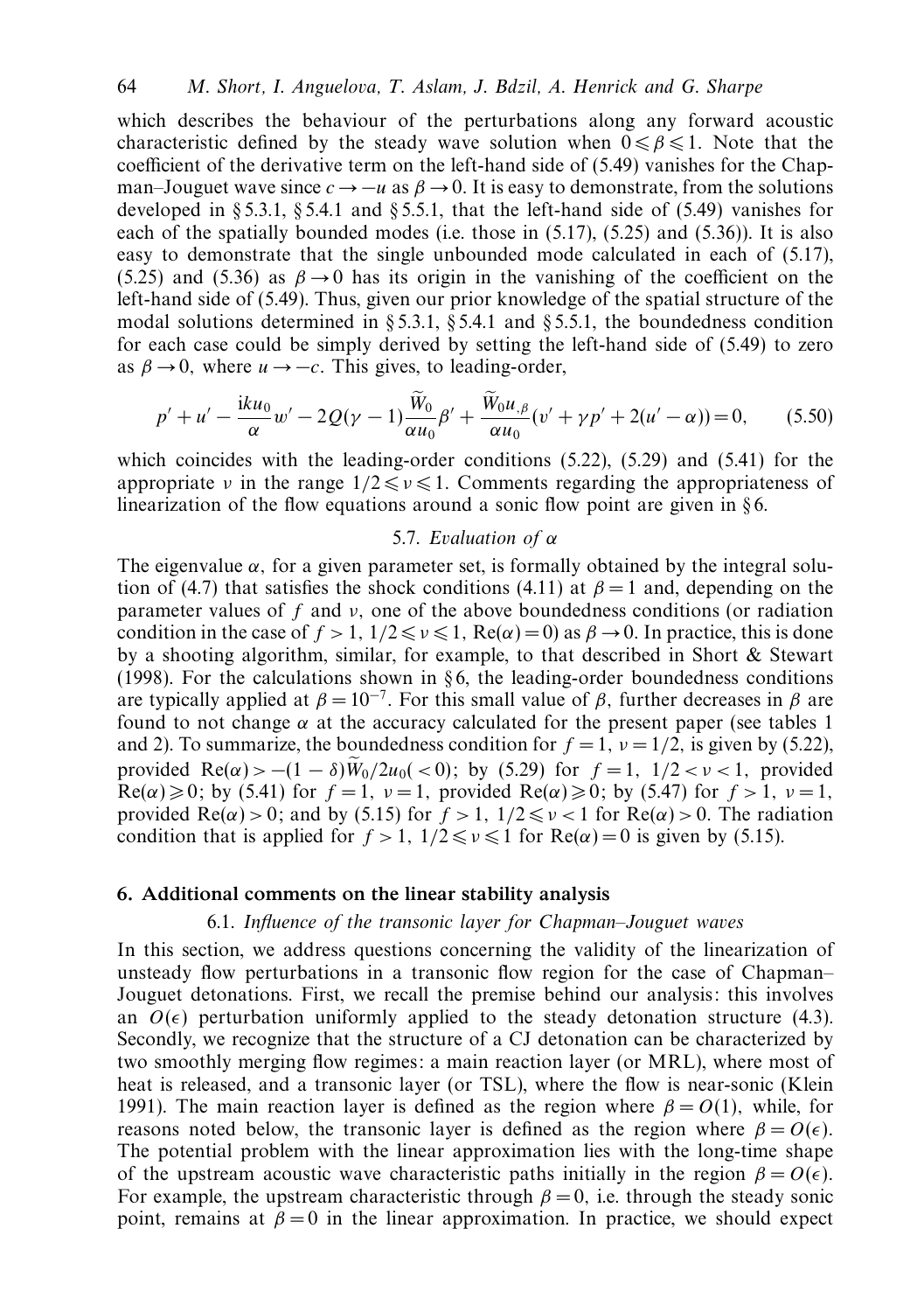which describes the behaviour of the perturbations along any forward acoustic characteristic defined by the steady wave solution when $0 \leqslant \beta \leqslant 1$. Note that the coefficient of the derivative term on the left-hand side of (5.49) vanishes for the Chapman–Jouguet wave since $c \to -u$ as $\beta \to 0$. It is easy to demonstrate, from the solutions developed in § 5.3.1, § 5.4.1 and § 5.5.1, that the left-hand side of (5.49) vanishes for each of the spatially bounded modes (i.e. those in (5.17), (5.25) and (5.36)). It is also easy to demonstrate that the single unbounded mode calculated in each of (5.17), (5.25) and (5.36) as $\beta \to 0$ has its origin in the vanishing of the coefficient on the left-hand side of (5.49). Thus, given our prior knowledge of the spatial structure of the modal solutions determined in § 5.3.1, § 5.4.1 and § 5.5.1, the boundedness condition for each case could be simply derived by setting the left-hand side of (5.49) to zero as $\beta \to 0$, where $u \to -c$. This gives, to leading-order,

$$p' + u' - \frac{iku_0}{\alpha} w' - 2Q(\gamma - 1)\frac{\widetilde{W}_0}{\alpha u_0}\beta' + \frac{\widetilde{W}_0 u_{,\beta}}{\alpha u_0}(v' + \gamma p' + 2(u' - \alpha)) = 0, \tag{5.50}$$

which coincides with the leading-order conditions (5.22), (5.29) and (5.41) for the appropriate $\nu$ in the range $1/2 \leqslant \nu \leqslant 1$. Comments regarding the appropriateness of linearization of the flow equations around a sonic flow point are given in § 6.

### 5.7. *Evaluation of* $\alpha$

The eigenvalue $\alpha$, for a given parameter set, is formally obtained by the integral solution of (4.7) that satisfies the shock conditions (4.11) at $\beta = 1$ and, depending on the parameter values of $f$ and $\nu$, one of the above boundedness conditions (or radiation condition in the case of $f > 1$, $1/2 \leqslant \nu \leqslant 1$, $\mathrm{Re}(\alpha) = 0$) as $\beta \to 0$. In practice, this is done by a shooting algorithm, similar, for example, to that described in Short & Stewart (1998). For the calculations shown in § 6, the leading-order boundedness conditions are typically applied at $\beta = 10^{-7}$. For this small value of $\beta$, further decreases in $\beta$ are found to not change $\alpha$ at the accuracy calculated for the present paper (see tables 1 and 2). To summarize, the boundedness condition for $f = 1$, $\nu = 1/2$, is given by (5.22), provided $\mathrm{Re}(\alpha) > -(1 - \delta)\widetilde{W}_0/2u_0(<0)$; by (5.29) for $f = 1$, $1/2 < \nu < 1$, provided $\mathrm{Re}(\alpha) \geqslant 0$; by (5.41) for $f = 1$, $\nu = 1$, provided $\mathrm{Re}(\alpha) \geqslant 0$; by (5.47) for $f > 1$, $\nu = 1$, provided $\mathrm{Re}(\alpha) > 0$; and by (5.15) for $f > 1$, $1/2 \leqslant \nu < 1$ for $\mathrm{Re}(\alpha) > 0$. The radiation condition that is applied for $f > 1$, $1/2 \leqslant \nu \leqslant 1$ for $\mathrm{Re}(\alpha) = 0$ is given by (5.15).

## 6. Additional comments on the linear stability analysis

### 6.1. *Influence of the transonic layer for Chapman–Jouguet waves*

In this section, we address questions concerning the validity of the linearization of unsteady flow perturbations in a transonic flow region for the case of Chapman–Jouguet detonations. First, we recall the premise behind our analysis: this involves an $O(\epsilon)$ perturbation uniformly applied to the steady detonation structure (4.3). Secondly, we recognize that the structure of a CJ detonation can be characterized by two smoothly merging flow regimes: a main reaction layer (or MRL), where most of heat is released, and a transonic layer (or TSL), where the flow is near-sonic (Klein 1991). The main reaction layer is defined as the region where $\beta = O(1)$, while, for reasons noted below, the transonic layer is defined as the region where $\beta = O(\epsilon)$. The potential problem with the linear approximation lies with the long-time shape of the upstream acoustic wave characteristic paths initially in the region $\beta = O(\epsilon)$. For example, the upstream characteristic through $\beta = 0$, i.e. through the steady sonic point, remains at $\beta = 0$ in the linear approximation. In practice, we should expect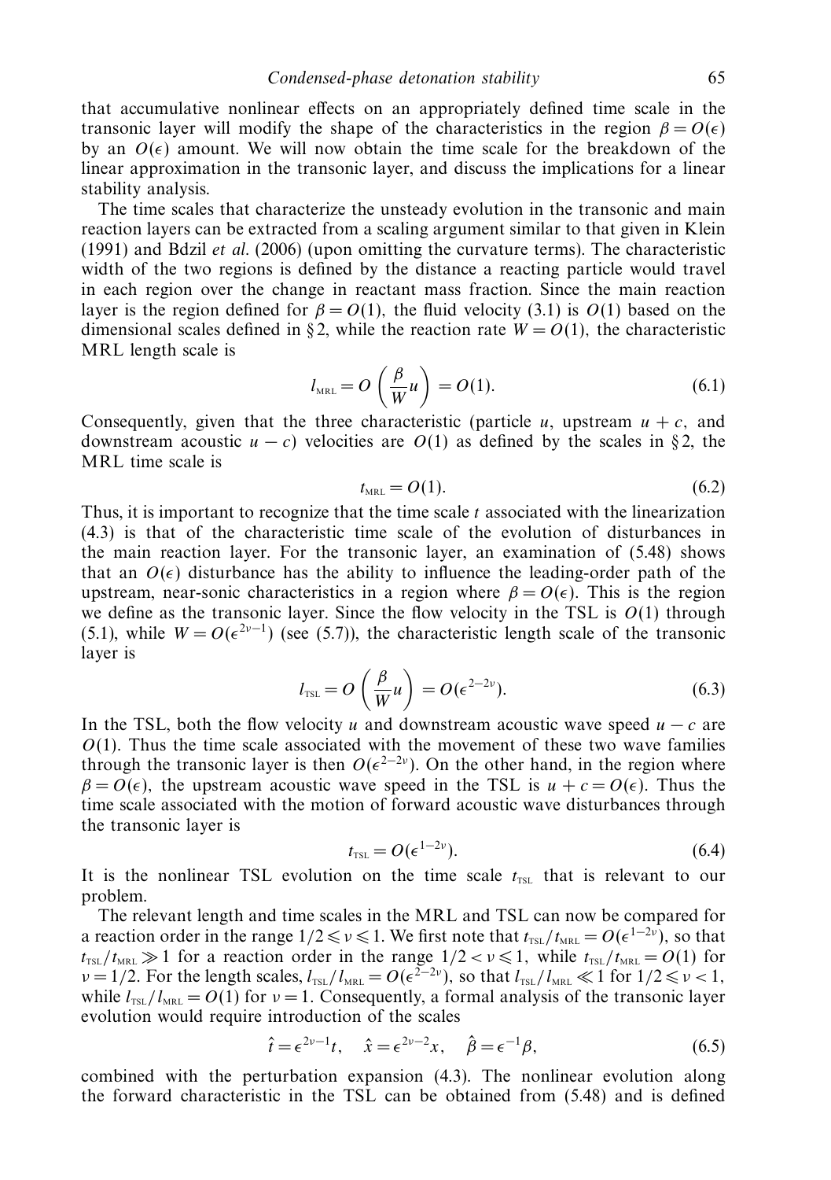that accumulative nonlinear effects on an appropriately defined time scale in the transonic layer will modify the shape of the characteristics in the region $\beta = O(\epsilon)$ by an $O(\epsilon)$ amount. We will now obtain the time scale for the breakdown of the linear approximation in the transonic layer, and discuss the implications for a linear stability analysis.

The time scales that characterize the unsteady evolution in the transonic and main reaction layers can be extracted from a scaling argument similar to that given in Klein (1991) and Bdzil *et al.* (2006) (upon omitting the curvature terms). The characteristic width of the two regions is defined by the distance a reacting particle would travel in each region over the change in reactant mass fraction. Since the main reaction layer is the region defined for $\beta = O(1)$, the fluid velocity (3.1) is $O(1)$ based on the dimensional scales defined in §2, while the reaction rate $W = O(1)$, the characteristic MRL length scale is

$$l_{\text{MRL}} = O\left(\frac{\beta}{W}u\right) = O(1). \tag{6.1}$$

Consequently, given that the three characteristic (particle $u$, upstream $u + c$, and downstream acoustic $u - c$) velocities are $O(1)$ as defined by the scales in §2, the MRL time scale is

$$t_{\text{MRL}} = O(1). \tag{6.2}$$

Thus, it is important to recognize that the time scale $t$ associated with the linearization (4.3) is that of the characteristic time scale of the evolution of disturbances in the main reaction layer. For the transonic layer, an examination of (5.48) shows that an $O(\epsilon)$ disturbance has the ability to influence the leading-order path of the upstream, near-sonic characteristics in a region where $\beta = O(\epsilon)$. This is the region we define as the transonic layer. Since the flow velocity in the TSL is $O(1)$ through (5.1), while $W = O(\epsilon^{2\nu-1})$ (see (5.7)), the characteristic length scale of the transonic layer is

$$l_{\text{TSL}} = O\left(\frac{\beta}{W}u\right) = O(\epsilon^{2-2\nu}). \tag{6.3}$$

In the TSL, both the flow velocity $u$ and downstream acoustic wave speed $u - c$ are $O(1)$. Thus the time scale associated with the movement of these two wave families through the transonic layer is then $O(\epsilon^{2-2\nu})$. On the other hand, in the region where $\beta = O(\epsilon)$, the upstream acoustic wave speed in the TSL is $u + c = O(\epsilon)$. Thus the time scale associated with the motion of forward acoustic wave disturbances through the transonic layer is

$$t_{\text{TSL}} = O(\epsilon^{1-2\nu}). \tag{6.4}$$

It is the nonlinear TSL evolution on the time scale $t_{\text{TSL}}$ that is relevant to our problem.

The relevant length and time scales in the MRL and TSL can now be compared for a reaction order in the range $1/2 \leqslant \nu \leqslant 1$. We first note that $t_{\text{TSL}}/t_{\text{MRL}} = O(\epsilon^{1-2\nu})$, so that $t_{\text{TSL}}/t_{\text{MRL}} \gg 1$ for a reaction order in the range $1/2 < \nu \leqslant 1$, while $t_{\text{TSL}}/t_{\text{MRL}} = O(1)$ for $\nu = 1/2$. For the length scales, $l_{\text{TSL}}/l_{\text{MRL}} = O(\epsilon^{2-2\nu})$, so that $l_{\text{TSL}}/l_{\text{MRL}} \ll 1$ for $1/2 \leqslant \nu < 1$, while $l_{\text{TSL}}/l_{\text{MRL}} = O(1)$ for $\nu = 1$. Consequently, a formal analysis of the transonic layer evolution would require introduction of the scales

$$\hat{t} = \epsilon^{2\nu-1}t, \quad \hat{x} = \epsilon^{2\nu-2}x, \quad \hat{\beta} = \epsilon^{-1}\beta, \tag{6.5}$$

combined with the perturbation expansion (4.3). The nonlinear evolution along the forward characteristic in the TSL can be obtained from (5.48) and is defined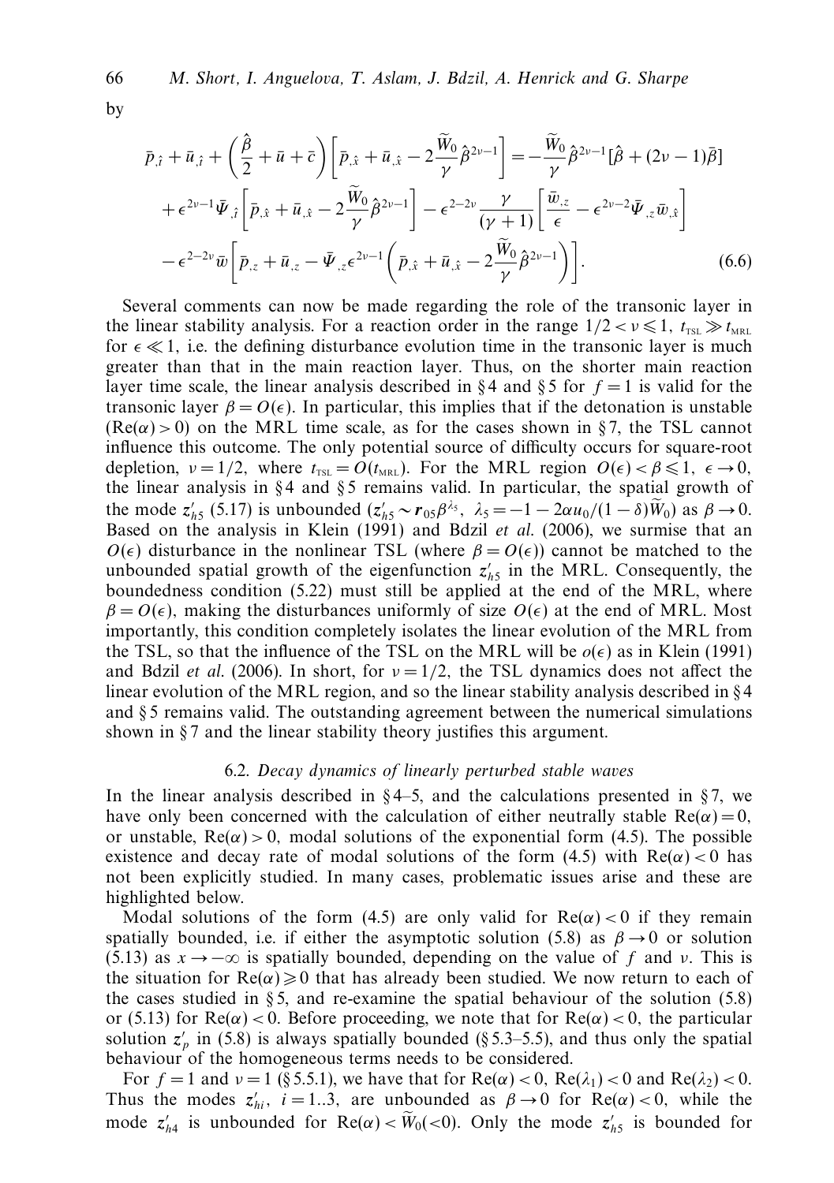by

$$
\begin{aligned}
&\bar{p}_{,\hat{t}} + \bar{u}_{,\hat{t}} + \left(\frac{\hat{\beta}}{2} + \bar{u} + \bar{c}\right)\left[\bar{p}_{,\hat{x}} + \bar{u}_{,\hat{x}} - 2\frac{\widetilde{W}_0}{\gamma}\hat{\beta}^{2\nu-1}\right] = -\frac{\widetilde{W}_0}{\gamma}\hat{\beta}^{2\nu-1}[\hat{\beta} + (2\nu-1)\bar{\beta}] \\
&+ \epsilon^{2\nu-1}\bar{\Psi}_{,\hat{t}}\left[\bar{p}_{,\hat{x}} + \bar{u}_{,\hat{x}} - 2\frac{\widetilde{W}_0}{\gamma}\hat{\beta}^{2\nu-1}\right] - \epsilon^{2-2\nu}\frac{\gamma}{(\gamma+1)}\left[\frac{\bar{w}_{,z}}{\epsilon} - \epsilon^{2\nu-2}\bar{\Psi}_{,z}\bar{w}_{,\hat{x}}\right] \\
&- \epsilon^{2-2\nu}\bar{w}\left[\bar{p}_{,z} + \bar{u}_{,z} - \bar{\Psi}_{,z}\epsilon^{2\nu-1}\left(\bar{p}_{,\hat{x}} + \bar{u}_{,\hat{x}} - 2\frac{\widetilde{W}_0}{\gamma}\hat{\beta}^{2\nu-1}\right)\right].
\end{aligned}
\tag{6.6}
$$

Several comments can now be made regarding the role of the transonic layer in the linear stability analysis. For a reaction order in the range $1/2 < \nu \leqslant 1$, $t_{\text{TSL}} \gg t_{\text{MRL}}$ for $\epsilon \ll 1$, i.e. the defining disturbance evolution time in the transonic layer is much greater than that in the main reaction layer. Thus, on the shorter main reaction layer time scale, the linear analysis described in §4 and §5 for $f = 1$ is valid for the transonic layer $\beta = O(\epsilon)$. In particular, this implies that if the detonation is unstable ($\mathrm{Re}(\alpha) > 0$) on the MRL time scale, as for the cases shown in §7, the TSL cannot influence this outcome. The only potential source of difficulty occurs for square-root depletion, $\nu = 1/2$, where $t_{\text{TSL}} = O(t_{\text{MRL}})$. For the MRL region $O(\epsilon) < \beta \leqslant 1$, $\epsilon \to 0$, the linear analysis in §4 and §5 remains valid. In particular, the spatial growth of the mode $z'_{h5}$ (5.17) is unbounded ($z'_{h5} \sim \boldsymbol{r}_{05}\beta^{\lambda_5}$, $\lambda_5 = -1 - 2\alpha u_0/(1-\delta)\widetilde{W}_0$) as $\beta \to 0$. Based on the analysis in Klein (1991) and Bdzil *et al.* (2006), we surmise that an $O(\epsilon)$ disturbance in the nonlinear TSL (where $\beta = O(\epsilon)$) cannot be matched to the unbounded spatial growth of the eigenfunction $z'_{h5}$ in the MRL. Consequently, the boundedness condition (5.22) must still be applied at the end of the MRL, where $\beta = O(\epsilon)$, making the disturbances uniformly of size $O(\epsilon)$ at the end of MRL. Most importantly, this condition completely isolates the linear evolution of the MRL from the TSL, so that the influence of the TSL on the MRL will be $o(\epsilon)$ as in Klein (1991) and Bdzil *et al.* (2006). In short, for $\nu = 1/2$, the TSL dynamics does not affect the linear evolution of the MRL region, and so the linear stability analysis described in §4 and §5 remains valid. The outstanding agreement between the numerical simulations shown in §7 and the linear stability theory justifies this argument.

### 6.2. *Decay dynamics of linearly perturbed stable waves*

In the linear analysis described in §4–5, and the calculations presented in §7, we have only been concerned with the calculation of either neutrally stable $\mathrm{Re}(\alpha) = 0$, or unstable, $\mathrm{Re}(\alpha) > 0$, modal solutions of the exponential form (4.5). The possible existence and decay rate of modal solutions of the form (4.5) with $\mathrm{Re}(\alpha) < 0$ has not been explicitly studied. In many cases, problematic issues arise and these are highlighted below.

Modal solutions of the form (4.5) are only valid for $\mathrm{Re}(\alpha) < 0$ if they remain spatially bounded, i.e. if either the asymptotic solution (5.8) as $\beta \to 0$ or solution (5.13) as $x \to -\infty$ is spatially bounded, depending on the value of $f$ and $\nu$. This is the situation for $\mathrm{Re}(\alpha) \geqslant 0$ that has already been studied. We now return to each of the cases studied in §5, and re-examine the spatial behaviour of the solution (5.8) or (5.13) for $\mathrm{Re}(\alpha) < 0$. Before proceeding, we note that for $\mathrm{Re}(\alpha) < 0$, the particular solution $z'_p$ in (5.8) is always spatially bounded (§5.3–5.5), and thus only the spatial behaviour of the homogeneous terms needs to be considered.

For $f = 1$ and $\nu = 1$ (§5.5.1), we have that for $\mathrm{Re}(\alpha) < 0$, $\mathrm{Re}(\lambda_1) < 0$ and $\mathrm{Re}(\lambda_2) < 0$. Thus the modes $z'_{hi}$, $i = 1..3$, are unbounded as $\beta \to 0$ for $\mathrm{Re}(\alpha) < 0$, while the mode $z'_{h4}$ is unbounded for $\mathrm{Re}(\alpha) < \widetilde{W}_0 (<0)$. Only the mode $z'_{h5}$ is bounded for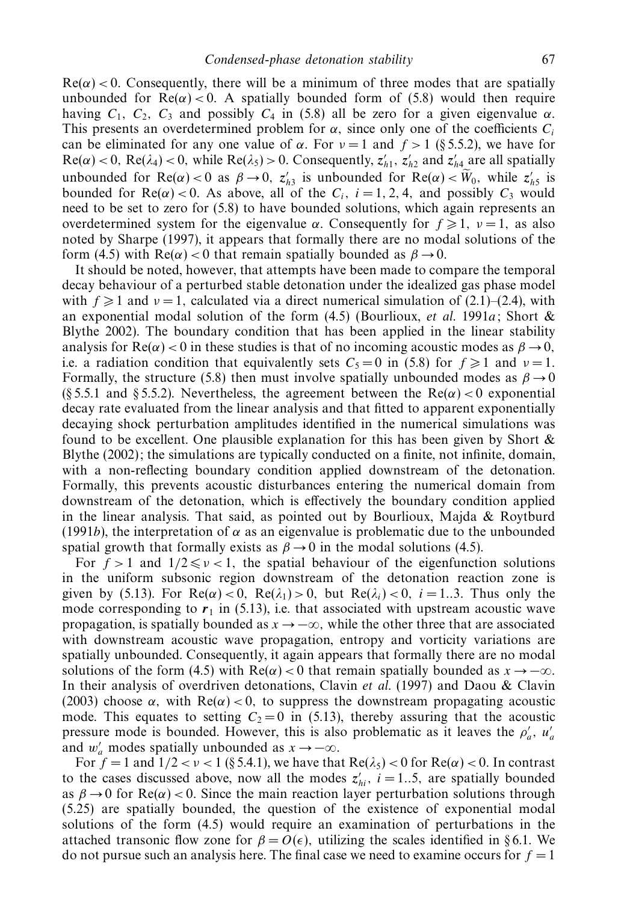$\mathrm{Re}(\alpha) < 0$. Consequently, there will be a minimum of three modes that are spatially unbounded for $\mathrm{Re}(\alpha) < 0$. A spatially bounded form of (5.8) would then require having $C_1$, $C_2$, $C_3$ and possibly $C_4$ in (5.8) all be zero for a given eigenvalue $\alpha$. This presents an overdetermined problem for $\alpha$, since only one of the coefficients $C_i$ can be eliminated for any one value of $\alpha$. For $\nu = 1$ and $f > 1$ (§ 5.5.2), we have for $\mathrm{Re}(\alpha) < 0$, $\mathrm{Re}(\lambda_4) < 0$, while $\mathrm{Re}(\lambda_5) > 0$. Consequently, $z'_{h1}$, $z'_{h2}$ and $z'_{h4}$ are all spatially unbounded for $\mathrm{Re}(\alpha) < 0$ as $\beta \to 0$, $z'_{h3}$ is unbounded for $\mathrm{Re}(\alpha) < \widetilde{W}_0$, while $z'_{h5}$ is bounded for $\mathrm{Re}(\alpha) < 0$. As above, all of the $C_i$, $i = 1, 2, 4$, and possibly $C_3$ would need to be set to zero for (5.8) to have bounded solutions, which again represents an overdetermined system for the eigenvalue $\alpha$. Consequently for $f \geqslant 1$, $\nu = 1$, as also noted by Sharpe (1997), it appears that formally there are no modal solutions of the form (4.5) with $\mathrm{Re}(\alpha) < 0$ that remain spatially bounded as $\beta \to 0$.

It should be noted, however, that attempts have been made to compare the temporal decay behaviour of a perturbed stable detonation under the idealized gas phase model with $f \geqslant 1$ and $\nu = 1$, calculated via a direct numerical simulation of (2.1)–(2.4), with an exponential modal solution of the form (4.5) (Bourlioux, *et al.* 1991*a*; Short & Blythe 2002). The boundary condition that has been applied in the linear stability analysis for $\mathrm{Re}(\alpha) < 0$ in these studies is that of no incoming acoustic modes as $\beta \to 0$, i.e. a radiation condition that equivalently sets $C_5 = 0$ in (5.8) for $f \geqslant 1$ and $\nu = 1$. Formally, the structure (5.8) then must involve spatially unbounded modes as $\beta \to 0$ (§ 5.5.1 and § 5.5.2). Nevertheless, the agreement between the $\mathrm{Re}(\alpha) < 0$ exponential decay rate evaluated from the linear analysis and that fitted to apparent exponentially decaying shock perturbation amplitudes identified in the numerical simulations was found to be excellent. One plausible explanation for this has been given by Short & Blythe (2002); the simulations are typically conducted on a finite, not infinite, domain, with a non-reflecting boundary condition applied downstream of the detonation. Formally, this prevents acoustic disturbances entering the numerical domain from downstream of the detonation, which is effectively the boundary condition applied in the linear analysis. That said, as pointed out by Bourlioux, Majda & Roytburd (1991*b*), the interpretation of $\alpha$ as an eigenvalue is problematic due to the unbounded spatial growth that formally exists as $\beta \to 0$ in the modal solutions (4.5).

For $f > 1$ and $1/2 \leqslant \nu < 1$, the spatial behaviour of the eigenfunction solutions in the uniform subsonic region downstream of the detonation reaction zone is given by (5.13). For $\mathrm{Re}(\alpha) < 0$, $\mathrm{Re}(\lambda_1) > 0$, but $\mathrm{Re}(\lambda_i) < 0$, $i = 1..3$. Thus only the mode corresponding to $\boldsymbol{r}_1$ in (5.13), i.e. that associated with upstream acoustic wave propagation, is spatially bounded as $x \to -\infty$, while the other three that are associated with downstream acoustic wave propagation, entropy and vorticity variations are spatially unbounded. Consequently, it again appears that formally there are no modal solutions of the form (4.5) with $\mathrm{Re}(\alpha) < 0$ that remain spatially bounded as $x \to -\infty$. In their analysis of overdriven detonations, Clavin *et al.* (1997) and Daou & Clavin (2003) choose $\alpha$, with $\mathrm{Re}(\alpha) < 0$, to suppress the downstream propagating acoustic mode. This equates to setting $C_2 = 0$ in (5.13), thereby assuring that the acoustic pressure mode is bounded. However, this is also problematic as it leaves the $\rho'_a$, $u'_a$ and $w'_a$ modes spatially unbounded as $x \to -\infty$.

For $f = 1$ and $1/2 < \nu < 1$ (§ 5.4.1), we have that $\mathrm{Re}(\lambda_5) < 0$ for $\mathrm{Re}(\alpha) < 0$. In contrast to the cases discussed above, now all the modes $z'_{hi}$, $i = 1..5$, are spatially bounded as $\beta \to 0$ for $\mathrm{Re}(\alpha) < 0$. Since the main reaction layer perturbation solutions through (5.25) are spatially bounded, the question of the existence of exponential modal solutions of the form (4.5) would require an examination of perturbations in the attached transonic flow zone for $\beta = O(\epsilon)$, utilizing the scales identified in § 6.1. We do not pursue such an analysis here. The final case we need to examine occurs for $f = 1$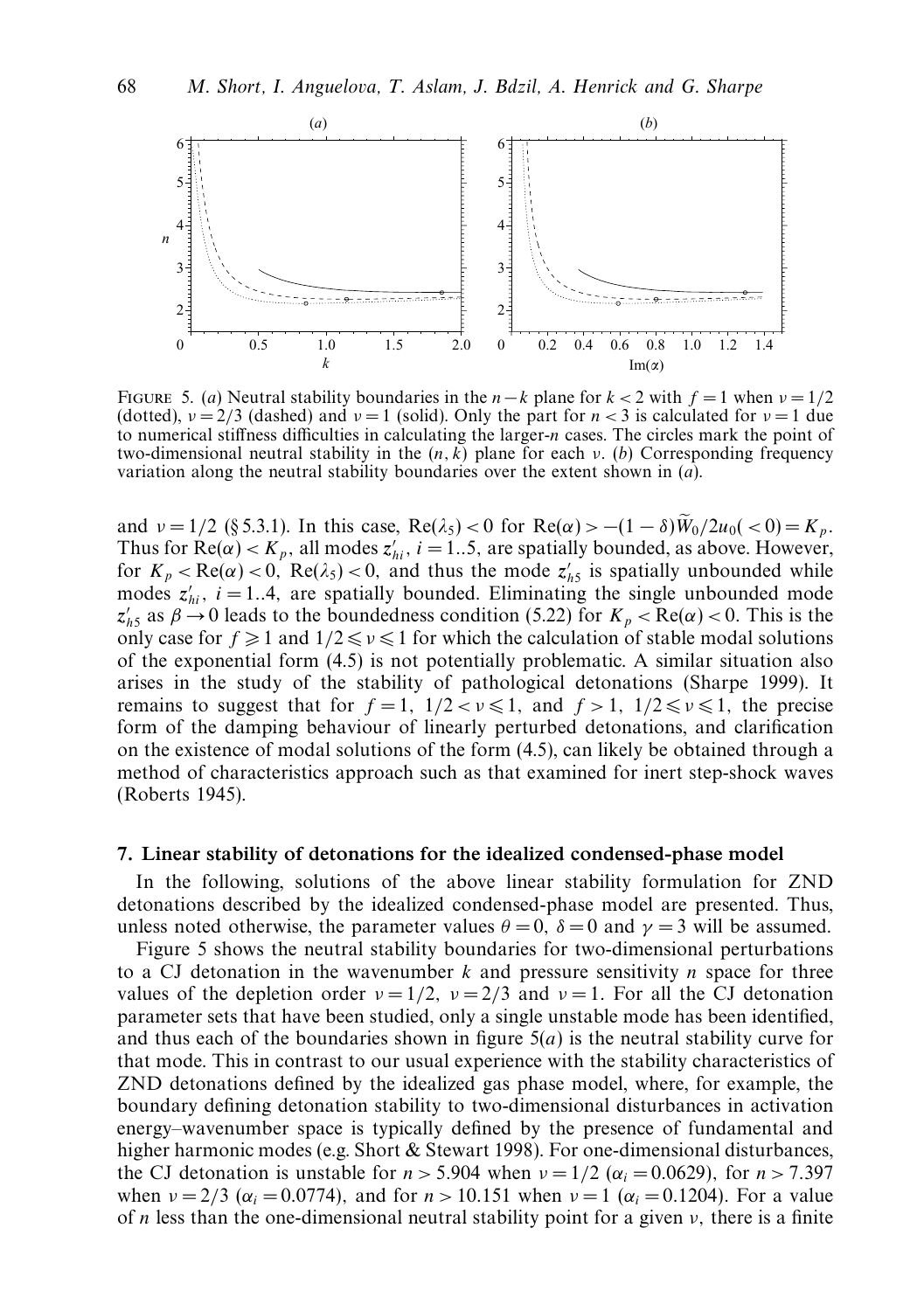(a)

(b)

n

6
5
4
3
2
0

0 0.5 1.0 1.5 2.0

k

6
5
4
3
2

0 0.2 0.4 0.6 0.8 1.0 1.2 1.4

Im(α)

FIGURE 5. (*a*) Neutral stability boundaries in the $n-k$ plane for $k < 2$ with $f = 1$ when $\nu = 1/2$ (dotted), $\nu = 2/3$ (dashed) and $\nu = 1$ (solid). Only the part for $n < 3$ is calculated for $\nu = 1$ due to numerical stiffness difficulties in calculating the larger-$n$ cases. The circles mark the point of two-dimensional neutral stability in the $(n, k)$ plane for each $\nu$. (*b*) Corresponding frequency variation along the neutral stability boundaries over the extent shown in (*a*).

and $\nu = 1/2$ (§ 5.3.1). In this case, $\mathrm{Re}(\lambda_5) < 0$ for $\mathrm{Re}(\alpha) > -(1-\delta)\widetilde{W}_0/2u_0(<0) = K_p$. Thus for $\mathrm{Re}(\alpha) < K_p$, all modes $z'_{hi}$, $i = 1..5$, are spatially bounded, as above. However, for $K_p < \mathrm{Re}(\alpha) < 0$, $\mathrm{Re}(\lambda_5) < 0$, and thus the mode $z'_{h5}$ is spatially unbounded while modes $z'_{hi}$, $i = 1..4$, are spatially bounded. Eliminating the single unbounded mode $z'_{h5}$ as $\beta \to 0$ leads to the boundedness condition (5.22) for $K_p < \mathrm{Re}(\alpha) < 0$. This is the only case for $f \geqslant 1$ and $1/2 \leqslant \nu \leqslant 1$ for which the calculation of stable modal solutions of the exponential form (4.5) is not potentially problematic. A similar situation also arises in the study of the stability of pathological detonations (Sharpe 1999). It remains to suggest that for $f = 1$, $1/2 < \nu \leqslant 1$, and $f > 1$, $1/2 \leqslant \nu \leqslant 1$, the precise form of the damping behaviour of linearly perturbed detonations, and clarification on the existence of modal solutions of the form (4.5), can likely be obtained through a method of characteristics approach such as that examined for inert step-shock waves (Roberts 1945).

## 7. Linear stability of detonations for the idealized condensed-phase model

In the following, solutions of the above linear stability formulation for ZND detonations described by the idealized condensed-phase model are presented. Thus, unless noted otherwise, the parameter values $\theta = 0$, $\delta = 0$ and $\gamma = 3$ will be assumed.

Figure 5 shows the neutral stability boundaries for two-dimensional perturbations to a CJ detonation in the wavenumber $k$ and pressure sensitivity $n$ space for three values of the depletion order $\nu = 1/2$, $\nu = 2/3$ and $\nu = 1$. For all the CJ detonation parameter sets that have been studied, only a single unstable mode has been identified, and thus each of the boundaries shown in figure 5(*a*) is the neutral stability curve for that mode. This in contrast to our usual experience with the stability characteristics of ZND detonations defined by the idealized gas phase model, where, for example, the boundary defining detonation stability to two-dimensional disturbances in activation energy–wavenumber space is typically defined by the presence of fundamental and higher harmonic modes (e.g. Short & Stewart 1998). For one-dimensional disturbances, the CJ detonation is unstable for $n > 5.904$ when $\nu = 1/2$ ($\alpha_i = 0.0629$), for $n > 7.397$ when $\nu = 2/3$ ($\alpha_i = 0.0774$), and for $n > 10.151$ when $\nu = 1$ ($\alpha_i = 0.1204$). For a value of $n$ less than the one-dimensional neutral stability point for a given $\nu$, there is a finite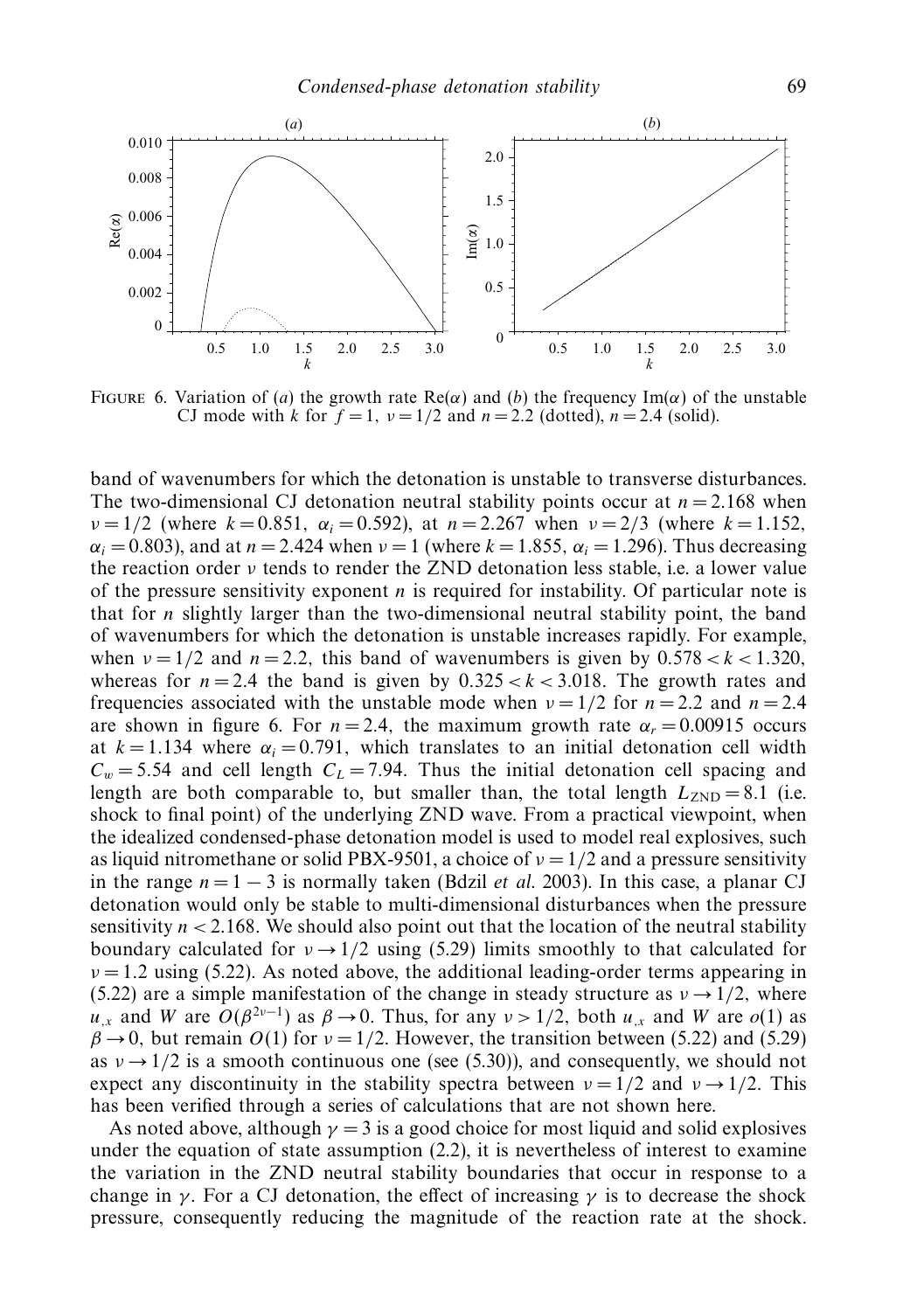FIGURE 6. Variation of (a) the growth rate $\mathrm{Re}(\alpha)$ and (b) the frequency $\mathrm{Im}(\alpha)$ of the unstable CJ mode with $k$ for $f = 1$, $\nu = 1/2$ and $n = 2.2$ (dotted), $n = 2.4$ (solid).

band of wavenumbers for which the detonation is unstable to transverse disturbances. The two-dimensional CJ detonation neutral stability points occur at $n = 2.168$ when $\nu = 1/2$ (where $k = 0.851$, $\alpha_i = 0.592$), at $n = 2.267$ when $\nu = 2/3$ (where $k = 1.152$, $\alpha_i = 0.803$), and at $n = 2.424$ when $\nu = 1$ (where $k = 1.855$, $\alpha_i = 1.296$). Thus decreasing the reaction order $\nu$ tends to render the ZND detonation less stable, i.e. a lower value of the pressure sensitivity exponent $n$ is required for instability. Of particular note is that for $n$ slightly larger than the two-dimensional neutral stability point, the band of wavenumbers for which the detonation is unstable increases rapidly. For example, when $\nu = 1/2$ and $n = 2.2$, this band of wavenumbers is given by $0.578 < k < 1.320$, whereas for $n = 2.4$ the band is given by $0.325 < k < 3.018$. The growth rates and frequencies associated with the unstable mode when $\nu = 1/2$ for $n = 2.2$ and $n = 2.4$ are shown in figure 6. For $n = 2.4$, the maximum growth rate $\alpha_r = 0.00915$ occurs at $k = 1.134$ where $\alpha_i = 0.791$, which translates to an initial detonation cell width $C_w = 5.54$ and cell length $C_L = 7.94$. Thus the initial detonation cell spacing and length are both comparable to, but smaller than, the total length $L_{\mathrm{ZND}} = 8.1$ (i.e. shock to final point) of the underlying ZND wave. From a practical viewpoint, when the idealized condensed-phase detonation model is used to model real explosives, such as liquid nitromethane or solid PBX-9501, a choice of $\nu = 1/2$ and a pressure sensitivity in the range $n = 1 - 3$ is normally taken (Bdzil *et al.* 2003). In this case, a planar CJ detonation would only be stable to multi-dimensional disturbances when the pressure sensitivity $n < 2.168$. We should also point out that the location of the neutral stability boundary calculated for $\nu \to 1/2$ using (5.29) limits smoothly to that calculated for $\nu = 1.2$ using (5.22). As noted above, the additional leading-order terms appearing in (5.22) are a simple manifestation of the change in steady structure as $\nu \to 1/2$, where $u_{,x}$ and $W$ are $O(\beta^{2\nu-1})$ as $\beta \to 0$. Thus, for any $\nu > 1/2$, both $u_{,x}$ and $W$ are $o(1)$ as $\beta \to 0$, but remain $O(1)$ for $\nu = 1/2$. However, the transition between (5.22) and (5.29) as $\nu \to 1/2$ is a smooth continuous one (see (5.30)), and consequently, we should not expect any discontinuity in the stability spectra between $\nu = 1/2$ and $\nu \to 1/2$. This has been verified through a series of calculations that are not shown here.

As noted above, although $\gamma = 3$ is a good choice for most liquid and solid explosives under the equation of state assumption (2.2), it is nevertheless of interest to examine the variation in the ZND neutral stability boundaries that occur in response to a change in $\gamma$. For a CJ detonation, the effect of increasing $\gamma$ is to decrease the shock pressure, consequently reducing the magnitude of the reaction rate at the shock.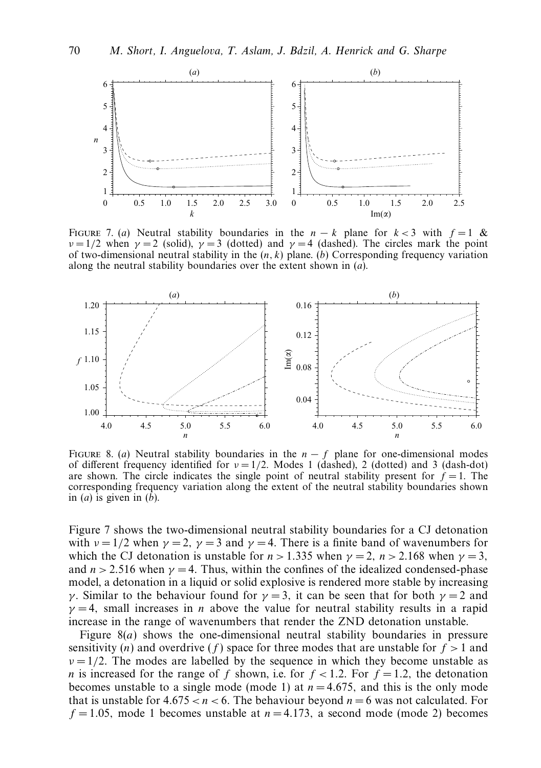(a)

6
5
4
n
3
2
1
0 0.5 1.0 1.5 2.0 2.5 3.0
k

(b)

6
5
4
3
2
1
0 0.5 1.0 1.5 2.0 2.5
Im(α)

FIGURE 7. (a) Neutral stability boundaries in the $n-k$ plane for $k < 3$ with $f = 1$ & $\nu = 1/2$ when $\gamma = 2$ (solid), $\gamma = 3$ (dotted) and $\gamma = 4$ (dashed). The circles mark the point of two-dimensional neutral stability in the $(n, k)$ plane. (b) Corresponding frequency variation along the neutral stability boundaries over the extent shown in (a).

(a)

1.20
1.15
f 1.10
1.05
1.00
4.0 4.5 5.0 5.5 6.0
n

(b)

0.16
0.12
Im(α) 0.08
0.04
4.0 4.5 5.0 5.5 6.0
n

FIGURE 8. (a) Neutral stability boundaries in the $n-f$ plane for one-dimensional modes of different frequency identified for $\nu = 1/2$. Modes 1 (dashed), 2 (dotted) and 3 (dash-dot) are shown. The circle indicates the single point of neutral stability present for $f = 1$. The corresponding frequency variation along the extent of the neutral stability boundaries shown in (a) is given in (b).

Figure 7 shows the two-dimensional neutral stability boundaries for a CJ detonation with $\nu = 1/2$ when $\gamma = 2$, $\gamma = 3$ and $\gamma = 4$. There is a finite band of wavenumbers for which the CJ detonation is unstable for $n > 1.335$ when $\gamma = 2$, $n > 2.168$ when $\gamma = 3$, and $n > 2.516$ when $\gamma = 4$. Thus, within the confines of the idealized condensed-phase model, a detonation in a liquid or solid explosive is rendered more stable by increasing $\gamma$. Similar to the behaviour found for $\gamma = 3$, it can be seen that for both $\gamma = 2$ and $\gamma = 4$, small increases in $n$ above the value for neutral stability results in a rapid increase in the range of wavenumbers that render the ZND detonation unstable.

Figure 8(a) shows the one-dimensional neutral stability boundaries in pressure sensitivity ($n$) and overdrive ($f$) space for three modes that are unstable for $f > 1$ and $\nu = 1/2$. The modes are labelled by the sequence in which they become unstable as $n$ is increased for the range of $f$ shown, i.e. for $f < 1.2$. For $f = 1.2$, the detonation becomes unstable to a single mode (mode 1) at $n = 4.675$, and this is the only mode that is unstable for $4.675 < n < 6$. The behaviour beyond $n = 6$ was not calculated. For $f = 1.05$, mode 1 becomes unstable at $n = 4.173$, a second mode (mode 2) becomes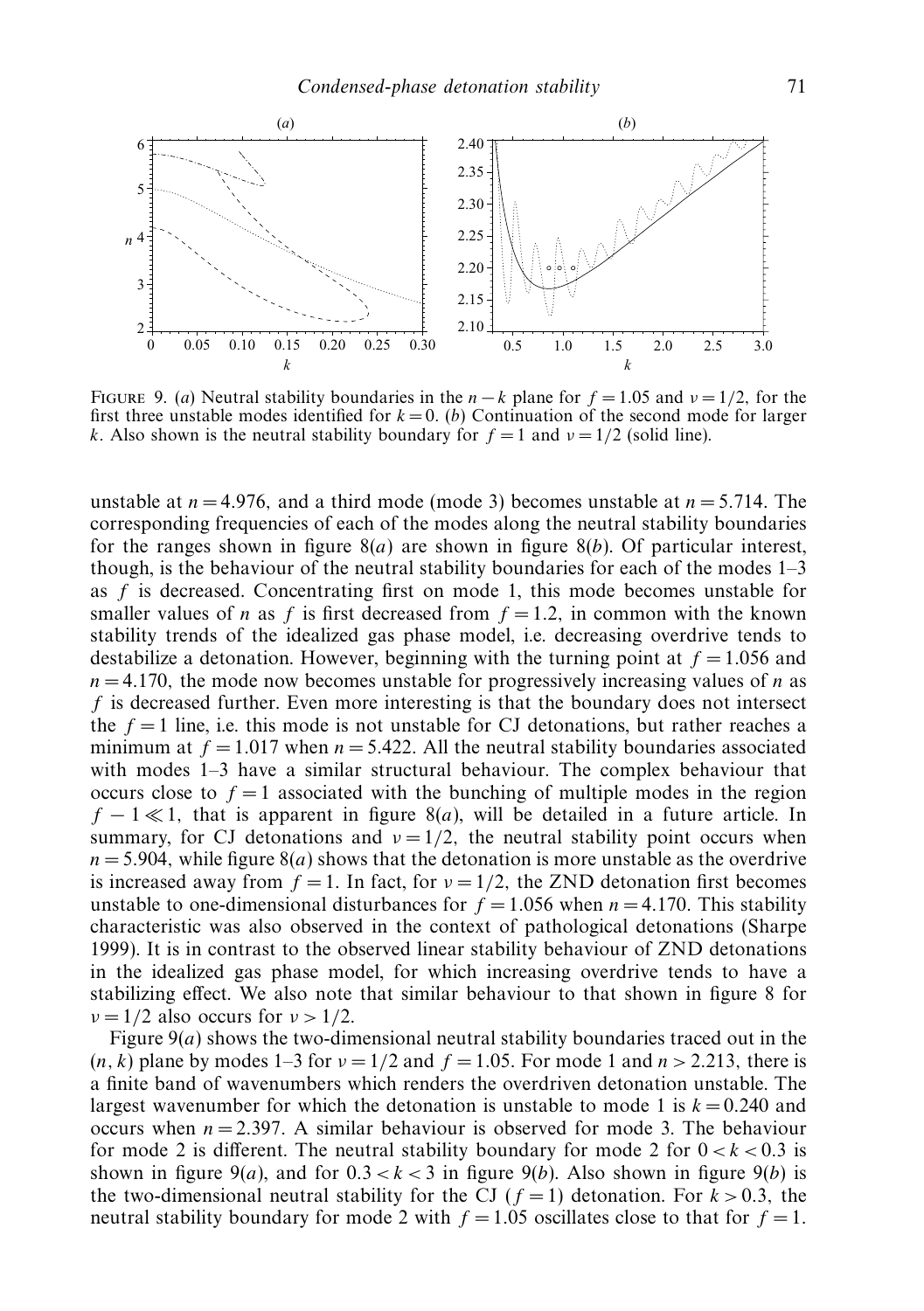(a)

6
5
$n$ 4
3
2
0 0.05 0.10 0.15 0.20 0.25 0.30
$k$

(b)

2.40
2.35
2.30
2.25
2.20
2.15
2.10
0.5 1.0 1.5 2.0 2.5 3.0
$k$

FIGURE 9. (a) Neutral stability boundaries in the $n-k$ plane for $f=1.05$ and $\nu=1/2$, for the first three unstable modes identified for $k=0$. (b) Continuation of the second mode for larger $k$. Also shown is the neutral stability boundary for $f=1$ and $\nu=1/2$ (solid line).

unstable at $n=4.976$, and a third mode (mode 3) becomes unstable at $n=5.714$. The corresponding frequencies of each of the modes along the neutral stability boundaries for the ranges shown in figure 8(a) are shown in figure 8(b). Of particular interest, though, is the behaviour of the neutral stability boundaries for each of the modes 1–3 as $f$ is decreased. Concentrating first on mode 1, this mode becomes unstable for smaller values of $n$ as $f$ is first decreased from $f=1.2$, in common with the known stability trends of the idealized gas phase model, i.e. decreasing overdrive tends to destabilize a detonation. However, beginning with the turning point at $f=1.056$ and $n=4.170$, the mode now becomes unstable for progressively increasing values of $n$ as $f$ is decreased further. Even more interesting is that the boundary does not intersect the $f=1$ line, i.e. this mode is not unstable for CJ detonations, but rather reaches a minimum at $f=1.017$ when $n=5.422$. All the neutral stability boundaries associated with modes 1–3 have a similar structural behaviour. The complex behaviour that occurs close to $f=1$ associated with the bunching of multiple modes in the region $f-1 \ll 1$, that is apparent in figure 8(a), will be detailed in a future article. In summary, for CJ detonations and $\nu=1/2$, the neutral stability point occurs when $n=5.904$, while figure 8(a) shows that the detonation is more unstable as the overdrive is increased away from $f=1$. In fact, for $\nu=1/2$, the ZND detonation first becomes unstable to one-dimensional disturbances for $f=1.056$ when $n=4.170$. This stability characteristic was also observed in the context of pathological detonations (Sharpe 1999). It is in contrast to the observed linear stability behaviour of ZND detonations in the idealized gas phase model, for which increasing overdrive tends to have a stabilizing effect. We also note that similar behaviour to that shown in figure 8 for $\nu=1/2$ also occurs for $\nu>1/2$.

Figure 9(a) shows the two-dimensional neutral stability boundaries traced out in the $(n,k)$ plane by modes 1–3 for $\nu=1/2$ and $f=1.05$. For mode 1 and $n>2.213$, there is a finite band of wavenumbers which renders the overdriven detonation unstable. The largest wavenumber for which the detonation is unstable to mode 1 is $k=0.240$ and occurs when $n=2.397$. A similar behaviour is observed for mode 3. The behaviour for mode 2 is different. The neutral stability boundary for mode 2 for $0<k<0.3$ is shown in figure 9(a), and for $0.3<k<3$ in figure 9(b). Also shown in figure 9(b) is the two-dimensional neutral stability for the CJ ($f=1$) detonation. For $k>0.3$, the neutral stability boundary for mode 2 with $f=1.05$ oscillates close to that for $f=1$.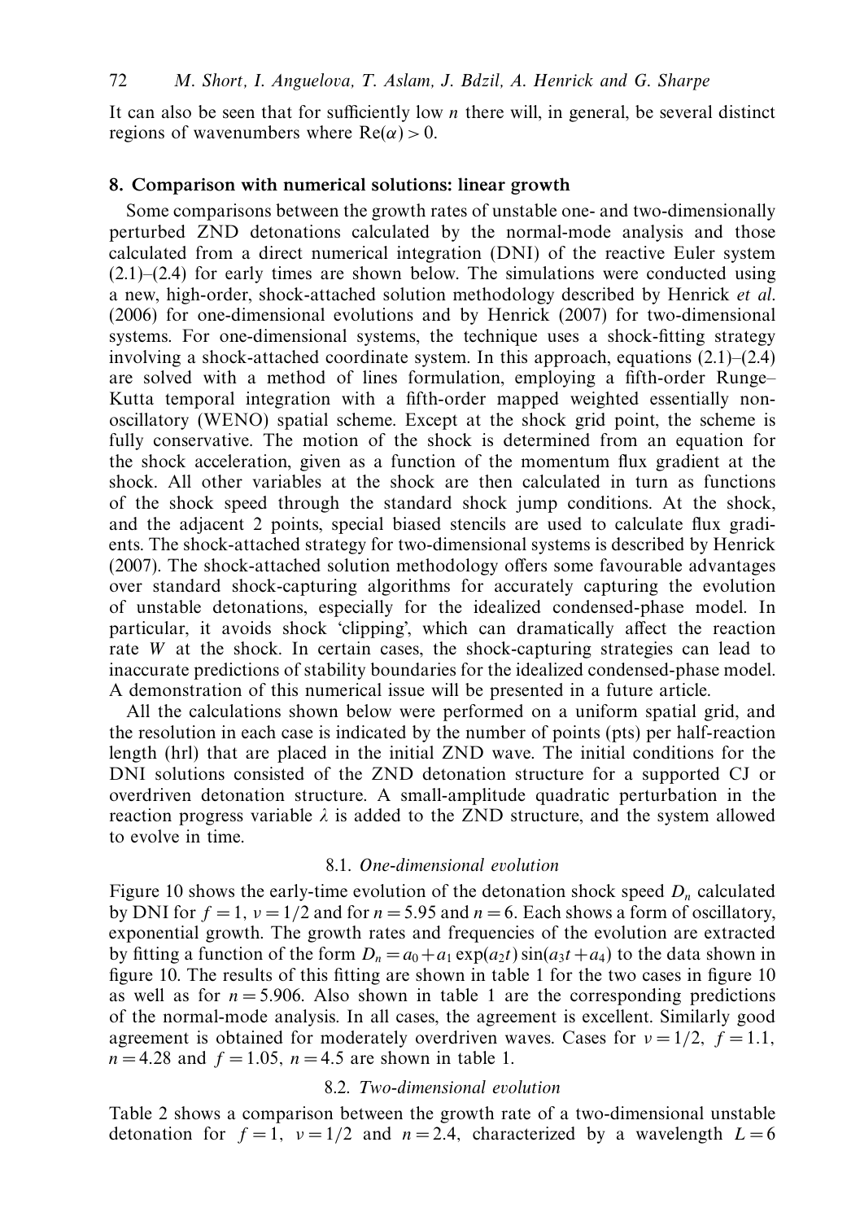It can also be seen that for sufficiently low $n$ there will, in general, be several distinct regions of wavenumbers where $\mathrm{Re}(\alpha) > 0$.

## 8. Comparison with numerical solutions: linear growth

Some comparisons between the growth rates of unstable one- and two-dimensionally perturbed ZND detonations calculated by the normal-mode analysis and those calculated from a direct numerical integration (DNI) of the reactive Euler system (2.1)–(2.4) for early times are shown below. The simulations were conducted using a new, high-order, shock-attached solution methodology described by Henrick *et al.* (2006) for one-dimensional evolutions and by Henrick (2007) for two-dimensional systems. For one-dimensional systems, the technique uses a shock-fitting strategy involving a shock-attached coordinate system. In this approach, equations (2.1)–(2.4) are solved with a method of lines formulation, employing a fifth-order Runge–Kutta temporal integration with a fifth-order mapped weighted essentially non-oscillatory (WENO) spatial scheme. Except at the shock grid point, the scheme is fully conservative. The motion of the shock is determined from an equation for the shock acceleration, given as a function of the momentum flux gradient at the shock. All other variables at the shock are then calculated in turn as functions of the shock speed through the standard shock jump conditions. At the shock, and the adjacent 2 points, special biased stencils are used to calculate flux gradients. The shock-attached strategy for two-dimensional systems is described by Henrick (2007). The shock-attached solution methodology offers some favourable advantages over standard shock-capturing algorithms for accurately capturing the evolution of unstable detonations, especially for the idealized condensed-phase model. In particular, it avoids shock 'clipping', which can dramatically affect the reaction rate $W$ at the shock. In certain cases, the shock-capturing strategies can lead to inaccurate predictions of stability boundaries for the idealized condensed-phase model. A demonstration of this numerical issue will be presented in a future article.

All the calculations shown below were performed on a uniform spatial grid, and the resolution in each case is indicated by the number of points (pts) per half-reaction length (hrl) that are placed in the initial ZND wave. The initial conditions for the DNI solutions consisted of the ZND detonation structure for a supported CJ or overdriven detonation structure. A small-amplitude quadratic perturbation in the reaction progress variable $\lambda$ is added to the ZND structure, and the system allowed to evolve in time.

### 8.1. *One-dimensional evolution*

Figure 10 shows the early-time evolution of the detonation shock speed $D_n$ calculated by DNI for $f = 1$, $\nu = 1/2$ and for $n = 5.95$ and $n = 6$. Each shows a form of oscillatory, exponential growth. The growth rates and frequencies of the evolution are extracted by fitting a function of the form $D_n = a_0 + a_1 \exp(a_2 t) \sin(a_3 t + a_4)$ to the data shown in figure 10. The results of this fitting are shown in table 1 for the two cases in figure 10 as well as for $n = 5.906$. Also shown in table 1 are the corresponding predictions of the normal-mode analysis. In all cases, the agreement is excellent. Similarly good agreement is obtained for moderately overdriven waves. Cases for $\nu = 1/2$, $f = 1.1$, $n = 4.28$ and $f = 1.05$, $n = 4.5$ are shown in table 1.

### 8.2. *Two-dimensional evolution*

Table 2 shows a comparison between the growth rate of a two-dimensional unstable detonation for $f = 1$, $\nu = 1/2$ and $n = 2.4$, characterized by a wavelength $L = 6$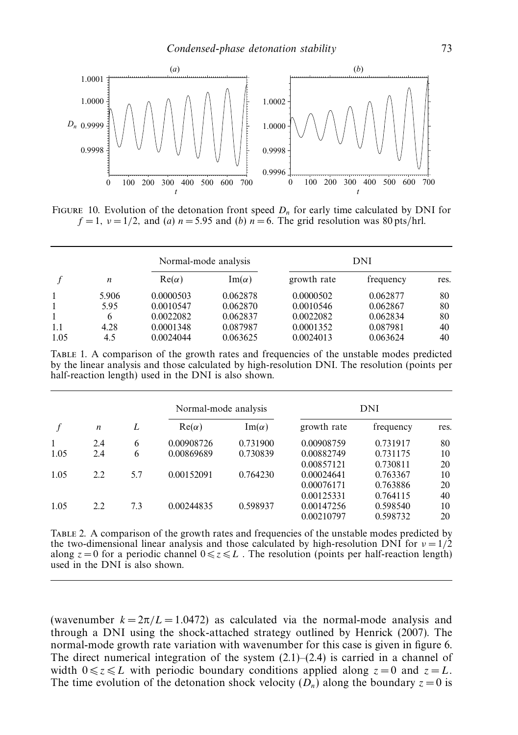(a)

1.0001
1.0000
$D_n$ 0.9999
0.9998

0 100 200 300 400 500 600 700
$t$

(b)

1.0002
1.0000
0.9998
0.9996

0 100 200 300 400 500 600 700
$t$

FIGURE 10. Evolution of the detonation front speed $D_n$ for early time calculated by DNI for $f = 1$, $\nu = 1/2$, and (*a*) $n = 5.95$ and (*b*) $n = 6$. The grid resolution was 80 pts/hrl.

| | | Normal-mode analysis | | DNI | | |
|---|---|---|---|---|---|---|
| $f$ | $n$ | Re($\alpha$) | Im($\alpha$) | growth rate | frequency | res. |
| 1 | 5.906 | 0.0000503 | 0.062878 | 0.0000502 | 0.062877 | 80 |
| 1 | 5.95 | 0.0010547 | 0.062870 | 0.0010546 | 0.062867 | 80 |
| 1 | 6 | 0.0022082 | 0.062837 | 0.0022082 | 0.062834 | 80 |
| 1.1 | 4.28 | 0.0001348 | 0.087987 | 0.0001352 | 0.087981 | 40 |
| 1.05 | 4.5 | 0.0024044 | 0.063625 | 0.0024013 | 0.063624 | 40 |

TABLE 1. A comparison of the growth rates and frequencies of the unstable modes predicted by the linear analysis and those calculated by high-resolution DNI. The resolution (points per half-reaction length) used in the DNI is also shown.

| | | | Normal-mode analysis | | DNI | | |
|---|---|---|---|---|---|---|---|
| $f$ | $n$ | $L$ | Re($\alpha$) | Im($\alpha$) | growth rate | frequency | res. |
| 1 | 2.4 | 6 | 0.00908726 | 0.731900 | 0.00908759 | 0.731917 | 80 |
| 1.05 | 2.4 | 6 | 0.00869689 | 0.730839 | 0.00882749 | 0.731175 | 10 |
| | | | | | 0.00857121 | 0.730811 | 20 |
| 1.05 | 2.2 | 5.7 | 0.00152091 | 0.764230 | 0.00024641 | 0.763367 | 10 |
| | | | | | 0.00076171 | 0.763886 | 20 |
| | | | | | 0.00125331 | 0.764115 | 40 |
| 1.05 | 2.2 | 7.3 | 0.00244835 | 0.598937 | 0.00147256 | 0.598540 | 10 |
| | | | | | 0.00210797 | 0.598732 | 20 |

TABLE 2. A comparison of the growth rates and frequencies of the unstable modes predicted by the two-dimensional linear analysis and those calculated by high-resolution DNI for $\nu = 1/2$ along $z = 0$ for a periodic channel $0 \leqslant z \leqslant L$ . The resolution (points per half-reaction length) used in the DNI is also shown.

(wavenumber $k = 2\pi/L = 1.0472$) as calculated via the normal-mode analysis and through a DNI using the shock-attached strategy outlined by Henrick (2007). The normal-mode growth rate variation with wavenumber for this case is given in figure 6. The direct numerical integration of the system (2.1)–(2.4) is carried in a channel of width $0 \leqslant z \leqslant L$ with periodic boundary conditions applied along $z = 0$ and $z = L$. The time evolution of the detonation shock velocity ($D_n$) along the boundary $z = 0$ is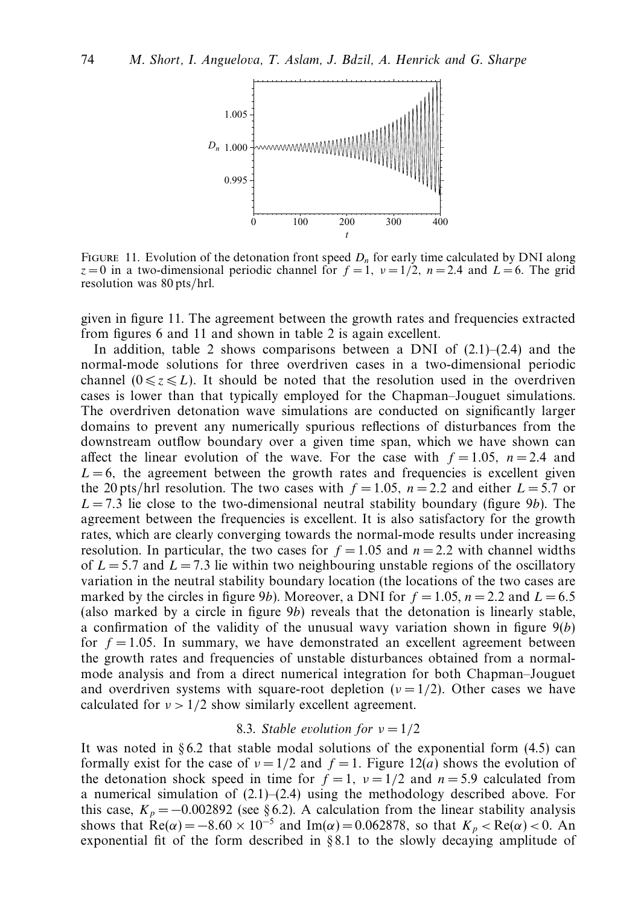1.005

$D_n$ 1.000

0.995

0 100 200 300 400

$t$

FIGURE 11. Evolution of the detonation front speed $D_n$ for early time calculated by DNI along $z = 0$ in a two-dimensional periodic channel for $f = 1$, $\nu = 1/2$, $n = 2.4$ and $L = 6$. The grid resolution was 80 pts/hrl.

given in figure 11. The agreement between the growth rates and frequencies extracted from figures 6 and 11 and shown in table 2 is again excellent.

In addition, table 2 shows comparisons between a DNI of (2.1)–(2.4) and the normal-mode solutions for three overdriven cases in a two-dimensional periodic channel ($0 \leqslant z \leqslant L$). It should be noted that the resolution used in the overdriven cases is lower than that typically employed for the Chapman–Jouguet simulations. The overdriven detonation wave simulations are conducted on significantly larger domains to prevent any numerically spurious reflections of disturbances from the downstream outflow boundary over a given time span, which we have shown can affect the linear evolution of the wave. For the case with $f = 1.05$, $n = 2.4$ and $L = 6$, the agreement between the growth rates and frequencies is excellent given the 20 pts/hrl resolution. The two cases with $f = 1.05$, $n = 2.2$ and either $L = 5.7$ or $L = 7.3$ lie close to the two-dimensional neutral stability boundary (figure 9*b*). The agreement between the frequencies is excellent. It is also satisfactory for the growth rates, which are clearly converging towards the normal-mode results under increasing resolution. In particular, the two cases for $f = 1.05$ and $n = 2.2$ with channel widths of $L = 5.7$ and $L = 7.3$ lie within two neighbouring unstable regions of the oscillatory variation in the neutral stability boundary location (the locations of the two cases are marked by the circles in figure 9*b*). Moreover, a DNI for $f = 1.05$, $n = 2.2$ and $L = 6.5$ (also marked by a circle in figure 9*b*) reveals that the detonation is linearly stable, a confirmation of the validity of the unusual wavy variation shown in figure 9(*b*) for $f = 1.05$. In summary, we have demonstrated an excellent agreement between the growth rates and frequencies of unstable disturbances obtained from a normal-mode analysis and from a direct numerical integration for both Chapman–Jouguet and overdriven systems with square-root depletion ($\nu = 1/2$). Other cases we have calculated for $\nu > 1/2$ show similarly excellent agreement.

### 8.3. *Stable evolution for $\nu = 1/2$*

It was noted in §6.2 that stable modal solutions of the exponential form (4.5) can formally exist for the case of $\nu = 1/2$ and $f = 1$. Figure 12(*a*) shows the evolution of the detonation shock speed in time for $f = 1$, $\nu = 1/2$ and $n = 5.9$ calculated from a numerical simulation of (2.1)–(2.4) using the methodology described above. For this case, $K_p = -0.002892$ (see §6.2). A calculation from the linear stability analysis shows that $\mathrm{Re}(\alpha) = -8.60 \times 10^{-5}$ and $\mathrm{Im}(\alpha) = 0.062878$, so that $K_p < \mathrm{Re}(\alpha) < 0$. An exponential fit of the form described in §8.1 to the slowly decaying amplitude of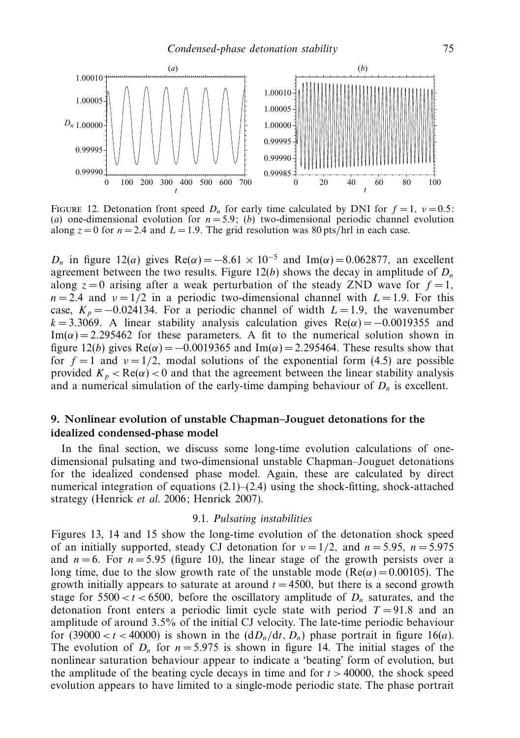(a)

1.00010
1.00005
$D_n$ 1.00000
0.99995
0.99990

0 100 200 300 400 500 600 700

$t$

(b)

1.00010
1.00005
1.00000
0.99995
0.99990
0.99985

0 20 40 60 80 100

$t$

FIGURE 12. Detonation front speed $D_n$ for early time calculated by DNI for $f = 1$, $\nu = 0.5$: (a) one-dimensional evolution for $n = 5.9$; (b) two-dimensional periodic channel evolution along $z = 0$ for $n = 2.4$ and $L = 1.9$. The grid resolution was 80 pts/hrl in each case.

$D_n$ in figure 12(a) gives $\mathrm{Re}(\alpha) = -8.61 \times 10^{-5}$ and $\mathrm{Im}(\alpha) = 0.062877$, an excellent agreement between the two results. Figure 12(b) shows the decay in amplitude of $D_n$ along $z = 0$ arising after a weak perturbation of the steady ZND wave for $f = 1$, $n = 2.4$ and $\nu = 1/2$ in a periodic two-dimensional channel with $L = 1.9$. For this case, $K_p = -0.024134$. For a periodic channel of width $L = 1.9$, the wavenumber $k = 3.3069$. A linear stability analysis calculation gives $\mathrm{Re}(\alpha) = -0.0019355$ and $\mathrm{Im}(\alpha) = 2.295462$ for these parameters. A fit to the numerical solution shown in figure 12(b) gives $\mathrm{Re}(\alpha) = -0.0019365$ and $\mathrm{Im}(\alpha) = 2.295464$. These results show that for $f = 1$ and $\nu = 1/2$, modal solutions of the exponential form (4.5) are possible provided $K_p < \mathrm{Re}(\alpha) < 0$ and that the agreement between the linear stability analysis and a numerical simulation of the early-time damping behaviour of $D_n$ is excellent.

## 9. Nonlinear evolution of unstable Chapman–Jouguet detonations for the idealized condensed-phase model

In the final section, we discuss some long-time evolution calculations of one-dimensional pulsating and two-dimensional unstable Chapman–Jouguet detonations for the idealized condensed phase model. Again, these are calculated by direct numerical integration of equations (2.1)–(2.4) using the shock-fitting, shock-attached strategy (Henrick *et al.* 2006; Henrick 2007).

### 9.1. *Pulsating instabilities*

Figures 13, 14 and 15 show the long-time evolution of the detonation shock speed of an initially supported, steady CJ detonation for $\nu = 1/2$, and $n = 5.95$, $n = 5.975$ and $n = 6$. For $n = 5.95$ (figure 10), the linear stage of the growth persists over a long time, due to the slow growth rate of the unstable mode ($\mathrm{Re}(\alpha) = 0.00105$). The growth initially appears to saturate at around $t = 4500$, but there is a second growth stage for $5500 < t < 6500$, before the oscillatory amplitude of $D_n$ saturates, and the detonation front enters a periodic limit cycle state with period $T = 91.8$ and an amplitude of around 3.5% of the initial CJ velocity. The late-time periodic behaviour for $(39000 < t < 40000)$ is shown in the $(\mathrm{d}D_n/\mathrm{d}t, D_n)$ phase portrait in figure 16(a). The evolution of $D_n$ for $n = 5.975$ is shown in figure 14. The initial stages of the nonlinear saturation behaviour appear to indicate a 'beating' form of evolution, but the amplitude of the beating cycle decays in time and for $t > 40000$, the shock speed evolution appears to have limited to a single-mode periodic state. The phase portrait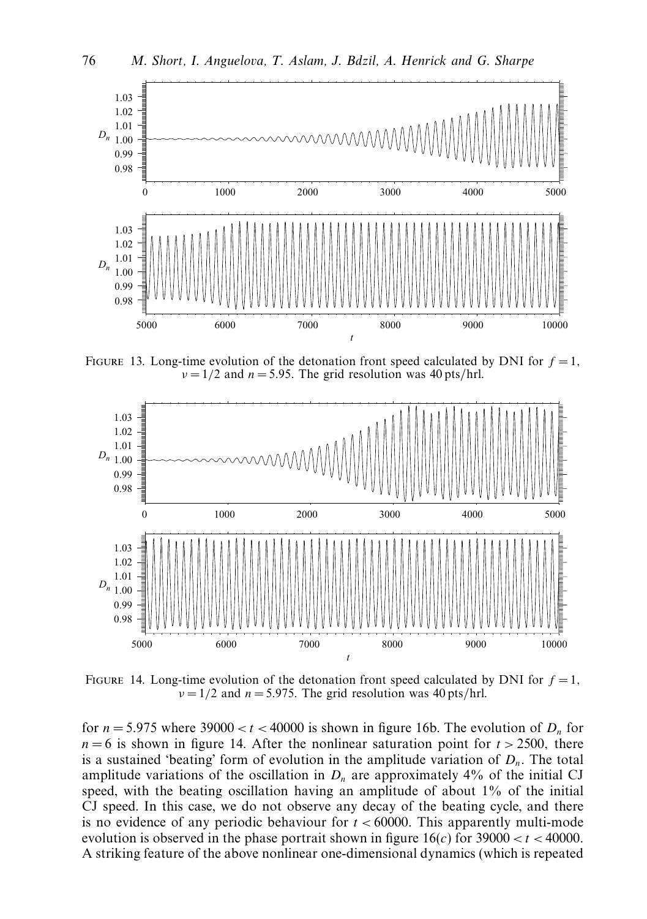FIGURE 13. Long-time evolution of the detonation front speed calculated by DNI for $f = 1$, $\nu = 1/2$ and $n = 5.95$. The grid resolution was 40 pts/hrl.

FIGURE 14. Long-time evolution of the detonation front speed calculated by DNI for $f = 1$, $\nu = 1/2$ and $n = 5.975$. The grid resolution was 40 pts/hrl.

for $n = 5.975$ where $39000 < t < 40000$ is shown in figure 16b. The evolution of $D_n$ for $n = 6$ is shown in figure 14. After the nonlinear saturation point for $t > 2500$, there is a sustained 'beating' form of evolution in the amplitude variation of $D_n$. The total amplitude variations of the oscillation in $D_n$ are approximately 4% of the initial CJ speed, with the beating oscillation having an amplitude of about 1% of the initial CJ speed. In this case, we do not observe any decay of the beating cycle, and there is no evidence of any periodic behaviour for $t < 60000$. This apparently multi-mode evolution is observed in the phase portrait shown in figure 16($c$) for $39000 < t < 40000$. A striking feature of the above nonlinear one-dimensional dynamics (which is repeated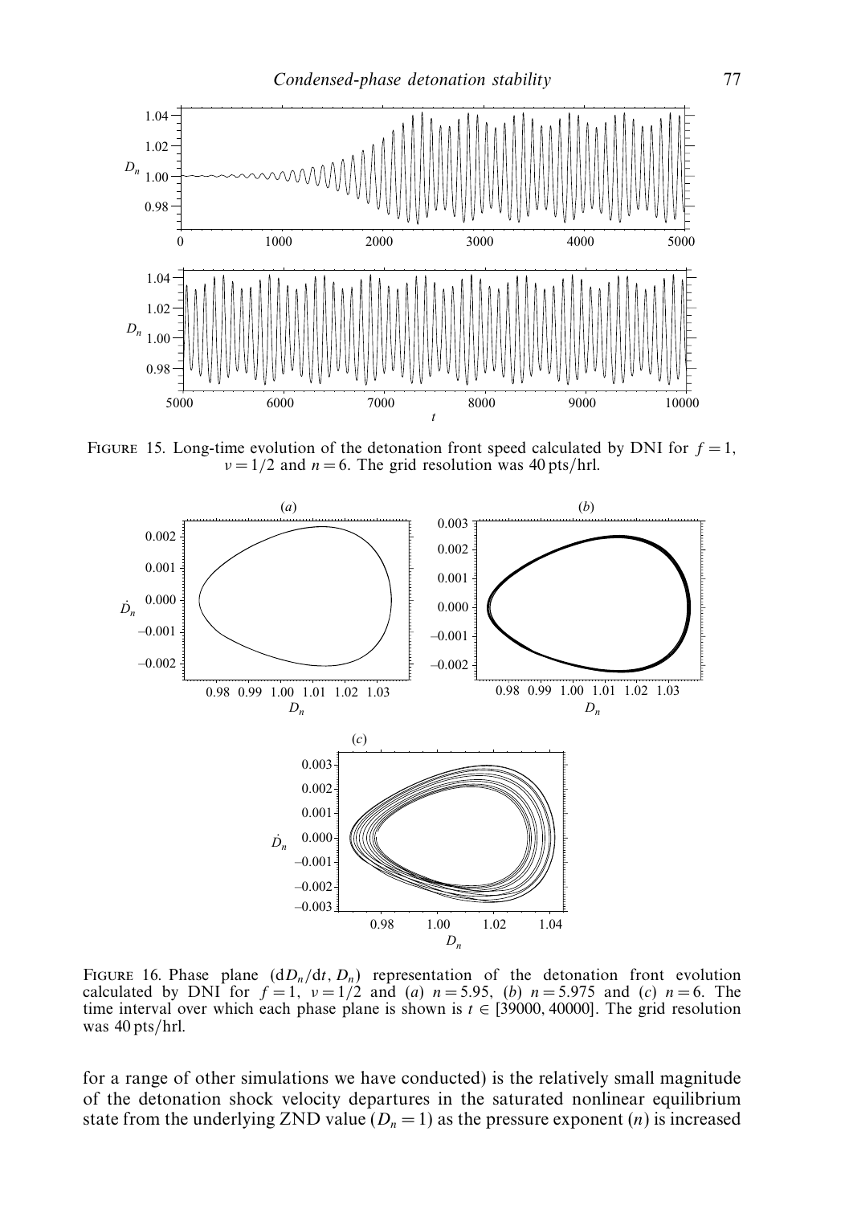FIGURE 15. Long-time evolution of the detonation front speed calculated by DNI for $f = 1$, $\nu = 1/2$ and $n = 6$. The grid resolution was 40 pts/hrl.

FIGURE 16. Phase plane $(\mathrm{d}D_n/\mathrm{d}t, D_n)$ representation of the detonation front evolution calculated by DNI for $f = 1$, $\nu = 1/2$ and (*a*) $n = 5.95$, (*b*) $n = 5.975$ and (*c*) $n = 6$. The time interval over which each phase plane is shown is $t \in [39000, 40000]$. The grid resolution was 40 pts/hrl.

for a range of other simulations we have conducted) is the relatively small magnitude of the detonation shock velocity departures in the saturated nonlinear equilibrium state from the underlying ZND value ($D_n = 1$) as the pressure exponent ($n$) is increased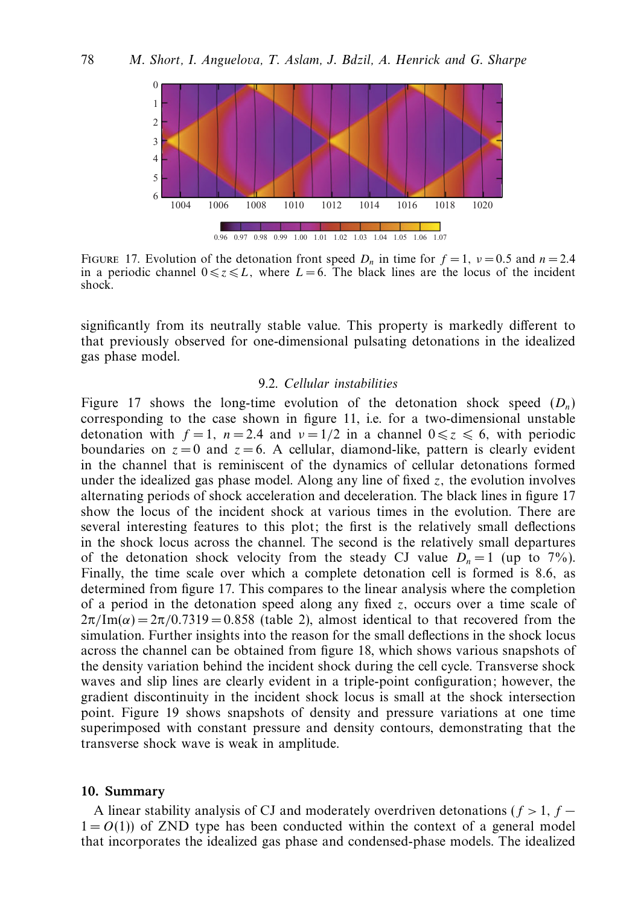0
1
2
3
4
5
6
1004 1006 1008 1010 1012 1014 1016 1018 1020

0.96 0.97 0.98 0.99 1.00 1.01 1.02 1.03 1.04 1.05 1.06 1.07

FIGURE 17. Evolution of the detonation front speed $D_n$ in time for $f = 1$, $\nu = 0.5$ and $n = 2.4$ in a periodic channel $0 \leqslant z \leqslant L$, where $L = 6$. The black lines are the locus of the incident shock.

significantly from its neutrally stable value. This property is markedly different to that previously observed for one-dimensional pulsating detonations in the idealized gas phase model.

### 9.2. *Cellular instabilities*

Figure 17 shows the long-time evolution of the detonation shock speed ($D_n$) corresponding to the case shown in figure 11, i.e. for a two-dimensional unstable detonation with $f = 1$, $n = 2.4$ and $\nu = 1/2$ in a channel $0 \leqslant z \leqslant 6$, with periodic boundaries on $z = 0$ and $z = 6$. A cellular, diamond-like, pattern is clearly evident in the channel that is reminiscent of the dynamics of cellular detonations formed under the idealized gas phase model. Along any line of fixed $z$, the evolution involves alternating periods of shock acceleration and deceleration. The black lines in figure 17 show the locus of the incident shock at various times in the evolution. There are several interesting features to this plot; the first is the relatively small deflections in the shock locus across the channel. The second is the relatively small departures of the detonation shock velocity from the steady CJ value $D_n = 1$ (up to 7%). Finally, the time scale over which a complete detonation cell is formed is 8.6, as determined from figure 17. This compares to the linear analysis where the completion of a period in the detonation speed along any fixed $z$, occurs over a time scale of $2\pi/\mathrm{Im}(\alpha) = 2\pi/0.7319 = 0.858$ (table 2), almost identical to that recovered from the simulation. Further insights into the reason for the small deflections in the shock locus across the channel can be obtained from figure 18, which shows various snapshots of the density variation behind the incident shock during the cell cycle. Transverse shock waves and slip lines are clearly evident in a triple-point configuration; however, the gradient discontinuity in the incident shock locus is small at the shock intersection point. Figure 19 shows snapshots of density and pressure variations at one time superimposed with constant pressure and density contours, demonstrating that the transverse shock wave is weak in amplitude.

## 10. Summary

A linear stability analysis of CJ and moderately overdriven detonations ($f > 1$, $f - 1 = O(1)$) of ZND type has been conducted within the context of a general model that incorporates the idealized gas phase and condensed-phase models. The idealized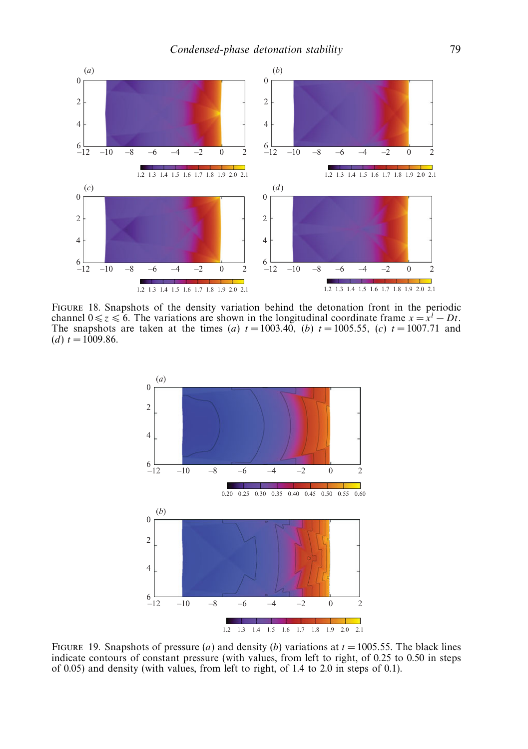(a)

0 2 4 6

−12 −10 −8 −6 −4 −2 0 2

1.2 1.3 1.4 1.5 1.6 1.7 1.8 1.9 2.0 2.1

(b)

0 2 4 6

−12 −10 −8 −6 −4 −2 0 2

1.2 1.3 1.4 1.5 1.6 1.7 1.8 1.9 2.0 2.1

(c)

0 2 4 6

−12 −10 −8 −6 −4 −2 0 2

1.2 1.3 1.4 1.5 1.6 1.7 1.8 1.9 2.0 2.1

(d)

0 2 4 6

−12 −10 −8 −6 −4 −2 0 2

1.2 1.3 1.4 1.5 1.6 1.7 1.8 1.9 2.0 2.1

FIGURE 18. Snapshots of the density variation behind the detonation front in the periodic channel $0 \leqslant z \leqslant 6$. The variations are shown in the longitudinal coordinate frame $x = x^l - Dt$. The snapshots are taken at the times (*a*) $t = 1003.40$, (*b*) $t = 1005.55$, (*c*) $t = 1007.71$ and (*d*) $t = 1009.86$.

(a)

0 2 4 6

−12 −10 −8 −6 −4 −2 0 2

0.20 0.25 0.30 0.35 0.40 0.45 0.50 0.55 0.60

(b)

0 2 4 6

−12 −10 −8 −6 −4 −2 0 2

1.2 1.3 1.4 1.5 1.6 1.7 1.8 1.9 2.0 2.1

FIGURE 19. Snapshots of pressure (*a*) and density (*b*) variations at $t = 1005.55$. The black lines indicate contours of constant pressure (with values, from left to right, of 0.25 to 0.50 in steps of 0.05) and density (with values, from left to right, of 1.4 to 2.0 in steps of 0.1).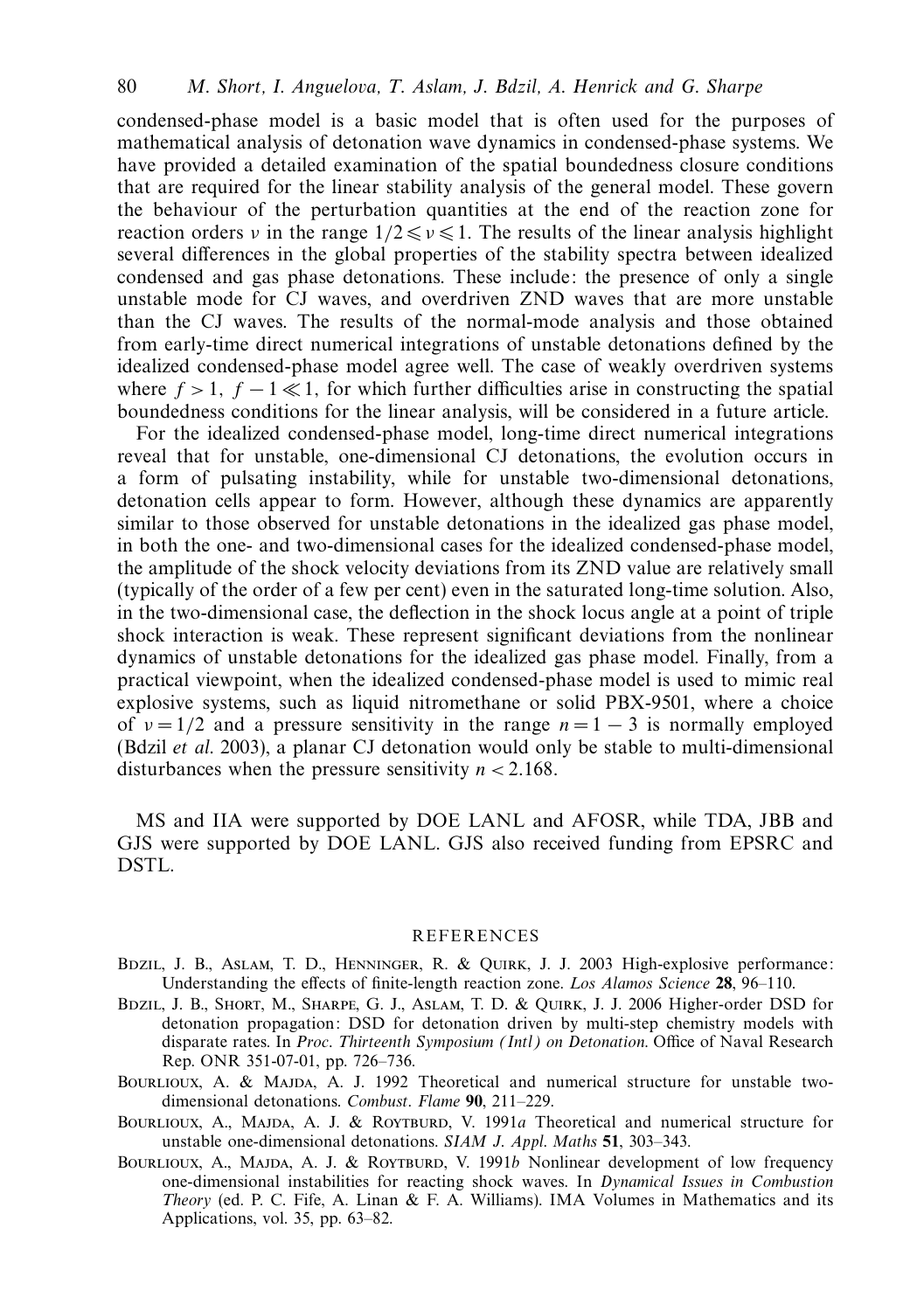condensed-phase model is a basic model that is often used for the purposes of mathematical analysis of detonation wave dynamics in condensed-phase systems. We have provided a detailed examination of the spatial boundedness closure conditions that are required for the linear stability analysis of the general model. These govern the behaviour of the perturbation quantities at the end of the reaction zone for reaction orders $\nu$ in the range $1/2 \leqslant \nu \leqslant 1$. The results of the linear analysis highlight several differences in the global properties of the stability spectra between idealized condensed and gas phase detonations. These include: the presence of only a single unstable mode for CJ waves, and overdriven ZND waves that are more unstable than the CJ waves. The results of the normal-mode analysis and those obtained from early-time direct numerical integrations of unstable detonations defined by the idealized condensed-phase model agree well. The case of weakly overdriven systems where $f > 1$, $f - 1 \ll 1$, for which further difficulties arise in constructing the spatial boundedness conditions for the linear analysis, will be considered in a future article.

For the idealized condensed-phase model, long-time direct numerical integrations reveal that for unstable, one-dimensional CJ detonations, the evolution occurs in a form of pulsating instability, while for unstable two-dimensional detonations, detonation cells appear to form. However, although these dynamics are apparently similar to those observed for unstable detonations in the idealized gas phase model, in both the one- and two-dimensional cases for the idealized condensed-phase model, the amplitude of the shock velocity deviations from its ZND value are relatively small (typically of the order of a few per cent) even in the saturated long-time solution. Also, in the two-dimensional case, the deflection in the shock locus angle at a point of triple shock interaction is weak. These represent significant deviations from the nonlinear dynamics of unstable detonations for the idealized gas phase model. Finally, from a practical viewpoint, when the idealized condensed-phase model is used to mimic real explosive systems, such as liquid nitromethane or solid PBX-9501, where a choice of $\nu = 1/2$ and a pressure sensitivity in the range $n = 1 - 3$ is normally employed (Bdzil *et al.* 2003), a planar CJ detonation would only be stable to multi-dimensional disturbances when the pressure sensitivity $n < 2.168$.

MS and IIA were supported by DOE LANL and AFOSR, while TDA, JBB and GJS were supported by DOE LANL. GJS also received funding from EPSRC and DSTL.

## REFERENCES

Bdzil, J. B., Aslam, T. D., Henninger, R. & Quirk, J. J. 2003 High-explosive performance: Understanding the effects of finite-length reaction zone. *Los Alamos Science* **28**, 96–110.

Bdzil, J. B., Short, M., Sharpe, G. J., Aslam, T. D. & Quirk, J. J. 2006 Higher-order DSD for detonation propagation: DSD for detonation driven by multi-step chemistry models with disparate rates. In *Proc. Thirteenth Symposium (Intl) on Detonation*. Office of Naval Research Rep. ONR 351-07-01, pp. 726–736.

Bourlioux, A. & Majda, A. J. 1992 Theoretical and numerical structure for unstable two-dimensional detonations. *Combust. Flame* **90**, 211–229.

Bourlioux, A., Majda, A. J. & Roytburd, V. 1991*a* Theoretical and numerical structure for unstable one-dimensional detonations. *SIAM J. Appl. Maths* **51**, 303–343.

Bourlioux, A., Majda, A. J. & Roytburd, V. 1991*b* Nonlinear development of low frequency one-dimensional instabilities for reacting shock waves. In *Dynamical Issues in Combustion Theory* (ed. P. C. Fife, A. Linan & F. A. Williams). IMA Volumes in Mathematics and its Applications, vol. 35, pp. 63–82.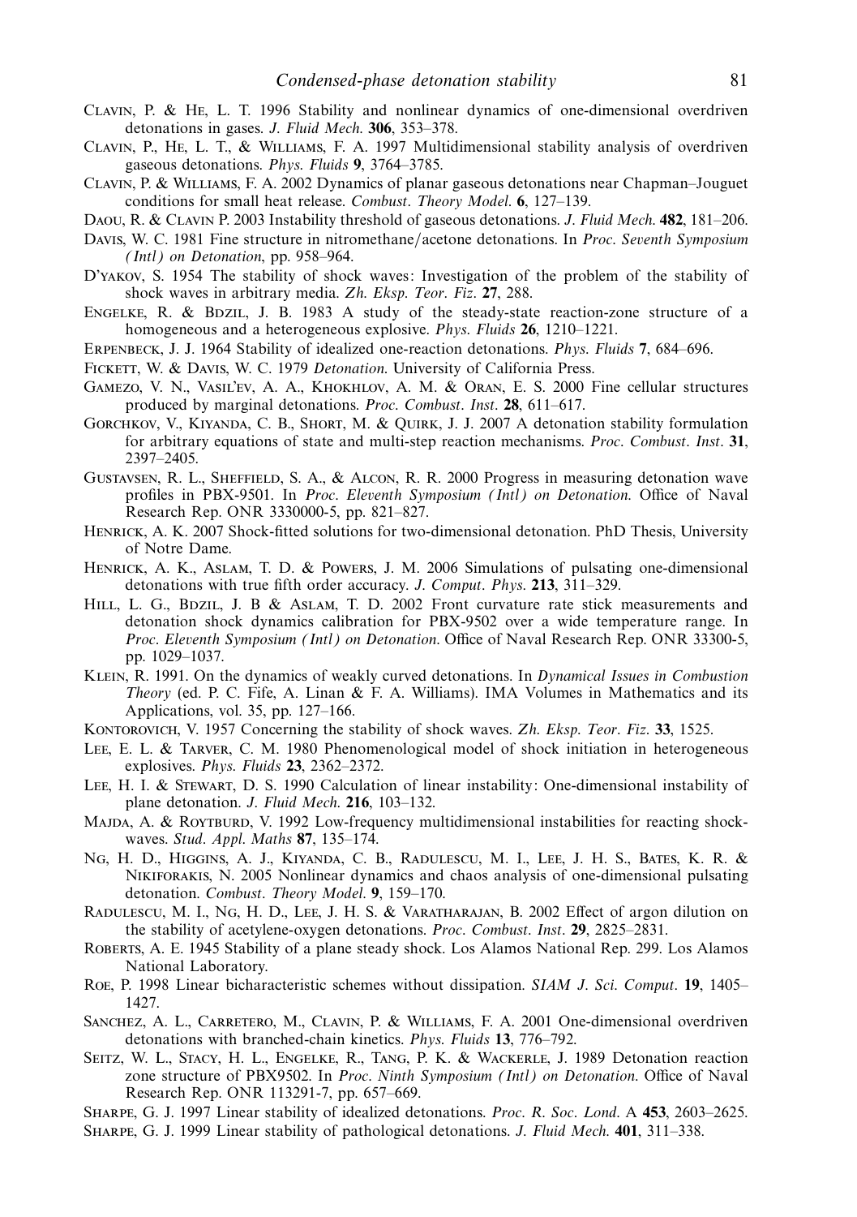Clavin, P. & He, L. T. 1996 Stability and nonlinear dynamics of one-dimensional overdriven detonations in gases. *J. Fluid Mech.* **306**, 353–378.

Clavin, P., He, L. T., & Williams, F. A. 1997 Multidimensional stability analysis of overdriven gaseous detonations. *Phys. Fluids* **9**, 3764–3785.

Clavin, P. & Williams, F. A. 2002 Dynamics of planar gaseous detonations near Chapman–Jouguet conditions for small heat release. *Combust. Theory Model.* **6**, 127–139.

Daou, R. & Clavin P. 2003 Instability threshold of gaseous detonations. *J. Fluid Mech.* **482**, 181–206.

Davis, W. C. 1981 Fine structure in nitromethane/acetone detonations. In *Proc. Seventh Symposium (Intl) on Detonation*, pp. 958–964.

D'yakov, S. 1954 The stability of shock waves: Investigation of the problem of the stability of shock waves in arbitrary media. *Zh. Eksp. Teor. Fiz.* **27**, 288.

Engelke, R. & Bdzil, J. B. 1983 A study of the steady-state reaction-zone structure of a homogeneous and a heterogeneous explosive. *Phys. Fluids* **26**, 1210–1221.

Erpenbeck, J. J. 1964 Stability of idealized one-reaction detonations. *Phys. Fluids* **7**, 684–696.

Fickett, W. & Davis, W. C. 1979 *Detonation*. University of California Press.

Gamezo, V. N., Vasil'ev, A. A., Khokhlov, A. M. & Oran, E. S. 2000 Fine cellular structures produced by marginal detonations. *Proc. Combust. Inst.* **28**, 611–617.

Gorchkov, V., Kiyanda, C. B., Short, M. & Quirk, J. J. 2007 A detonation stability formulation for arbitrary equations of state and multi-step reaction mechanisms. *Proc. Combust. Inst.* **31**, 2397–2405.

Gustavsen, R. L., Sheffield, S. A., & Alcon, R. R. 2000 Progress in measuring detonation wave profiles in PBX-9501. In *Proc. Eleventh Symposium (Intl) on Detonation*. Office of Naval Research Rep. ONR 3330000-5, pp. 821–827.

Henrick, A. K. 2007 Shock-fitted solutions for two-dimensional detonation. PhD Thesis, University of Notre Dame.

Henrick, A. K., Aslam, T. D. & Powers, J. M. 2006 Simulations of pulsating one-dimensional detonations with true fifth order accuracy. *J. Comput. Phys.* **213**, 311–329.

Hill, L. G., Bdzil, J. B & Aslam, T. D. 2002 Front curvature rate stick measurements and detonation shock dynamics calibration for PBX-9502 over a wide temperature range. In *Proc. Eleventh Symposium (Intl) on Detonation*. Office of Naval Research Rep. ONR 33300-5, pp. 1029–1037.

Klein, R. 1991. On the dynamics of weakly curved detonations. In *Dynamical Issues in Combustion Theory* (ed. P. C. Fife, A. Linan & F. A. Williams). IMA Volumes in Mathematics and its Applications, vol. 35, pp. 127–166.

Kontorovich, V. 1957 Concerning the stability of shock waves. *Zh. Eksp. Teor. Fiz.* **33**, 1525.

Lee, E. L. & Tarver, C. M. 1980 Phenomenological model of shock initiation in heterogeneous explosives. *Phys. Fluids* **23**, 2362–2372.

Lee, H. I. & Stewart, D. S. 1990 Calculation of linear instability: One-dimensional instability of plane detonation. *J. Fluid Mech.* **216**, 103–132.

Majda, A. & Roytburd, V. 1992 Low-frequency multidimensional instabilities for reacting shock-waves. *Stud. Appl. Maths* **87**, 135–174.

Ng, H. D., Higgins, A. J., Kiyanda, C. B., Radulescu, M. I., Lee, J. H. S., Bates, K. R. & Nikiforakis, N. 2005 Nonlinear dynamics and chaos analysis of one-dimensional pulsating detonation. *Combust. Theory Model.* **9**, 159–170.

Radulescu, M. I., Ng, H. D., Lee, J. H. S. & Varatharajan, B. 2002 Effect of argon dilution on the stability of acetylene-oxygen detonations. *Proc. Combust. Inst.* **29**, 2825–2831.

Roberts, A. E. 1945 Stability of a plane steady shock. Los Alamos National Rep. 299. Los Alamos National Laboratory.

Roe, P. 1998 Linear bicharacteristic schemes without dissipation. *SIAM J. Sci. Comput.* **19**, 1405–1427.

Sanchez, A. L., Carretero, M., Clavin, P. & Williams, F. A. 2001 One-dimensional overdriven detonations with branched-chain kinetics. *Phys. Fluids* **13**, 776–792.

Seitz, W. L., Stacy, H. L., Engelke, R., Tang, P. K. & Wackerle, J. 1989 Detonation reaction zone structure of PBX9502. In *Proc. Ninth Symposium (Intl) on Detonation*. Office of Naval Research Rep. ONR 113291-7, pp. 657–669.

Sharpe, G. J. 1997 Linear stability of idealized detonations. *Proc. R. Soc. Lond.* A **453**, 2603–2625.

Sharpe, G. J. 1999 Linear stability of pathological detonations. *J. Fluid Mech.* **401**, 311–338.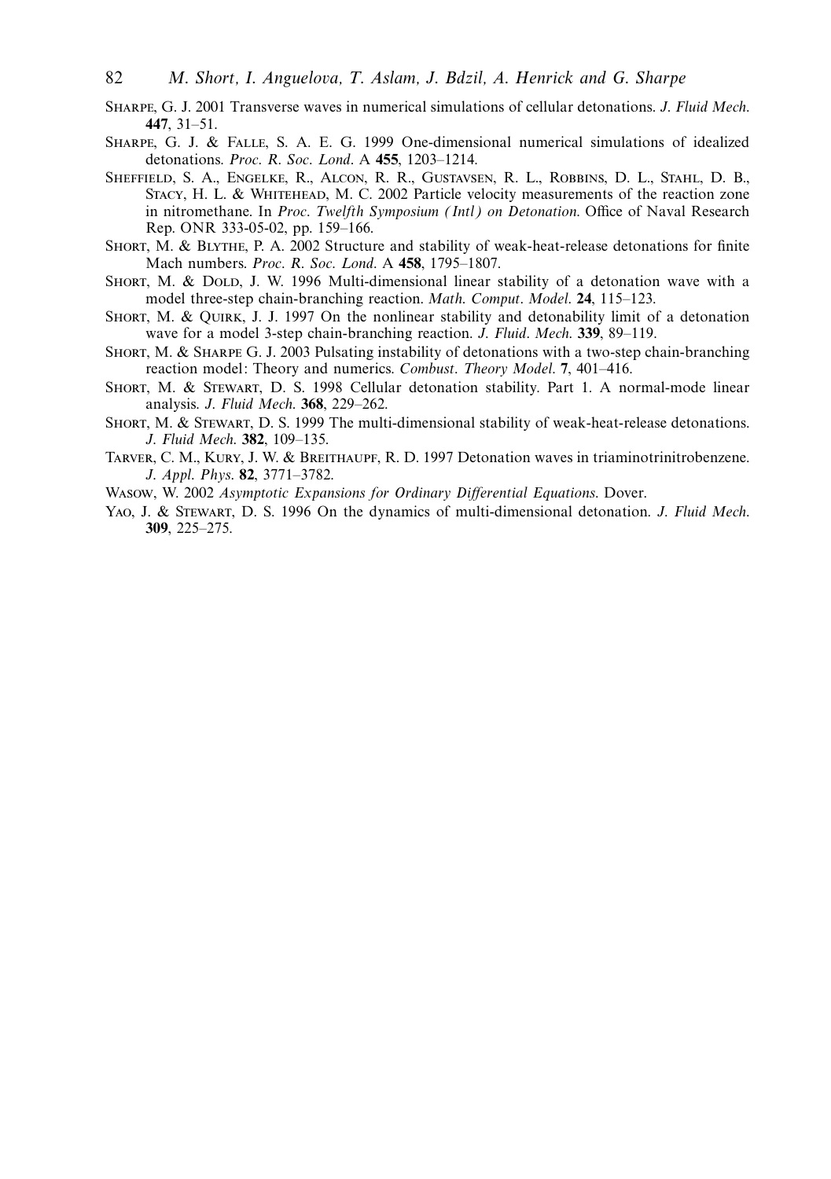Sharpe, G. J. 2001 Transverse waves in numerical simulations of cellular detonations. *J. Fluid Mech.* **447**, 31–51.

Sharpe, G. J. & Falle, S. A. E. G. 1999 One-dimensional numerical simulations of idealized detonations. *Proc. R. Soc. Lond.* A **455**, 1203–1214.

Sheffield, S. A., Engelke, R., Alcon, R. R., Gustavsen, R. L., Robbins, D. L., Stahl, D. B., Stacy, H. L. & Whitehead, M. C. 2002 Particle velocity measurements of the reaction zone in nitromethane. In *Proc. Twelfth Symposium (Intl) on Detonation*. Office of Naval Research Rep. ONR 333-05-02, pp. 159–166.

Short, M. & Blythe, P. A. 2002 Structure and stability of weak-heat-release detonations for finite Mach numbers. *Proc. R. Soc. Lond.* A **458**, 1795–1807.

Short, M. & Dold, J. W. 1996 Multi-dimensional linear stability of a detonation wave with a model three-step chain-branching reaction. *Math. Comput. Model.* **24**, 115–123.

Short, M. & Quirk, J. J. 1997 On the nonlinear stability and detonability limit of a detonation wave for a model 3-step chain-branching reaction. *J. Fluid. Mech.* **339**, 89–119.

Short, M. & Sharpe G. J. 2003 Pulsating instability of detonations with a two-step chain-branching reaction model: Theory and numerics. *Combust. Theory Model.* **7**, 401–416.

Short, M. & Stewart, D. S. 1998 Cellular detonation stability. Part 1. A normal-mode linear analysis. *J. Fluid Mech.* **368**, 229–262.

Short, M. & Stewart, D. S. 1999 The multi-dimensional stability of weak-heat-release detonations. *J. Fluid Mech.* **382**, 109–135.

Tarver, C. M., Kury, J. W. & Breithaupf, R. D. 1997 Detonation waves in triaminotrinitrobenzene. *J. Appl. Phys.* **82**, 3771–3782.

Wasow, W. 2002 *Asymptotic Expansions for Ordinary Differential Equations*. Dover.

Yao, J. & Stewart, D. S. 1996 On the dynamics of multi-dimensional detonation. *J. Fluid Mech.* **309**, 225–275.